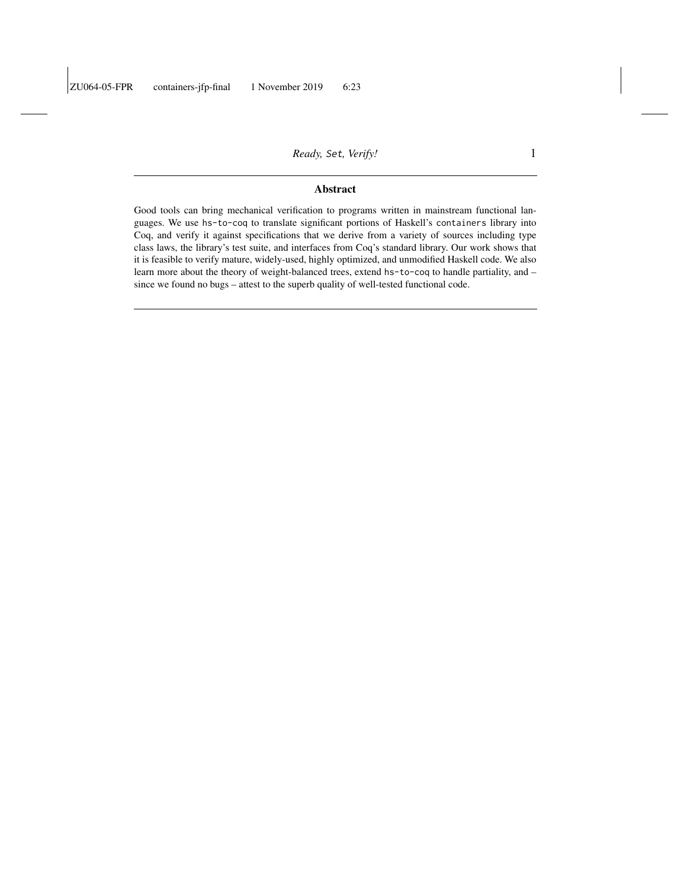## Abstract

Good tools can bring mechanical verification to programs written in mainstream functional languages. We use `hs-to-coq` to translate significant portions of Haskell's `containers` library into Coq, and verify it against specifications that we derive from a variety of sources including type class laws, the library's test suite, and interfaces from Coq's standard library. Our work shows that it is feasible to verify mature, widely-used, highly optimized, and unmodified Haskell code. We also learn more about the theory of weight-balanced trees, extend `hs-to-coq` to handle partiality, and – since we found no bugs – attest to the superb quality of well-tested functional code.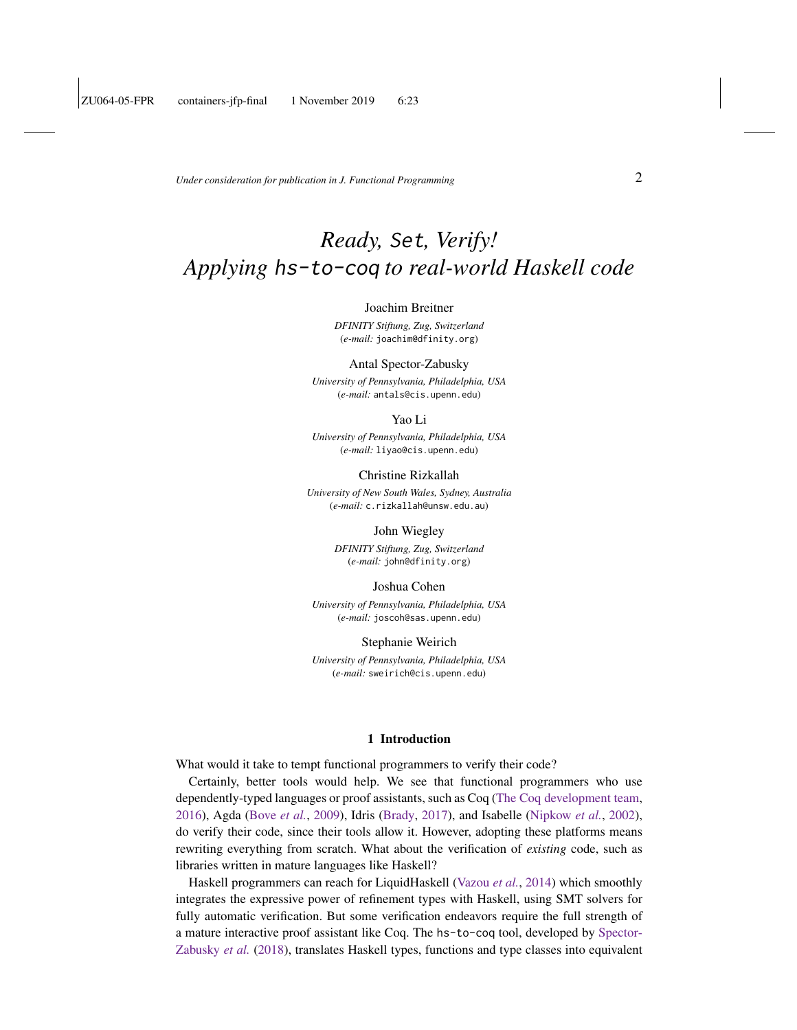# *Ready, `Set`, Verify!* *Applying `hs-to-coq` to real-world Haskell code*

Joachim Breitner

*DFINITY Stiftung, Zug, Switzerland*
(*e-mail:* `joachim@dfinity.org`)

Antal Spector-Zabusky

*University of Pennsylvania, Philadelphia, USA*
(*e-mail:* `antals@cis.upenn.edu`)

Yao Li

*University of Pennsylvania, Philadelphia, USA*
(*e-mail:* `liyao@cis.upenn.edu`)

Christine Rizkallah

*University of New South Wales, Sydney, Australia*
(*e-mail:* `c.rizkallah@unsw.edu.au`)

John Wiegley

*DFINITY Stiftung, Zug, Switzerland*
(*e-mail:* `john@dfinity.org`)

Joshua Cohen

*University of Pennsylvania, Philadelphia, USA*
(*e-mail:* `joscoh@sas.upenn.edu`)

Stephanie Weirich

*University of Pennsylvania, Philadelphia, USA*
(*e-mail:* `sweirich@cis.upenn.edu`)

## 1 Introduction

What would it take to tempt functional programmers to verify their code?

Certainly, better tools would help. We see that functional programmers who use dependently-typed languages or proof assistants, such as Coq (The Coq development team, 2016), Agda (Bove *et al.*, 2009), Idris (Brady, 2017), and Isabelle (Nipkow *et al.*, 2002), do verify their code, since their tools allow it. However, adopting these platforms means rewriting everything from scratch. What about the verification of *existing* code, such as libraries written in mature languages like Haskell?

Haskell programmers can reach for LiquidHaskell (Vazou *et al.*, 2014) which smoothly integrates the expressive power of refinement types with Haskell, using SMT solvers for fully automatic verification. But some verification endeavors require the full strength of a mature interactive proof assistant like Coq. The `hs-to-coq` tool, developed by Spector-Zabusky *et al.* (2018), translates Haskell types, functions and type classes into equivalent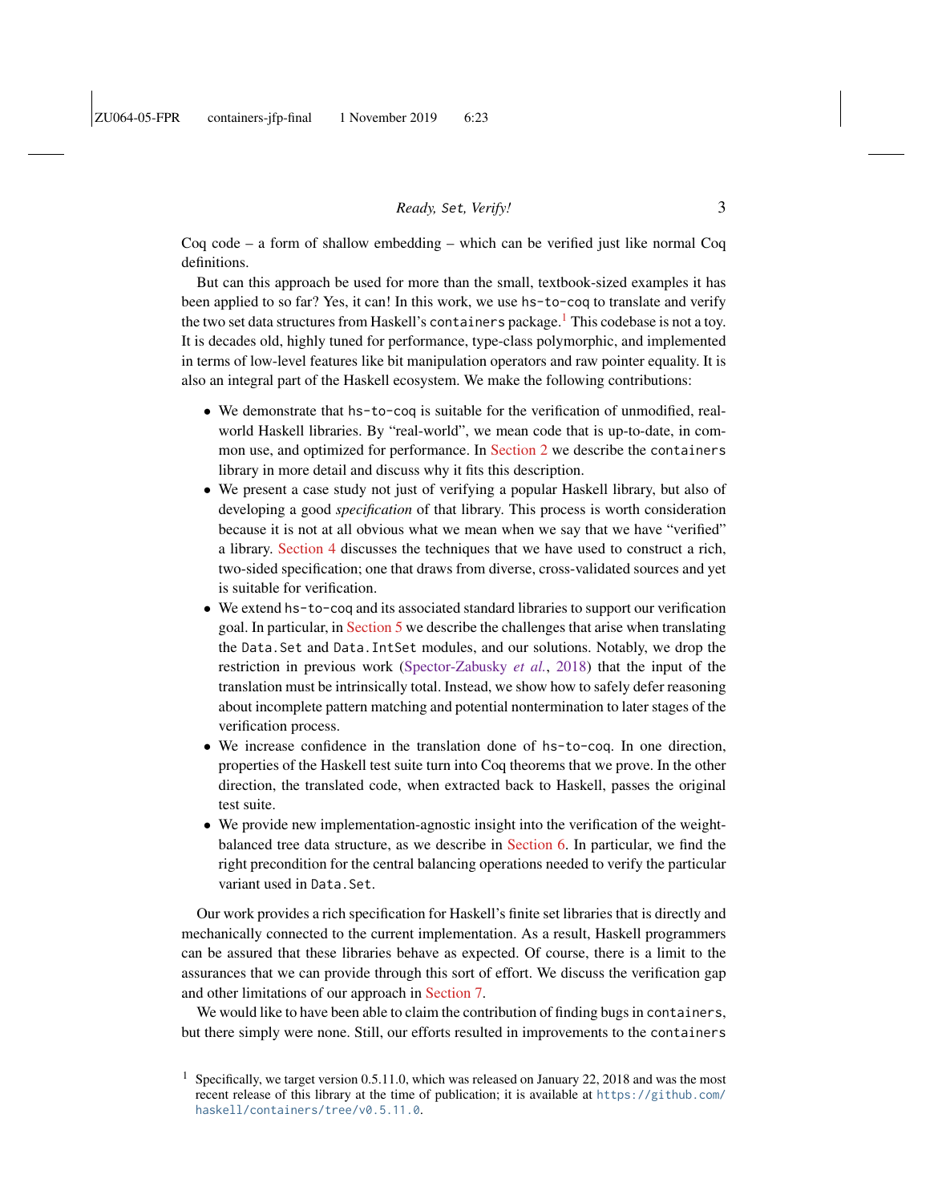Coq code – a form of shallow embedding – which can be verified just like normal Coq definitions.

But can this approach be used for more than the small, textbook-sized examples it has been applied to so far? Yes, it can! In this work, we use `hs-to-coq` to translate and verify the two set data structures from Haskell's `containers` package.[1] This codebase is not a toy. It is decades old, highly tuned for performance, type-class polymorphic, and implemented in terms of low-level features like bit manipulation operators and raw pointer equality. It is also an integral part of the Haskell ecosystem. We make the following contributions:

- We demonstrate that `hs-to-coq` is suitable for the verification of unmodified, real-world Haskell libraries. By "real-world", we mean code that is up-to-date, in common use, and optimized for performance. In Section 2 we describe the `containers` library in more detail and discuss why it fits this description.
- We present a case study not just of verifying a popular Haskell library, but also of developing a good *specification* of that library. This process is worth consideration because it is not at all obvious what we mean when we say that we have "verified" a library. Section 4 discusses the techniques that we have used to construct a rich, two-sided specification; one that draws from diverse, cross-validated sources and yet is suitable for verification.
- We extend `hs-to-coq` and its associated standard libraries to support our verification goal. In particular, in Section 5 we describe the challenges that arise when translating the `Data.Set` and `Data.IntSet` modules, and our solutions. Notably, we drop the restriction in previous work (Spector-Zabusky *et al.*, 2018) that the input of the translation must be intrinsically total. Instead, we show how to safely defer reasoning about incomplete pattern matching and potential nontermination to later stages of the verification process.
- We increase confidence in the translation done of `hs-to-coq`. In one direction, properties of the Haskell test suite turn into Coq theorems that we prove. In the other direction, the translated code, when extracted back to Haskell, passes the original test suite.
- We provide new implementation-agnostic insight into the verification of the weight-balanced tree data structure, as we describe in Section 6. In particular, we find the right precondition for the central balancing operations needed to verify the particular variant used in `Data.Set`.

Our work provides a rich specification for Haskell's finite set libraries that is directly and mechanically connected to the current implementation. As a result, Haskell programmers can be assured that these libraries behave as expected. Of course, there is a limit to the assurances that we can provide through this sort of effort. We discuss the verification gap and other limitations of our approach in Section 7.

We would like to have been able to claim the contribution of finding bugs in `containers`, but there simply were none. Still, our efforts resulted in improvements to the `containers`

[1] Specifically, we target version 0.5.11.0, which was released on January 22, 2018 and was the most recent release of this library at the time of publication; it is available at https://github.com/haskell/containers/tree/v0.5.11.0.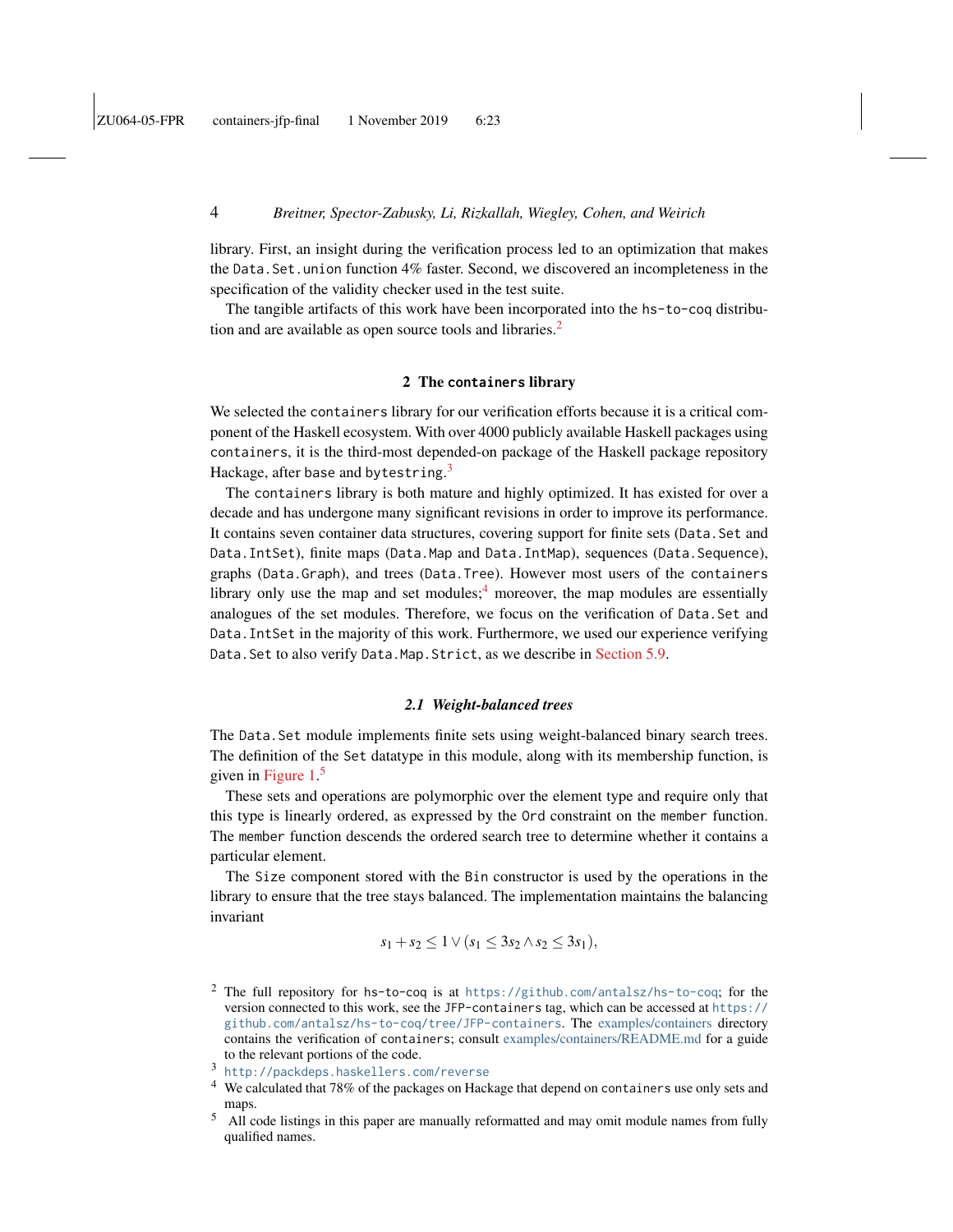library. First, an insight during the verification process led to an optimization that makes the `Data.Set.union` function 4% faster. Second, we discovered an incompleteness in the specification of the validity checker used in the test suite.

The tangible artifacts of this work have been incorporated into the `hs-to-coq` distribution and are available as open source tools and libraries.[2]

## 2 The `containers` library

We selected the `containers` library for our verification efforts because it is a critical component of the Haskell ecosystem. With over 4000 publicly available Haskell packages using `containers`, it is the third-most depended-on package of the Haskell package repository Hackage, after `base` and `bytestring`.[3]

The `containers` library is both mature and highly optimized. It has existed for over a decade and has undergone many significant revisions in order to improve its performance. It contains seven container data structures, covering support for finite sets (`Data.Set` and `Data.IntSet`), finite maps (`Data.Map` and `Data.IntMap`), sequences (`Data.Sequence`), graphs (`Data.Graph`), and trees (`Data.Tree`). However most users of the `containers` library only use the map and set modules;[4] moreover, the map modules are essentially analogues of the set modules. Therefore, we focus on the verification of `Data.Set` and `Data.IntSet` in the majority of this work. Furthermore, we used our experience verifying `Data.Set` to also verify `Data.Map.Strict`, as we describe in Section 5.9.

### 2.1 Weight-balanced trees

The `Data.Set` module implements finite sets using weight-balanced binary search trees. The definition of the `Set` datatype in this module, along with its membership function, is given in Figure 1.[5]

These sets and operations are polymorphic over the element type and require only that this type is linearly ordered, as expressed by the `Ord` constraint on the `member` function. The `member` function descends the ordered search tree to determine whether it contains a particular element.

The `Size` component stored with the `Bin` constructor is used by the operations in the library to ensure that the tree stays balanced. The implementation maintains the balancing invariant

$$s_1 + s_2 \leq 1 \vee (s_1 \leq 3s_2 \wedge s_2 \leq 3s_1),$$

---

[2] The full repository for `hs-to-coq` is at https://github.com/antalsz/hs-to-coq; for the version connected to this work, see the `JFP-containers` tag, which can be accessed at https://github.com/antalsz/hs-to-coq/tree/JFP-containers. The examples/containers directory contains the verification of `containers`; consult examples/containers/README.md for a guide to the relevant portions of the code.

[3] http://packdeps.haskellers.com/reverse

[4] We calculated that 78% of the packages on Hackage that depend on `containers` use only sets and maps.

[5] All code listings in this paper are manually reformatted and may omit module names from fully qualified names.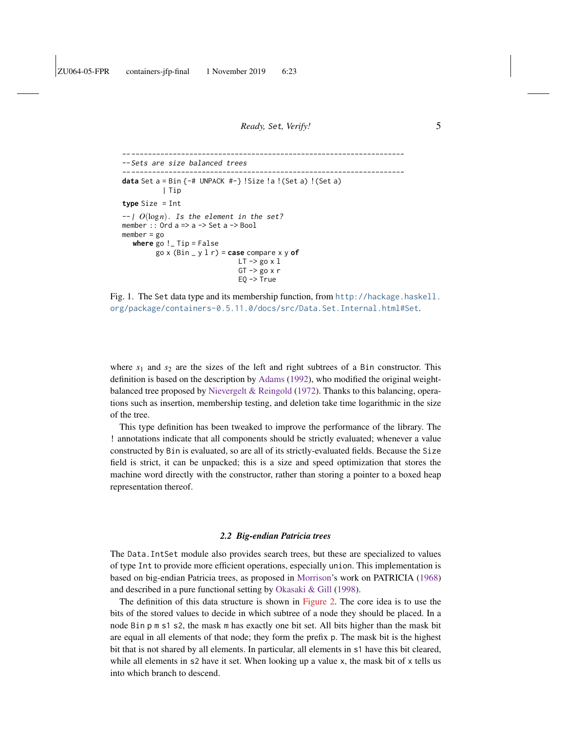```
--------------------------------------------------------------------
--Sets are size balanced trees
--------------------------------------------------------------------
data Set a = Bin {-# UNPACK #-} !Size !a !(Set a) !(Set a)
           | Tip
type Size  = Int

--| O(log n). Is the element in the set?
member :: Ord a => a -> Set a -> Bool
member = go
  where go !_ Tip = False
        go x (Bin _ y l r) = case compare x y of
                               LT -> go x l
                               GT -> go x r
                               EQ -> True
```

Fig. 1. The `Set` data type and its membership function, from http://hackage.haskell.org/package/containers-0.5.11.0/docs/src/Data.Set.Internal.html#Set.

where $s_1$ and $s_2$ are the sizes of the left and right subtrees of a `Bin` constructor. This definition is based on the description by Adams (1992), who modified the original weight-balanced tree proposed by Nievergelt & Reingold (1972). Thanks to this balancing, operations such as insertion, membership testing, and deletion take time logarithmic in the size of the tree.

This type definition has been tweaked to improve the performance of the library. The `!` annotations indicate that all components should be strictly evaluated; whenever a value constructed by `Bin` is evaluated, so are all of its strictly-evaluated fields. Because the `Size` field is strict, it can be unpacked; this is a size and speed optimization that stores the machine word directly with the constructor, rather than storing a pointer to a boxed heap representation thereof.

### 2.2 Big-endian Patricia trees

The `Data.IntSet` module also provides search trees, but these are specialized to values of type `Int` to provide more efficient operations, especially `union`. This implementation is based on big-endian Patricia trees, as proposed in Morrison's work on PATRICIA (1968) and described in a pure functional setting by Okasaki & Gill (1998).

The definition of this data structure is shown in Figure 2. The core idea is to use the bits of the stored values to decide in which subtree of a node they should be placed. In a node `Bin p m s1 s2`, the mask `m` has exactly one bit set. All bits higher than the mask bit are equal in all elements of that node; they form the prefix `p`. The mask bit is the highest bit that is not shared by all elements. In particular, all elements in `s1` have this bit cleared, while all elements in `s2` have it set. When looking up a value `x`, the mask bit of `x` tells us into which branch to descend.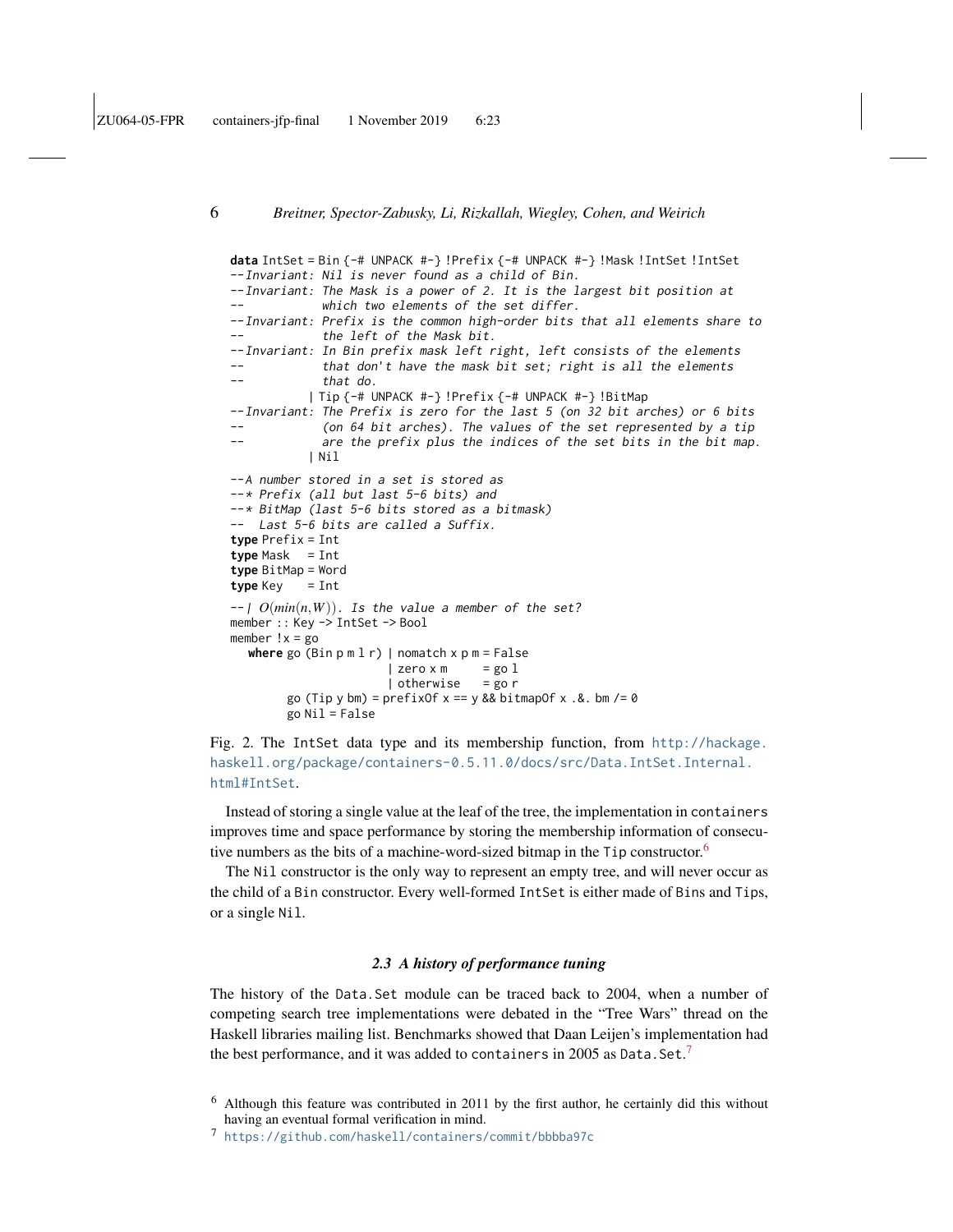```haskell
data IntSet = Bin {-# UNPACK #-} !Prefix {-# UNPACK #-} !Mask !IntSet !IntSet
--Invariant: Nil is never found as a child of Bin.
--Invariant: The Mask is a power of 2. It is the largest bit position at
--           which two elements of the set differ.
--Invariant: Prefix is the common high-order bits that all elements share to
--           the left of the Mask bit.
--Invariant: In Bin prefix mask left right, left consists of the elements
--           that don't have the mask bit set; right is all the elements
--           that do.
            | Tip {-# UNPACK #-} !Prefix {-# UNPACK #-} !BitMap
--Invariant: The Prefix is zero for the last 5 (on 32 bit arches) or 6 bits
--           (on 64 bit arches). The values of the set represented by a tip
--           are the prefix plus the indices of the set bits in the bit map.
            | Nil

--A number stored in a set is stored as
--* Prefix (all but last 5-6 bits) and
--* BitMap (last 5-6 bits stored as a bitmask)
--  Last 5-6 bits are called a Suffix.
type Prefix = Int
type Mask   = Int
type BitMap = Word
type Key    = Int

--| O(min(n,W)). Is the value a member of the set?
member :: Key -> IntSet -> Bool
member !x = go
  where go (Bin p m l r) | nomatch x p m = False
                         | zero x m      = go l
                         | otherwise     = go r
        go (Tip y bm) = prefixOf x == y && bitmapOf x .&. bm /= 0
        go Nil = False
```

Fig. 2. The `IntSet` data type and its membership function, from http://hackage.haskell.org/package/containers-0.5.11.0/docs/src/Data.IntSet.Internal.html#IntSet.

Instead of storing a single value at the leaf of the tree, the implementation in `containers` improves time and space performance by storing the membership information of consecutive numbers as the bits of a machine-word-sized bitmap in the `Tip` constructor.[6]

The `Nil` constructor is the only way to represent an empty tree, and will never occur as the child of a `Bin` constructor. Every well-formed `IntSet` is either made of `Bin`s and `Tip`s, or a single `Nil`.

### 2.3 A history of performance tuning

The history of the `Data.Set` module can be traced back to 2004, when a number of competing search tree implementations were debated in the "Tree Wars" thread on the Haskell libraries mailing list. Benchmarks showed that Daan Leijen's implementation had the best performance, and it was added to `containers` in 2005 as `Data.Set`.[7]

[6] Although this feature was contributed in 2011 by the first author, he certainly did this without having an eventual formal verification in mind.

[7] https://github.com/haskell/containers/commit/bbbba97c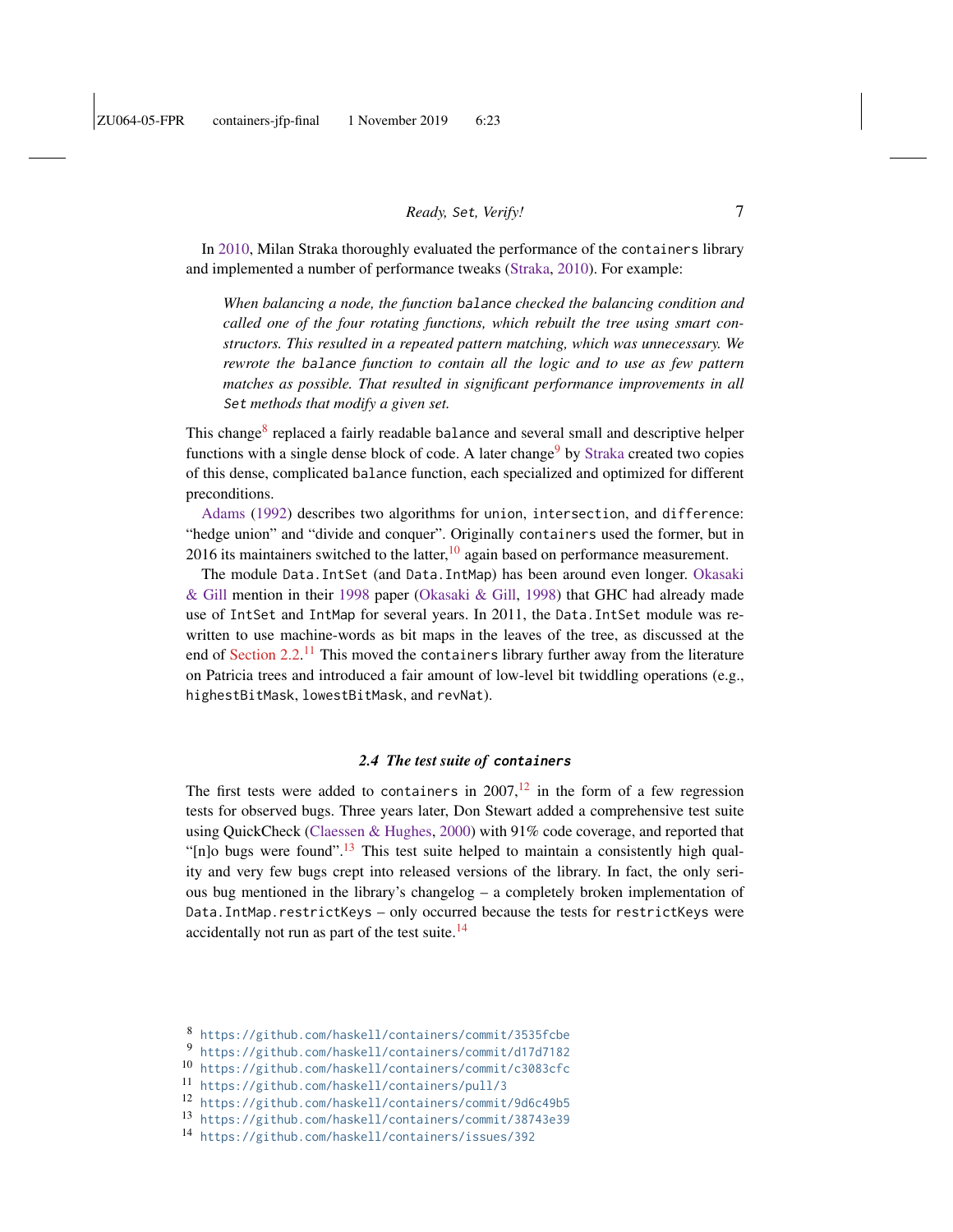In 2010, Milan Straka thoroughly evaluated the performance of the `containers` library and implemented a number of performance tweaks (Straka, 2010). For example:

> *When balancing a node, the function* `balance` *checked the balancing condition and called one of the four rotating functions, which rebuilt the tree using smart constructors. This resulted in a repeated pattern matching, which was unnecessary. We rewrote the* `balance` *function to contain all the logic and to use as few pattern matches as possible. That resulted in significant performance improvements in all* `Set` *methods that modify a given set.*

This change[8] replaced a fairly readable `balance` and several small and descriptive helper functions with a single dense block of code. A later change[9] by Straka created two copies of this dense, complicated `balance` function, each specialized and optimized for different preconditions.

Adams (1992) describes two algorithms for `union`, `intersection`, and `difference`: "hedge union" and "divide and conquer". Originally `containers` used the former, but in 2016 its maintainers switched to the latter,[10] again based on performance measurement.

The module `Data.IntSet` (and `Data.IntMap`) has been around even longer. Okasaki & Gill mention in their 1998 paper (Okasaki & Gill, 1998) that GHC had already made use of `IntSet` and `IntMap` for several years. In 2011, the `Data.IntSet` module was rewritten to use machine-words as bit maps in the leaves of the tree, as discussed at the end of Section 2.2.[11] This moved the `containers` library further away from the literature on Patricia trees and introduced a fair amount of low-level bit twiddling operations (e.g., `highestBitMask`, `lowestBitMask`, and `revNat`).

### 2.4 The test suite of `containers`

The first tests were added to `containers` in 2007,[12] in the form of a few regression tests for observed bugs. Three years later, Don Stewart added a comprehensive test suite using QuickCheck (Claessen & Hughes, 2000) with 91% code coverage, and reported that "[n]o bugs were found".[13] This test suite helped to maintain a consistently high quality and very few bugs crept into released versions of the library. In fact, the only serious bug mentioned in the library's changelog – a completely broken implementation of `Data.IntMap.restrictKeys` – only occurred because the tests for `restrictKeys` were accidentally not run as part of the test suite.[14]

---

[8] https://github.com/haskell/containers/commit/3535fcbe

[9] https://github.com/haskell/containers/commit/d17d7182

[10] https://github.com/haskell/containers/commit/c3083cfc

[11] https://github.com/haskell/containers/pull/3

[12] https://github.com/haskell/containers/commit/9d6c49b5

[13] https://github.com/haskell/containers/commit/38743e39

[14] https://github.com/haskell/containers/issues/392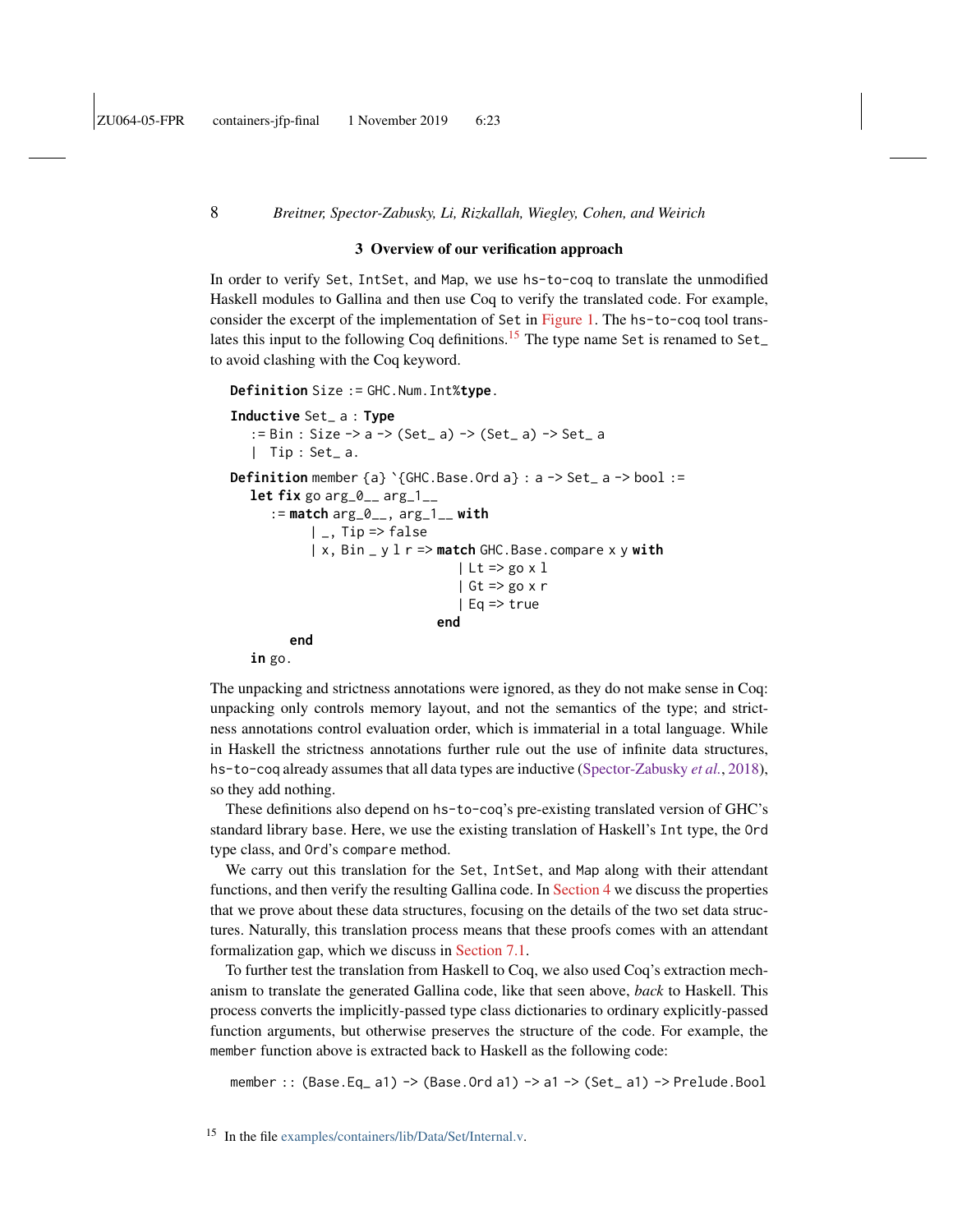## 3 Overview of our verification approach

In order to verify `Set`, `IntSet`, and `Map`, we use `hs-to-coq` to translate the unmodified Haskell modules to Gallina and then use Coq to verify the translated code. For example, consider the excerpt of the implementation of `Set` in Figure 1. The `hs-to-coq` tool translates this input to the following Coq definitions.[15] The type name `Set` is renamed to `Set_` to avoid clashing with the Coq keyword.

```
Definition Size := GHC.Num.Int%type.

Inductive Set_ a : Type
  := Bin : Size -> a -> (Set_ a) -> (Set_ a) -> Set_ a
  |  Tip : Set_ a.

Definition member {a} `{GHC.Base.Ord a} : a -> Set_ a -> bool :=
  let fix go arg_0__ arg_1__
    := match arg_0__, arg_1__ with
         | _, Tip => false
         | x, Bin _ y l r => match GHC.Base.compare x y with
                               | Lt => go x l
                               | Gt => go x r
                               | Eq => true
                             end
       end
  in go.
```

The unpacking and strictness annotations were ignored, as they do not make sense in Coq: unpacking only controls memory layout, and not the semantics of the type; and strictness annotations control evaluation order, which is immaterial in a total language. While in Haskell the strictness annotations further rule out the use of infinite data structures, `hs-to-coq` already assumes that all data types are inductive (Spector-Zabusky *et al.*, 2018), so they add nothing.

These definitions also depend on `hs-to-coq`'s pre-existing translated version of GHC's standard library `base`. Here, we use the existing translation of Haskell's `Int` type, the `Ord` type class, and `Ord`'s `compare` method.

We carry out this translation for the `Set`, `IntSet`, and `Map` along with their attendant functions, and then verify the resulting Gallina code. In Section 4 we discuss the properties that we prove about these data structures, focusing on the details of the two set data structures. Naturally, this translation process means that these proofs comes with an attendant formalization gap, which we discuss in Section 7.1.

To further test the translation from Haskell to Coq, we also used Coq's extraction mechanism to translate the generated Gallina code, like that seen above, *back* to Haskell. This process converts the implicitly-passed type class dictionaries to ordinary explicitly-passed function arguments, but otherwise preserves the structure of the code. For example, the `member` function above is extracted back to Haskell as the following code:

```
member :: (Base.Eq_ a1) -> (Base.Ord a1) -> a1 -> (Set_ a1) -> Prelude.Bool
```

[15] In the file examples/containers/lib/Data/Set/Internal.v.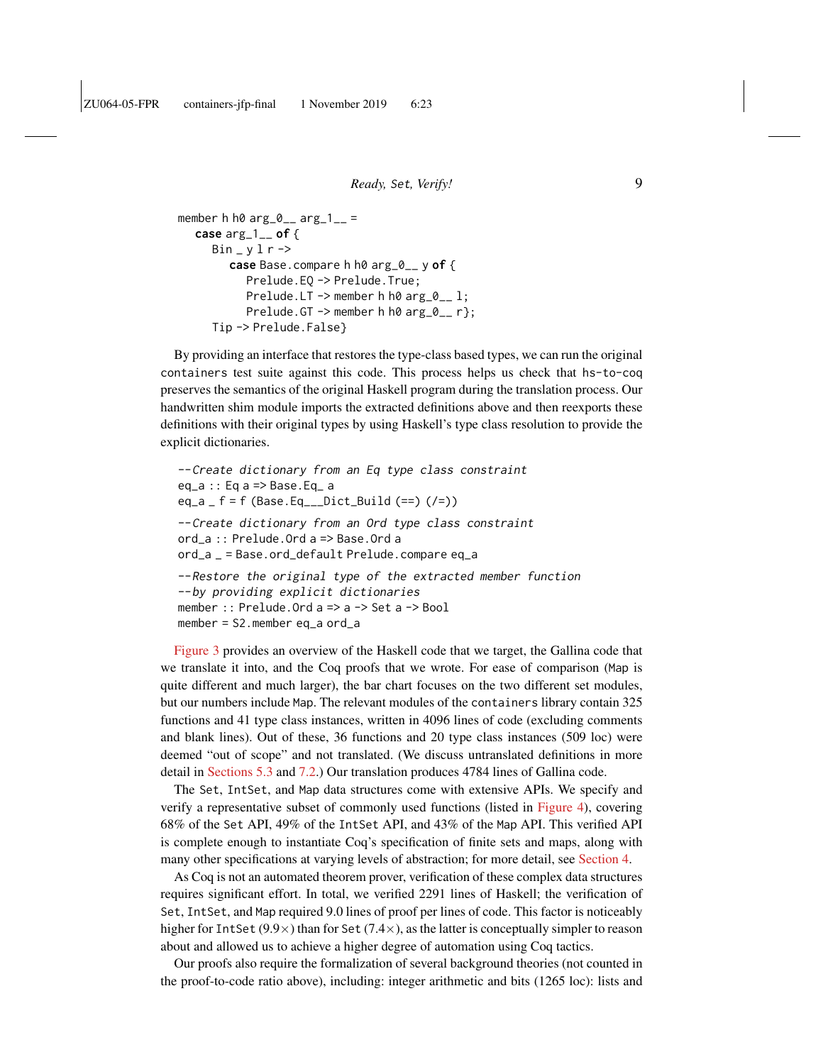```
member h h0 arg_0__ arg_1__ =
  case arg_1__ of {
    Bin _ y l r ->
      case Base.compare h h0 arg_0__ y of {
        Prelude.EQ -> Prelude.True;
        Prelude.LT -> member h h0 arg_0__ l;
        Prelude.GT -> member h h0 arg_0__ r};
    Tip -> Prelude.False}
```

By providing an interface that restores the type-class based types, we can run the original `containers` test suite against this code. This process helps us check that `hs-to-coq` preserves the semantics of the original Haskell program during the translation process. Our handwritten shim module imports the extracted definitions above and then reexports these definitions with their original types by using Haskell's type class resolution to provide the explicit dictionaries.

```
--Create dictionary from an Eq type class constraint
eq_a :: Eq a => Base.Eq_ a
eq_a _ f = f (Base.Eq___Dict_Build (==) (/=))

--Create dictionary from an Ord type class constraint
ord_a :: Prelude.Ord a => Base.Ord a
ord_a _ = Base.ord_default Prelude.compare eq_a

--Restore the original type of the extracted member function
--by providing explicit dictionaries
member :: Prelude.Ord a => a -> Set a -> Bool
member = S2.member eq_a ord_a
```

Figure 3 provides an overview of the Haskell code that we target, the Gallina code that we translate it into, and the Coq proofs that we wrote. For ease of comparison (`Map` is quite different and much larger), the bar chart focuses on the two different set modules, but our numbers include `Map`. The relevant modules of the `containers` library contain 325 functions and 41 type class instances, written in 4096 lines of code (excluding comments and blank lines). Out of these, 36 functions and 20 type class instances (509 loc) were deemed "out of scope" and not translated. (We discuss untranslated definitions in more detail in Sections 5.3 and 7.2.) Our translation produces 4784 lines of Gallina code.

The `Set`, `IntSet`, and `Map` data structures come with extensive APIs. We specify and verify a representative subset of commonly used functions (listed in Figure 4), covering 68% of the `Set` API, 49% of the `IntSet` API, and 43% of the `Map` API. This verified API is complete enough to instantiate Coq's specification of finite sets and maps, along with many other specifications at varying levels of abstraction; for more detail, see Section 4.

As Coq is not an automated theorem prover, verification of these complex data structures requires significant effort. In total, we verified 2291 lines of Haskell; the verification of `Set`, `IntSet`, and `Map` required 9.0 lines of proof per lines of code. This factor is noticeably higher for `IntSet` (9.9×) than for `Set` (7.4×), as the latter is conceptually simpler to reason about and allowed us to achieve a higher degree of automation using Coq tactics.

Our proofs also require the formalization of several background theories (not counted in the proof-to-code ratio above), including: integer arithmetic and bits (1265 loc): lists and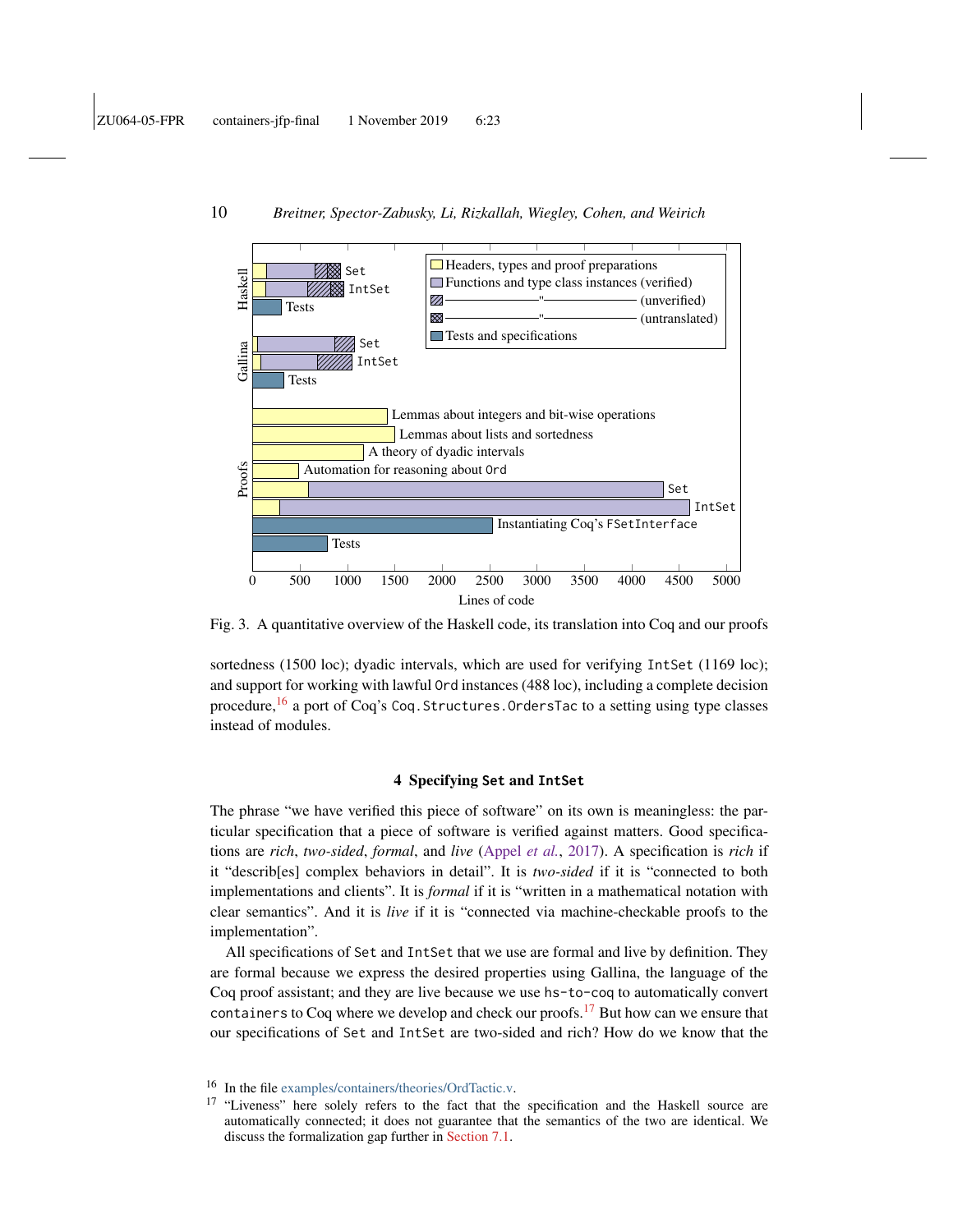Fig. 3. A quantitative overview of the Haskell code, its translation into Coq and our proofs

sortedness (1500 loc); dyadic intervals, which are used for verifying `IntSet` (1169 loc); and support for working with lawful `Ord` instances (488 loc), including a complete decision procedure,[16] a port of Coq's `Coq.Structures.OrdersTac` to a setting using type classes instead of modules.

## 4 Specifying `Set` and `IntSet`

The phrase "we have verified this piece of software" on its own is meaningless: the particular specification that a piece of software is verified against matters. Good specifications are *rich*, *two-sided*, *formal*, and *live* (Appel *et al.*, 2017). A specification is *rich* if it "describ[es] complex behaviors in detail". It is *two-sided* if it is "connected to both implementations and clients". It is *formal* if it is "written in a mathematical notation with clear semantics". And it is *live* if it is "connected via machine-checkable proofs to the implementation".

All specifications of `Set` and `IntSet` that we use are formal and live by definition. They are formal because we express the desired properties using Gallina, the language of the Coq proof assistant; and they are live because we use `hs-to-coq` to automatically convert `containers` to Coq where we develop and check our proofs.[17] But how can we ensure that our specifications of `Set` and `IntSet` are two-sided and rich? How do we know that the

[16] In the file examples/containers/theories/OrdTactic.v.

[17] "Liveness" here solely refers to the fact that the specification and the Haskell source are automatically connected; it does not guarantee that the semantics of the two are identical. We discuss the formalization gap further in Section 7.1.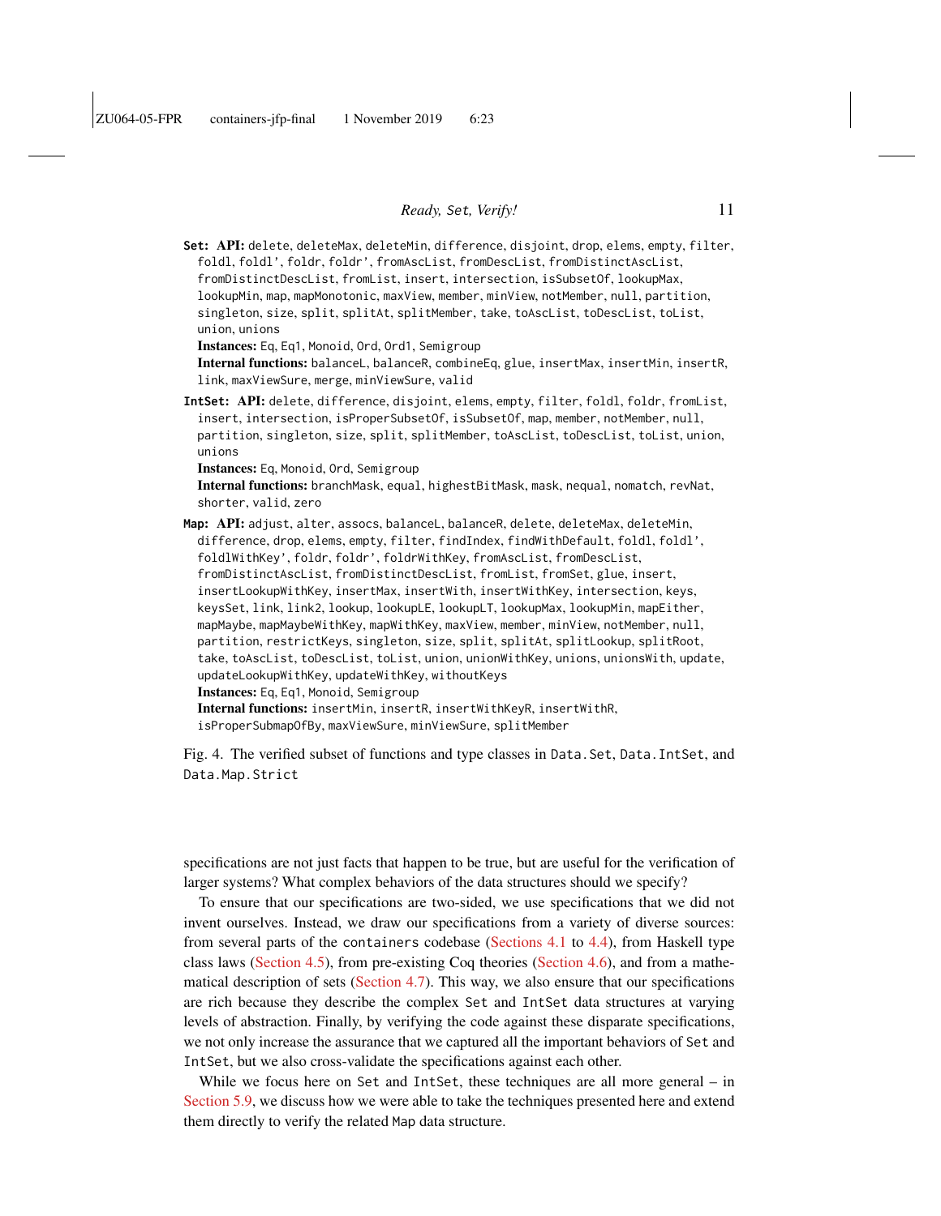**Set: API:** delete, deleteMax, deleteMin, difference, disjoint, drop, elems, empty, filter, foldl, foldl', foldr, foldr', fromAscList, fromDescList, fromDistinctAscList, fromDistinctDescList, fromList, insert, intersection, isSubsetOf, lookupMax, lookupMin, map, mapMonotonic, maxView, member, minView, notMember, null, partition, singleton, size, split, splitAt, splitMember, take, toAscList, toDescList, toList, union, unions
**Instances:** Eq, Eq1, Monoid, Ord, Ord1, Semigroup
**Internal functions:** balanceL, balanceR, combineEq, glue, insertMax, insertMin, insertR, link, maxViewSure, merge, minViewSure, valid

**IntSet: API:** delete, difference, disjoint, elems, empty, filter, foldl, foldr, fromList, insert, intersection, isProperSubsetOf, isSubsetOf, map, member, notMember, null, partition, singleton, size, split, splitMember, toAscList, toDescList, toList, union, unions
**Instances:** Eq, Monoid, Ord, Semigroup
**Internal functions:** branchMask, equal, highestBitMask, mask, nequal, nomatch, revNat, shorter, valid, zero

**Map: API:** adjust, alter, assocs, balanceL, balanceR, delete, deleteMax, deleteMin, difference, drop, elems, empty, filter, findIndex, findWithDefault, foldl, foldl', foldlWithKey', foldr, foldr', foldrWithKey, fromAscList, fromDescList, fromDistinctAscList, fromDistinctDescList, fromList, fromSet, glue, insert, insertLookupWithKey, insertMax, insertWith, insertWithKey, intersection, keys, keysSet, link, link2, lookup, lookupLE, lookupLT, lookupMax, lookupMin, mapEither, mapMaybe, mapMaybeWithKey, mapWithKey, maxView, member, minView, notMember, null, partition, restrictKeys, singleton, size, split, splitAt, splitLookup, splitRoot, take, toAscList, toDescList, toList, union, unionWithKey, unions, unionsWith, update, updateLookupWithKey, updateWithKey, withoutKeys
**Instances:** Eq, Eq1, Monoid, Semigroup
**Internal functions:** insertMin, insertR, insertWithKeyR, insertWithR, isProperSubmapOfBy, maxViewSure, minViewSure, splitMember

Fig. 4. The verified subset of functions and type classes in Data.Set, Data.IntSet, and Data.Map.Strict

specifications are not just facts that happen to be true, but are useful for the verification of larger systems? What complex behaviors of the data structures should we specify?

To ensure that our specifications are two-sided, we use specifications that we did not invent ourselves. Instead, we draw our specifications from a variety of diverse sources: from several parts of the containers codebase (Sections 4.1 to 4.4), from Haskell type class laws (Section 4.5), from pre-existing Coq theories (Section 4.6), and from a mathematical description of sets (Section 4.7). This way, we also ensure that our specifications are rich because they describe the complex Set and IntSet data structures at varying levels of abstraction. Finally, by verifying the code against these disparate specifications, we not only increase the assurance that we captured all the important behaviors of Set and IntSet, but we also cross-validate the specifications against each other.

While we focus here on Set and IntSet, these techniques are all more general – in Section 5.9, we discuss how we were able to take the techniques presented here and extend them directly to verify the related Map data structure.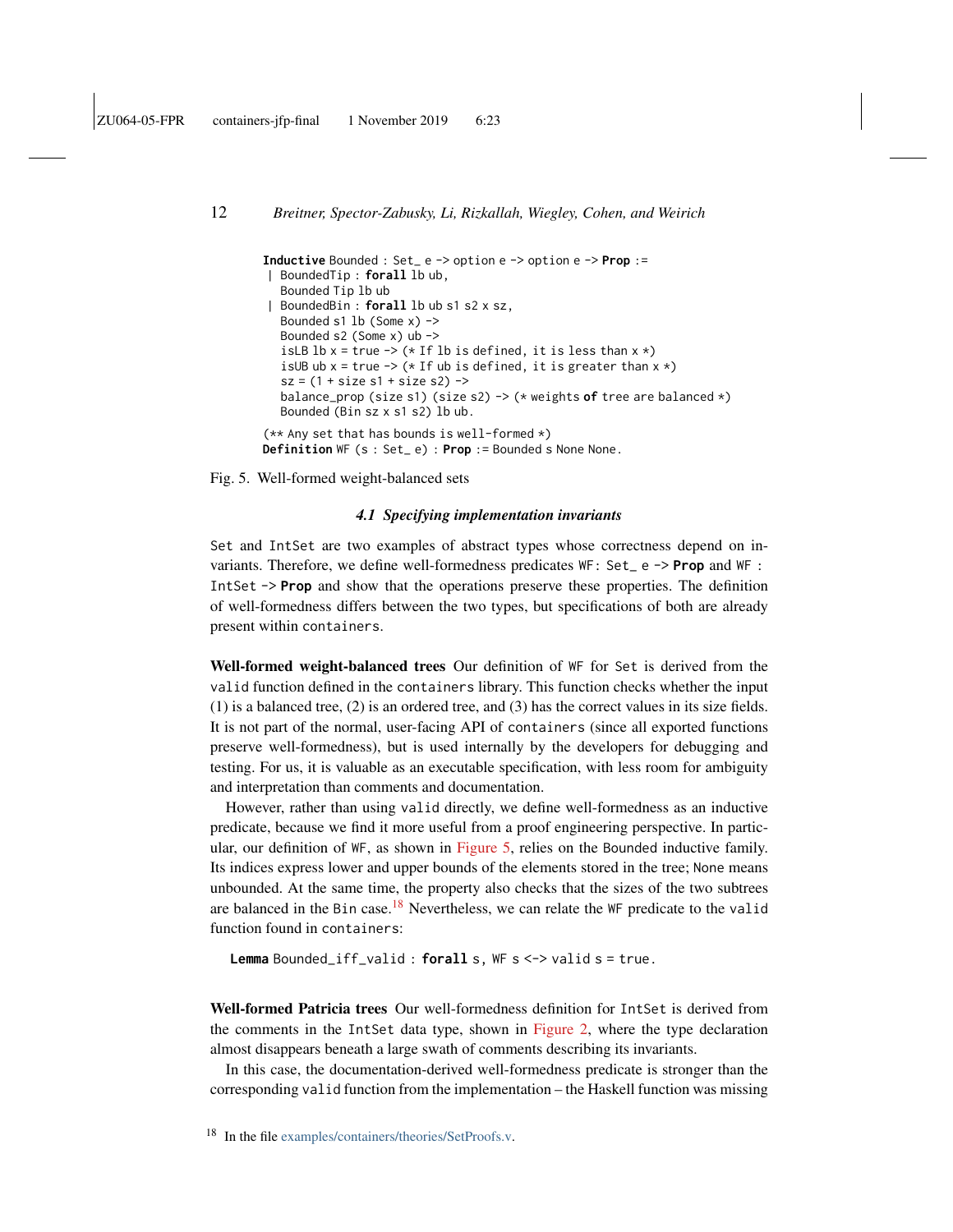```
Inductive Bounded : Set_ e -> option e -> option e -> Prop :=
 | BoundedTip : forall lb ub,
   Bounded Tip lb ub
 | BoundedBin : forall lb ub s1 s2 x sz,
   Bounded s1 lb (Some x) ->
   Bounded s2 (Some x) ub ->
   isLB lb x = true -> (* If lb is defined, it is less than x *)
   isUB ub x = true -> (* If ub is defined, it is greater than x *)
   sz = (1 + size s1 + size s2) ->
   balance_prop (size s1) (size s2) -> (* weights of tree are balanced *)
   Bounded (Bin sz x s1 s2) lb ub.

(** Any set that has bounds is well-formed *)
Definition WF (s : Set_ e) : Prop := Bounded s None None.
```

Fig. 5. Well-formed weight-balanced sets

### *4.1 Specifying implementation invariants*

`Set` and `IntSet` are two examples of abstract types whose correctness depend on invariants. Therefore, we define well-formedness predicates `WF: Set_ e -> Prop` and `WF : IntSet -> Prop` and show that the operations preserve these properties. The definition of well-formedness differs between the two types, but specifications of both are already present within `containers`.

**Well-formed weight-balanced trees** Our definition of `WF` for `Set` is derived from the `valid` function defined in the `containers` library. This function checks whether the input (1) is a balanced tree, (2) is an ordered tree, and (3) has the correct values in its size fields. It is not part of the normal, user-facing API of `containers` (since all exported functions preserve well-formedness), but is used internally by the developers for debugging and testing. For us, it is valuable as an executable specification, with less room for ambiguity and interpretation than comments and documentation.

However, rather than using `valid` directly, we define well-formedness as an inductive predicate, because we find it more useful from a proof engineering perspective. In particular, our definition of `WF`, as shown in Figure 5, relies on the `Bounded` inductive family. Its indices express lower and upper bounds of the elements stored in the tree; `None` means unbounded. At the same time, the property also checks that the sizes of the two subtrees are balanced in the `Bin` case.[18] Nevertheless, we can relate the `WF` predicate to the `valid` function found in `containers`:

```
Lemma Bounded_iff_valid : forall s, WF s <-> valid s = true.
```

**Well-formed Patricia trees** Our well-formedness definition for `IntSet` is derived from the comments in the `IntSet` data type, shown in Figure 2, where the type declaration almost disappears beneath a large swath of comments describing its invariants.

In this case, the documentation-derived well-formedness predicate is stronger than the corresponding `valid` function from the implementation – the Haskell function was missing

[18] In the file examples/containers/theories/SetProofs.v.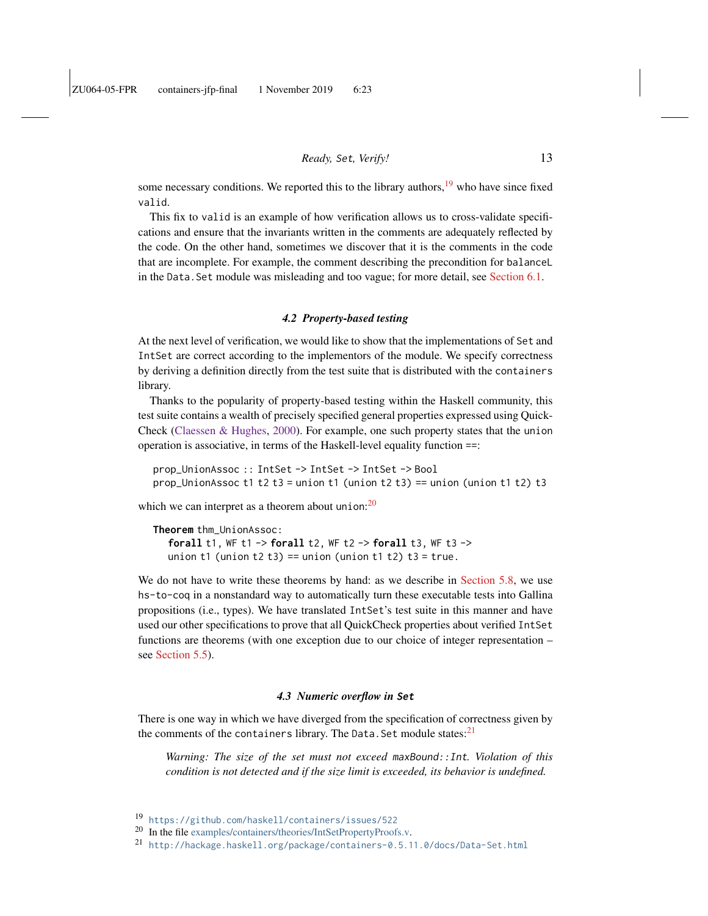some necessary conditions. We reported this to the library authors,[19] who have since fixed `valid`.

This fix to `valid` is an example of how verification allows us to cross-validate specifications and ensure that the invariants written in the comments are adequately reflected by the code. On the other hand, sometimes we discover that it is the comments in the code that are incomplete. For example, the comment describing the precondition for `balanceL` in the `Data.Set` module was misleading and too vague; for more detail, see Section 6.1.

### *4.2 Property-based testing*

At the next level of verification, we would like to show that the implementations of `Set` and `IntSet` are correct according to the implementors of the module. We specify correctness by deriving a definition directly from the test suite that is distributed with the `containers` library.

Thanks to the popularity of property-based testing within the Haskell community, this test suite contains a wealth of precisely specified general properties expressed using QuickCheck (Claessen & Hughes, 2000). For example, one such property states that the `union` operation is associative, in terms of the Haskell-level equality function `==`:

```
prop_UnionAssoc :: IntSet -> IntSet -> IntSet -> Bool
prop_UnionAssoc t1 t2 t3 = union t1 (union t2 t3) == union (union t1 t2) t3
```

which we can interpret as a theorem about `union`:[20]

```
Theorem thm_UnionAssoc:
  forall t1, WF t1 -> forall t2, WF t2 -> forall t3, WF t3 ->
  union t1 (union t2 t3) == union (union t1 t2) t3 = true.
```

We do not have to write these theorems by hand: as we describe in Section 5.8, we use `hs-to-coq` in a nonstandard way to automatically turn these executable tests into Gallina propositions (i.e., types). We have translated `IntSet`'s test suite in this manner and have used our other specifications to prove that all QuickCheck properties about verified `IntSet` functions are theorems (with one exception due to our choice of integer representation – see Section 5.5).

### *4.3 Numeric overflow in* `Set`

There is one way in which we have diverged from the specification of correctness given by the comments of the `containers` library. The `Data.Set` module states:[21]

> *Warning: The size of the set must not exceed* `maxBound::Int`*. Violation of this condition is not detected and if the size limit is exceeded, its behavior is undefined.*

[19] https://github.com/haskell/containers/issues/522

[20] In the file examples/containers/theories/IntSetPropertyProofs.v.

[21] http://hackage.haskell.org/package/containers-0.5.11.0/docs/Data-Set.html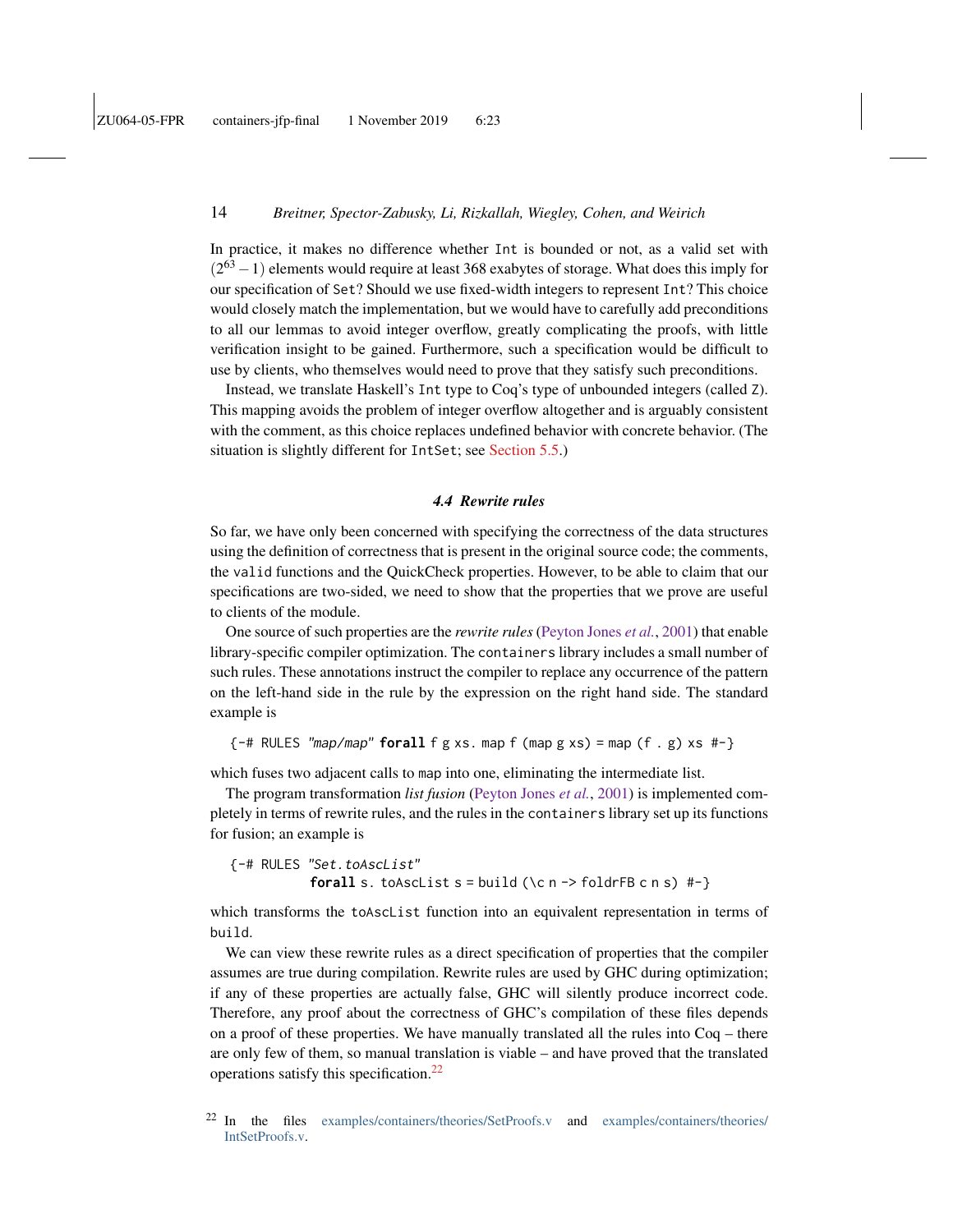In practice, it makes no difference whether `Int` is bounded or not, as a valid set with $(2^{63} - 1)$ elements would require at least 368 exabytes of storage. What does this imply for our specification of `Set`? Should we use fixed-width integers to represent `Int`? This choice would closely match the implementation, but we would have to carefully add preconditions to all our lemmas to avoid integer overflow, greatly complicating the proofs, with little verification insight to be gained. Furthermore, such a specification would be difficult to use by clients, who themselves would need to prove that they satisfy such preconditions.

Instead, we translate Haskell's `Int` type to Coq's type of unbounded integers (called `Z`). This mapping avoids the problem of integer overflow altogether and is arguably consistent with the comment, as this choice replaces undefined behavior with concrete behavior. (The situation is slightly different for `IntSet`; see Section 5.5.)

### 4.4 Rewrite rules

So far, we have only been concerned with specifying the correctness of the data structures using the definition of correctness that is present in the original source code; the comments, the `valid` functions and the QuickCheck properties. However, to be able to claim that our specifications are two-sided, we need to show that the properties that we prove are useful to clients of the module.

One source of such properties are the *rewrite rules* (Peyton Jones *et al.*, 2001) that enable library-specific compiler optimization. The `containers` library includes a small number of such rules. These annotations instruct the compiler to replace any occurrence of the pattern on the left-hand side in the rule by the expression on the right hand side. The standard example is

```
{-# RULES "map/map" forall f g xs. map f (map g xs) = map (f . g) xs #-}
```

which fuses two adjacent calls to `map` into one, eliminating the intermediate list.

The program transformation *list fusion* (Peyton Jones *et al.*, 2001) is implemented completely in terms of rewrite rules, and the rules in the `containers` library set up its functions for fusion; an example is

```
{-# RULES "Set.toAscList"
          forall s. toAscList s = build (\c n -> foldrFB c n s) #-}
```

which transforms the `toAscList` function into an equivalent representation in terms of `build`.

We can view these rewrite rules as a direct specification of properties that the compiler assumes are true during compilation. Rewrite rules are used by GHC during optimization; if any of these properties are actually false, GHC will silently produce incorrect code. Therefore, any proof about the correctness of GHC's compilation of these files depends on a proof of these properties. We have manually translated all the rules into Coq – there are only few of them, so manual translation is viable – and have proved that the translated operations satisfy this specification.[22]

[22] In the files examples/containers/theories/SetProofs.v and examples/containers/theories/IntSetProofs.v.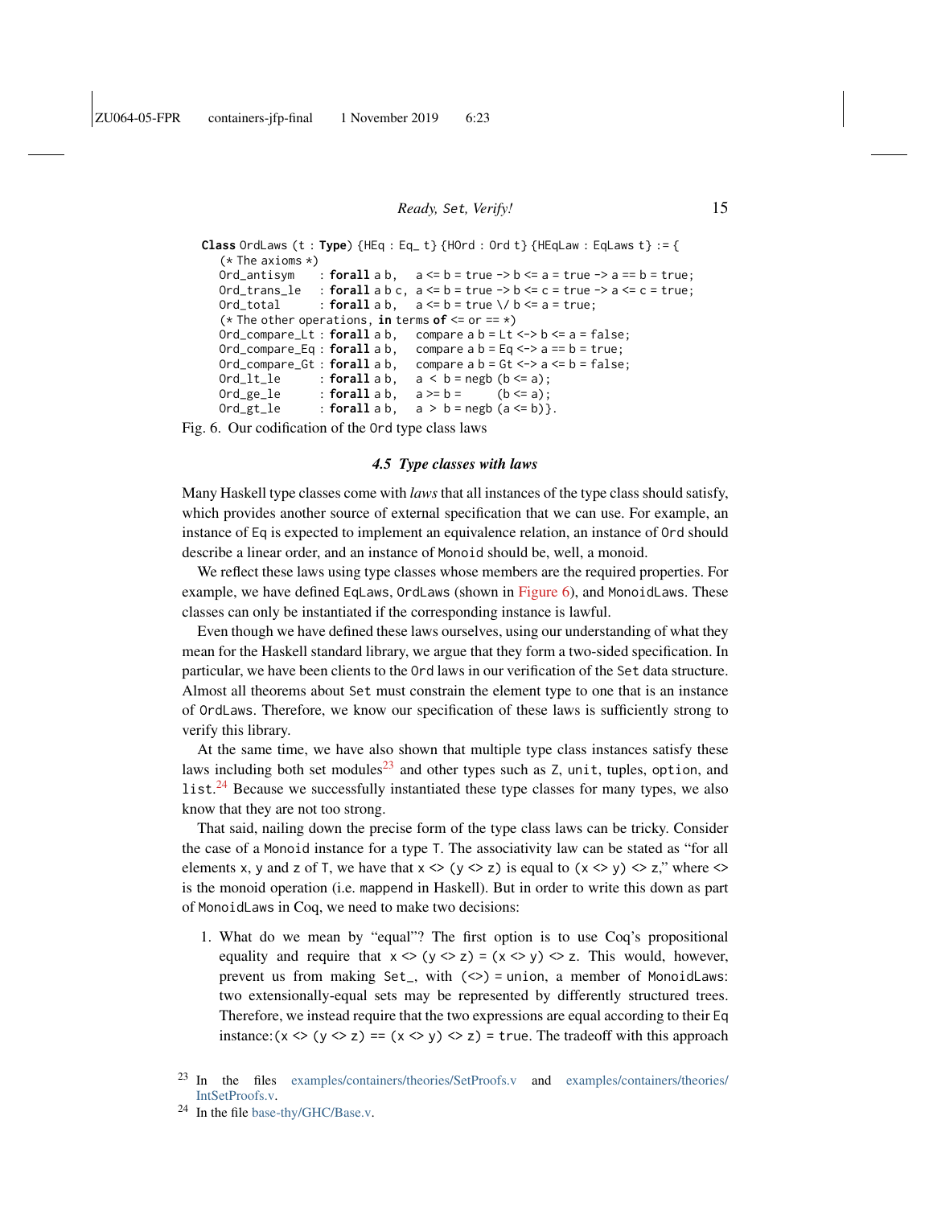```
Class OrdLaws (t : Type) {HEq : Eq_ t} {HOrd : Ord t} {HEqLaw : EqLaws t} := {
  (* The axioms *)
  Ord_antisym    : forall a b,   a <= b = true -> b <= a = true -> a == b = true;
  Ord_trans_le   : forall a b c, a <= b = true -> b <= c = true -> a <= c = true;
  Ord_total      : forall a b,   a <= b = true \/ b <= a = true;
  (* The other operations, in terms of <= or == *)
  Ord_compare_Lt : forall a b,   compare a b = Lt <-> b <= a = false;
  Ord_compare_Eq : forall a b,   compare a b = Eq <-> a == b = true;
  Ord_compare_Gt : forall a b,   compare a b = Gt <-> a <= b = false;
  Ord_lt_le      : forall a b,   a < b = negb (b <= a);
  Ord_ge_le      : forall a b,   a >= b =      (b <= a);
  Ord_gt_le      : forall a b,   a > b = negb (a <= b)}.
```

Fig. 6. Our codification of the `Ord` type class laws

### 4.5 *Type classes with laws*

Many Haskell type classes come with *laws* that all instances of the type class should satisfy, which provides another source of external specification that we can use. For example, an instance of `Eq` is expected to implement an equivalence relation, an instance of `Ord` should describe a linear order, and an instance of `Monoid` should be, well, a monoid.

We reflect these laws using type classes whose members are the required properties. For example, we have defined `EqLaws`, `OrdLaws` (shown in Figure 6), and `MonoidLaws`. These classes can only be instantiated if the corresponding instance is lawful.

Even though we have defined these laws ourselves, using our understanding of what they mean for the Haskell standard library, we argue that they form a two-sided specification. In particular, we have been clients to the `Ord` laws in our verification of the `Set` data structure. Almost all theorems about `Set` must constrain the element type to one that is an instance of `OrdLaws`. Therefore, we know our specification of these laws is sufficiently strong to verify this library.

At the same time, we have also shown that multiple type class instances satisfy these laws including both set modules[23] and other types such as `Z`, `unit`, tuples, `option`, and `list`.[24] Because we successfully instantiated these type classes for many types, we also know that they are not too strong.

That said, nailing down the precise form of the type class laws can be tricky. Consider the case of a `Monoid` instance for a type `T`. The associativity law can be stated as "for all elements `x`, `y` and `z` of `T`, we have that `x <> (y <> z)` is equal to `(x <> y) <> z`," where `<>` is the monoid operation (i.e. `mappend` in Haskell). But in order to write this down as part of `MonoidLaws` in Coq, we need to make two decisions:

1. What do we mean by "equal"? The first option is to use Coq's propositional equality and require that `x <> (y <> z) = (x <> y) <> z`. This would, however, prevent us from making `Set_`, with `(<>) = union`, a member of `MonoidLaws`: two extensionally-equal sets may be represented by differently structured trees. Therefore, we instead require that the two expressions are equal according to their `Eq` instance: `(x <> (y <> z) == (x <> y) <> z) = true`. The tradeoff with this approach

[23] In the files examples/containers/theories/SetProofs.v and examples/containers/theories/IntSetProofs.v.

[24] In the file base-thy/GHC/Base.v.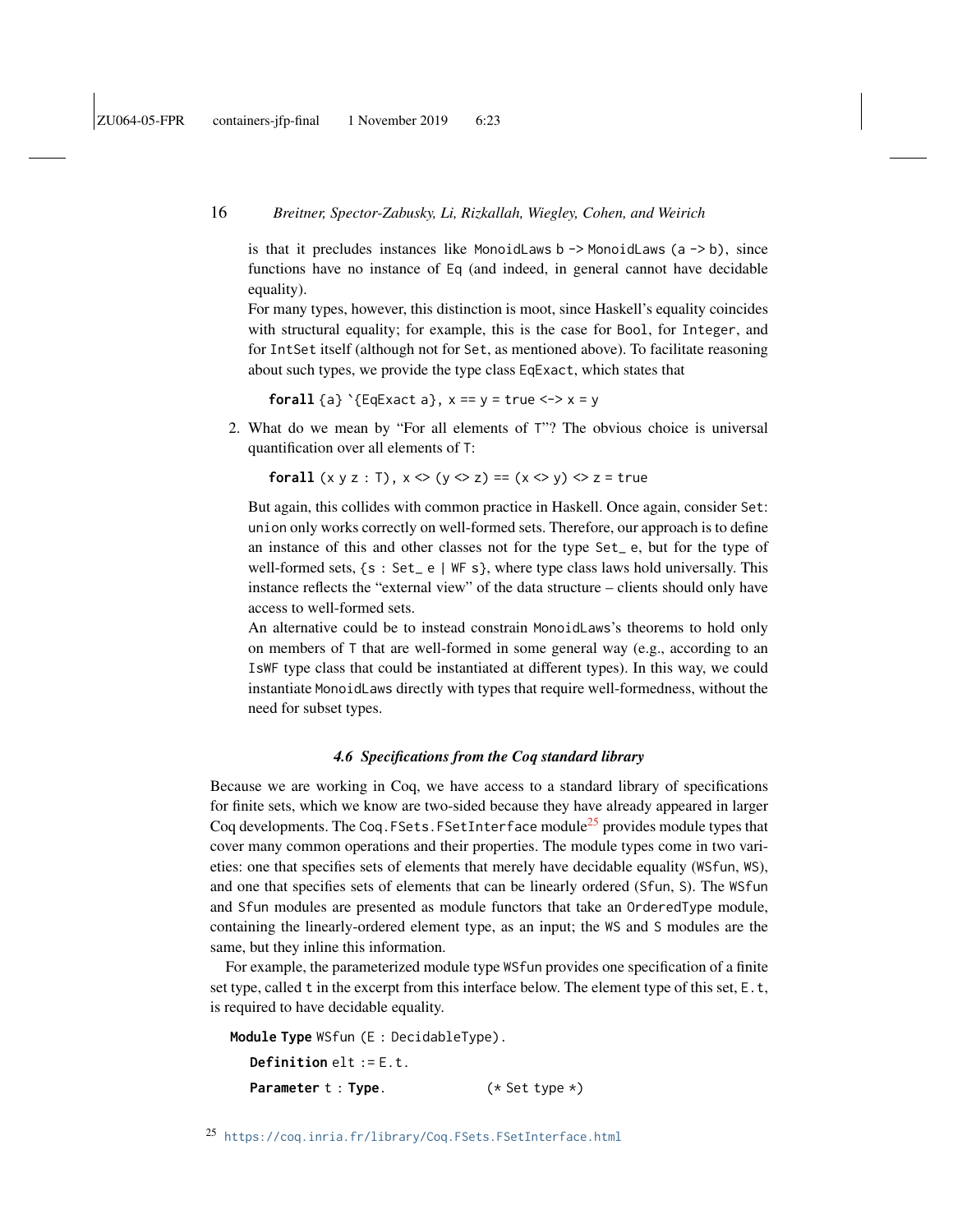is that it precludes instances like `MonoidLaws b -> MonoidLaws (a -> b)`, since functions have no instance of `Eq` (and indeed, in general cannot have decidable equality).

For many types, however, this distinction is moot, since Haskell's equality coincides with structural equality; for example, this is the case for `Bool`, for `Integer`, and for `IntSet` itself (although not for `Set`, as mentioned above). To facilitate reasoning about such types, we provide the type class `EqExact`, which states that

```
forall {a} `{EqExact a}, x == y = true <-> x = y
```

2. What do we mean by "For all elements of `T`"? The obvious choice is universal quantification over all elements of `T`:

```
forall (x y z : T), x <> (y <> z) == (x <> y) <> z = true
```

But again, this collides with common practice in Haskell. Once again, consider `Set`: `union` only works correctly on well-formed sets. Therefore, our approach is to define an instance of this and other classes not for the type `Set_ e`, but for the type of well-formed sets, `{s : Set_ e | WF s}`, where type class laws hold universally. This instance reflects the "external view" of the data structure – clients should only have access to well-formed sets.

An alternative could be to instead constrain `MonoidLaws`'s theorems to hold only on members of `T` that are well-formed in some general way (e.g., according to an `IsWF` type class that could be instantiated at different types). In this way, we could instantiate `MonoidLaws` directly with types that require well-formedness, without the need for subset types.

### 4.6 Specifications from the Coq standard library

Because we are working in Coq, we have access to a standard library of specifications for finite sets, which we know are two-sided because they have already appeared in larger Coq developments. The `Coq.FSets.FSetInterface` module[25] provides module types that cover many common operations and their properties. The module types come in two varieties: one that specifies sets of elements that merely have decidable equality (`WSfun`, `WS`), and one that specifies sets of elements that can be linearly ordered (`Sfun`, `S`). The `WSfun` and `Sfun` modules are presented as module functors that take an `OrderedType` module, containing the linearly-ordered element type, as an input; the `WS` and `S` modules are the same, but they inline this information.

For example, the parameterized module type `WSfun` provides one specification of a finite set type, called `t` in the excerpt from this interface below. The element type of this set, `E.t`, is required to have decidable equality.

```
Module Type WSfun (E : DecidableType).
  Definition elt := E.t.
  Parameter t : Type.              (* Set type *)
```

[25] https://coq.inria.fr/library/Coq.FSets.FSetInterface.html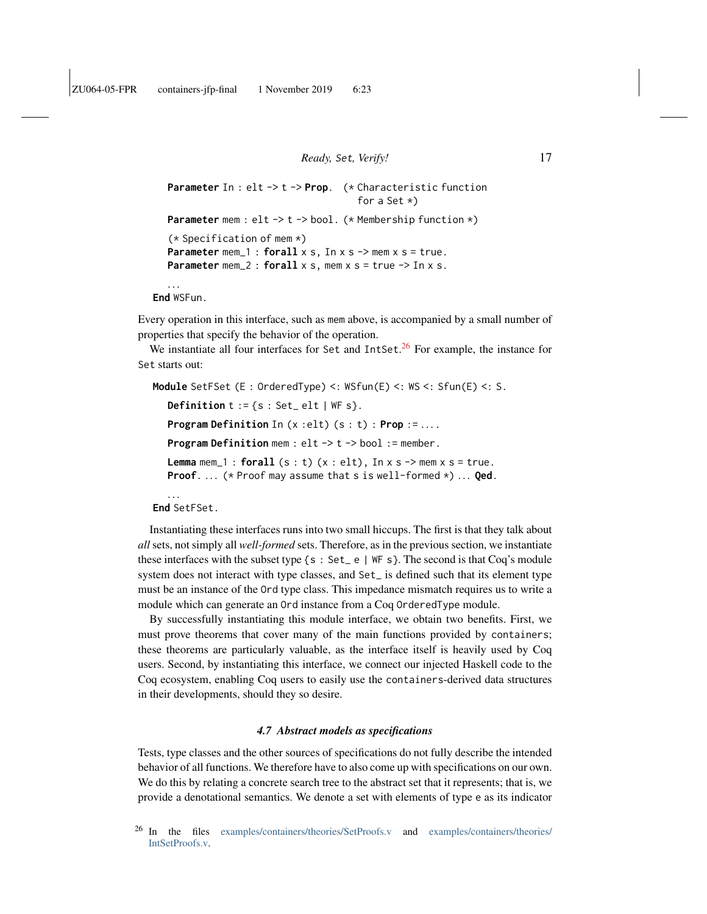```
  Parameter In : elt -> t -> Prop.  (* Characteristic function
                                       for a Set *)
  Parameter mem : elt -> t -> bool. (* Membership function *)

  (* Specification of mem *)
  Parameter mem_1 : forall x s, In x s -> mem x s = true.
  Parameter mem_2 : forall x s, mem x s = true -> In x s.

  ...
End WSFun.
```

Every operation in this interface, such as `mem` above, is accompanied by a small number of properties that specify the behavior of the operation.

We instantiate all four interfaces for `Set` and `IntSet`.[26] For example, the instance for `Set` starts out:

```
Module SetFSet (E : OrderedType) <: WSfun(E) <: WS <: Sfun(E) <: S.

  Definition t := {s : Set_ elt | WF s}.

  Program Definition In (x :elt) (s : t) : Prop := ....

  Program Definition mem : elt -> t -> bool := member.

  Lemma mem_1 : forall (s : t) (x : elt), In x s -> mem x s = true.
  Proof. ... (* Proof may assume that s is well-formed *) ... Qed.

  ...
End SetFSet.
```

Instantiating these interfaces runs into two small hiccups. The first is that they talk about *all* sets, not simply all *well-formed* sets. Therefore, as in the previous section, we instantiate these interfaces with the subset type `{s : Set_ e | WF s}`. The second is that Coq's module system does not interact with type classes, and `Set_` is defined such that its element type must be an instance of the `Ord` type class. This impedance mismatch requires us to write a module which can generate an `Ord` instance from a Coq `OrderedType` module.

By successfully instantiating this module interface, we obtain two benefits. First, we must prove theorems that cover many of the main functions provided by `containers`; these theorems are particularly valuable, as the interface itself is heavily used by Coq users. Second, by instantiating this interface, we connect our injected Haskell code to the Coq ecosystem, enabling Coq users to easily use the `containers`-derived data structures in their developments, should they so desire.

### *4.7 Abstract models as specifications*

Tests, type classes and the other sources of specifications do not fully describe the intended behavior of all functions. We therefore have to also come up with specifications on our own. We do this by relating a concrete search tree to the abstract set that it represents; that is, we provide a denotational semantics. We denote a set with elements of type `e` as its indicator

[26] In the files examples/containers/theories/SetProofs.v and examples/containers/theories/IntSetProofs.v.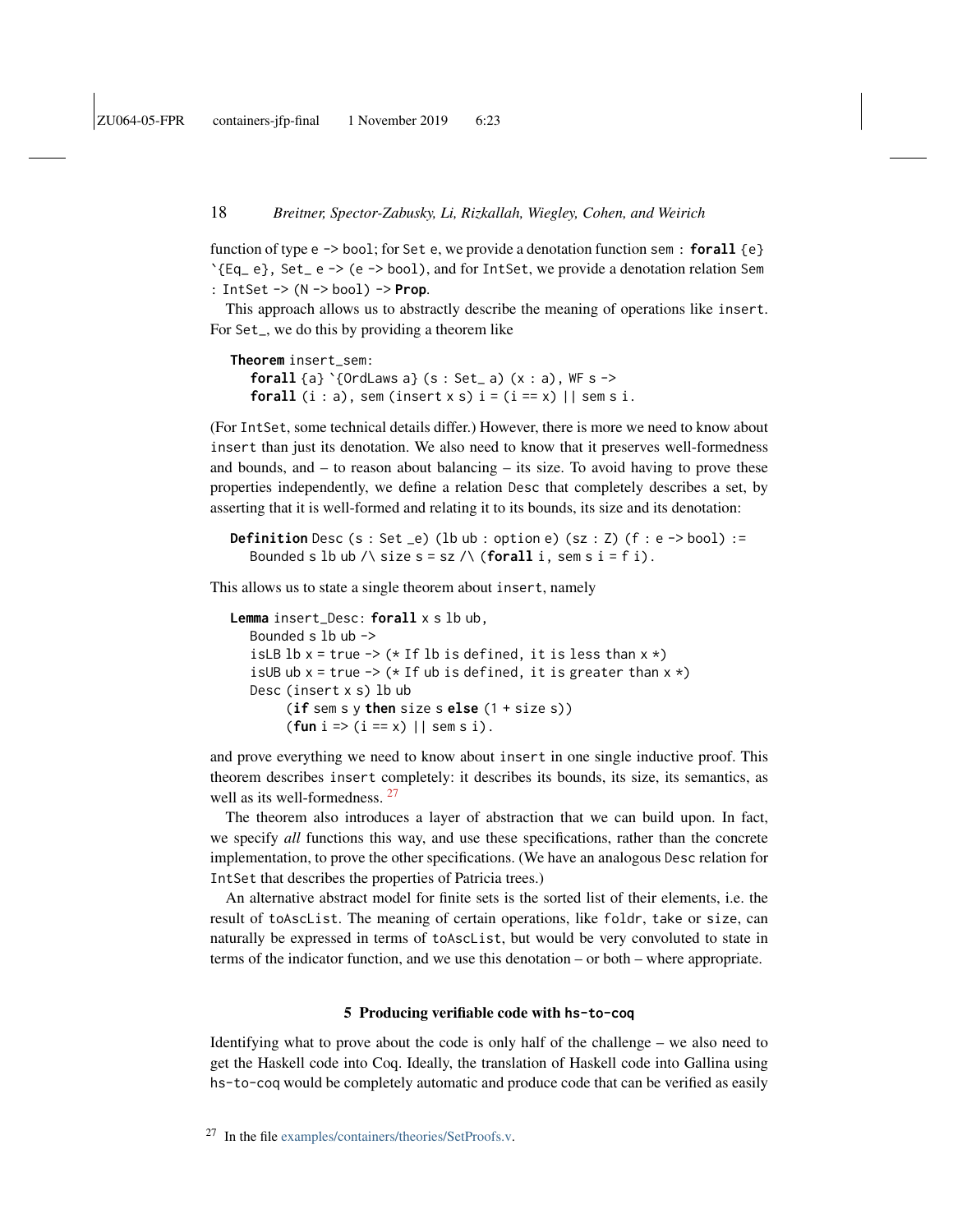function of type `e -> bool`; for `Set e`, we provide a denotation function `sem : forall {e} `{Eq_ e}, Set_ e -> (e -> bool)`, and for `IntSet`, we provide a denotation relation `Sem : IntSet -> (N -> bool) -> Prop`.

This approach allows us to abstractly describe the meaning of operations like `insert`. For `Set_`, we do this by providing a theorem like

```
Theorem insert_sem:
  forall {a} `{OrdLaws a} (s : Set_ a) (x : a), WF s ->
  forall (i : a), sem (insert x s) i = (i == x) || sem s i.
```

(For `IntSet`, some technical details differ.) However, there is more we need to know about `insert` than just its denotation. We also need to know that it preserves well-formedness and bounds, and – to reason about balancing – its size. To avoid having to prove these properties independently, we define a relation `Desc` that completely describes a set, by asserting that it is well-formed and relating it to its bounds, its size and its denotation:

```
Definition Desc (s : Set _e) (lb ub : option e) (sz : Z) (f : e -> bool) :=
  Bounded s lb ub /\ size s = sz /\ (forall i, sem s i = f i).
```

This allows us to state a single theorem about `insert`, namely

```
Lemma insert_Desc: forall x s lb ub,
  Bounded s lb ub ->
  isLB lb x = true -> (* If lb is defined, it is less than x *)
  isUB ub x = true -> (* If ub is defined, it is greater than x *)
  Desc (insert x s) lb ub
      (if sem s y then size s else (1 + size s))
      (fun i => (i == x) || sem s i).
```

and prove everything we need to know about `insert` in one single inductive proof. This theorem describes `insert` completely: it describes its bounds, its size, its semantics, as well as its well-formedness. [27]

The theorem also introduces a layer of abstraction that we can build upon. In fact, we specify *all* functions this way, and use these specifications, rather than the concrete implementation, to prove the other specifications. (We have an analogous `Desc` relation for `IntSet` that describes the properties of Patricia trees.)

An alternative abstract model for finite sets is the sorted list of their elements, i.e. the result of `toAscList`. The meaning of certain operations, like `foldr`, `take` or `size`, can naturally be expressed in terms of `toAscList`, but would be very convoluted to state in terms of the indicator function, and we use this denotation – or both – where appropriate.

## 5 Producing verifiable code with `hs-to-coq`

Identifying what to prove about the code is only half of the challenge – we also need to get the Haskell code into Coq. Ideally, the translation of Haskell code into Gallina using `hs-to-coq` would be completely automatic and produce code that can be verified as easily

[27] In the file examples/containers/theories/SetProofs.v.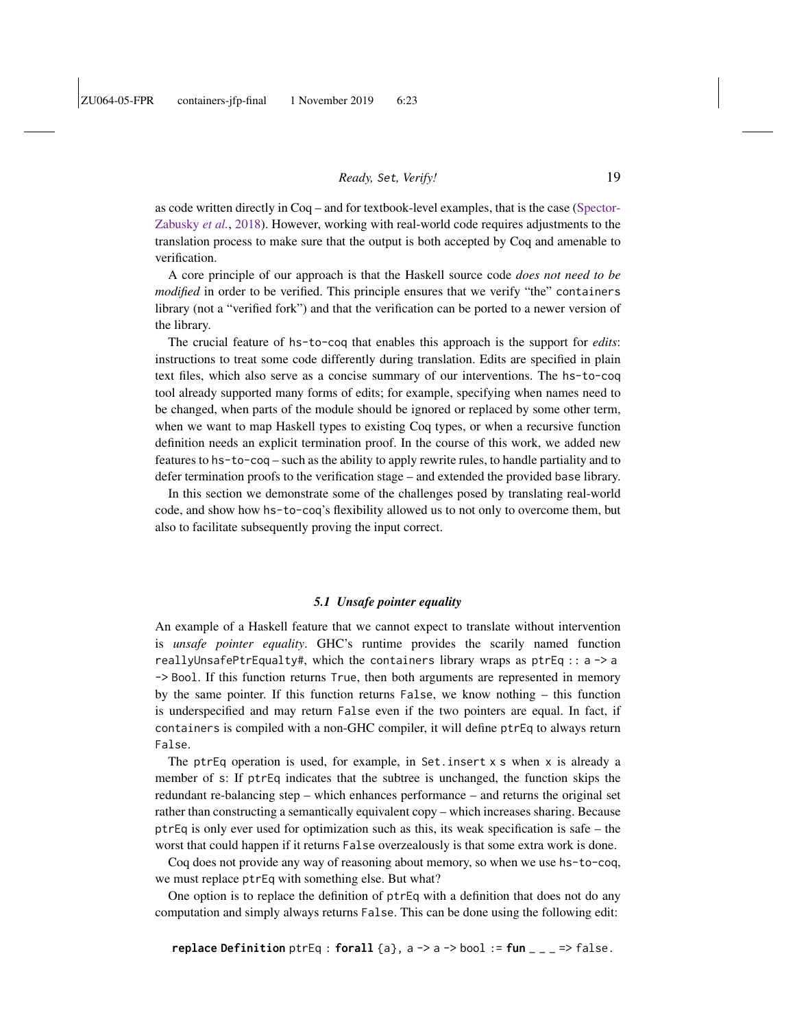as code written directly in Coq – and for textbook-level examples, that is the case (Spector-Zabusky *et al.*, 2018). However, working with real-world code requires adjustments to the translation process to make sure that the output is both accepted by Coq and amenable to verification.

A core principle of our approach is that the Haskell source code *does not need to be modified* in order to be verified. This principle ensures that we verify "the" `containers` library (not a "verified fork") and that the verification can be ported to a newer version of the library.

The crucial feature of `hs-to-coq` that enables this approach is the support for *edits*: instructions to treat some code differently during translation. Edits are specified in plain text files, which also serve as a concise summary of our interventions. The `hs-to-coq` tool already supported many forms of edits; for example, specifying when names need to be changed, when parts of the module should be ignored or replaced by some other term, when we want to map Haskell types to existing Coq types, or when a recursive function definition needs an explicit termination proof. In the course of this work, we added new features to `hs-to-coq` – such as the ability to apply rewrite rules, to handle partiality and to defer termination proofs to the verification stage – and extended the provided `base` library.

In this section we demonstrate some of the challenges posed by translating real-world code, and show how `hs-to-coq`'s flexibility allowed us to not only to overcome them, but also to facilitate subsequently proving the input correct.

### *5.1 Unsafe pointer equality*

An example of a Haskell feature that we cannot expect to translate without intervention is *unsafe pointer equality*. GHC's runtime provides the scarily named function `reallyUnsafePtrEquality#`, which the `containers` library wraps as `ptrEq :: a -> a -> Bool`. If this function returns `True`, then both arguments are represented in memory by the same pointer. If this function returns `False`, we know nothing – this function is underspecified and may return `False` even if the two pointers are equal. In fact, if `containers` is compiled with a non-GHC compiler, it will define `ptrEq` to always return `False`.

The `ptrEq` operation is used, for example, in `Set.insert x s` when `x` is already a member of `s`: If `ptrEq` indicates that the subtree is unchanged, the function skips the redundant re-balancing step – which enhances performance – and returns the original set rather than constructing a semantically equivalent copy – which increases sharing. Because `ptrEq` is only ever used for optimization such as this, its weak specification is safe – the worst that could happen if it returns `False` overzealously is that some extra work is done.

Coq does not provide any way of reasoning about memory, so when we use `hs-to-coq`, we must replace `ptrEq` with something else. But what?

One option is to replace the definition of `ptrEq` with a definition that does not do any computation and simply always returns `False`. This can be done using the following edit:

```
replace Definition ptrEq : forall {a}, a -> a -> bool := fun _ _ _ => false.
```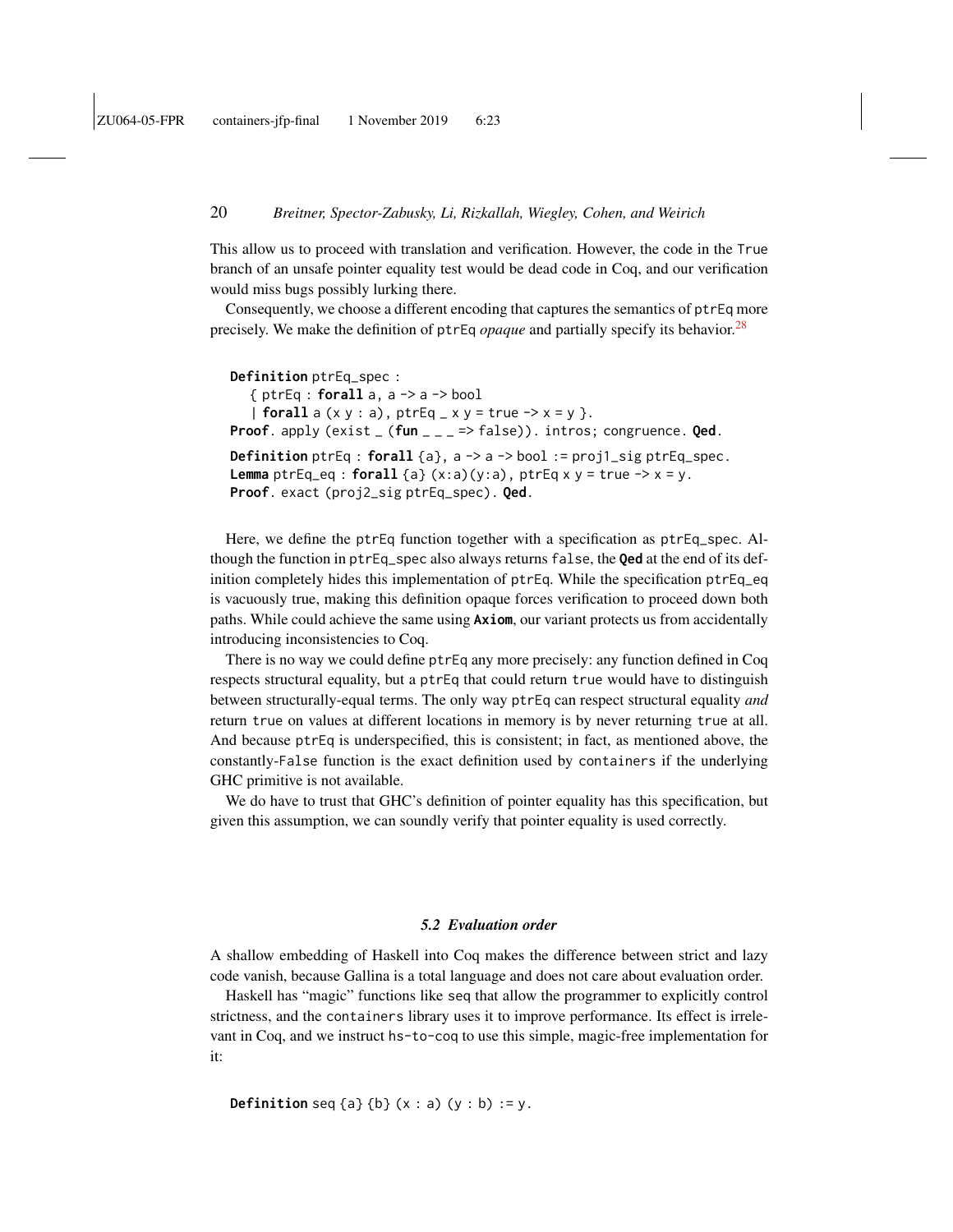This allow us to proceed with translation and verification. However, the code in the True branch of an unsafe pointer equality test would be dead code in Coq, and our verification would miss bugs possibly lurking there.

Consequently, we choose a different encoding that captures the semantics of ptrEq more precisely. We make the definition of ptrEq *opaque* and partially specify its behavior.[28]

```
Definition ptrEq_spec :
  { ptrEq : forall a, a -> a -> bool
  | forall a (x y : a), ptrEq _ x y = true -> x = y }.
Proof. apply (exist _ (fun _ _ _ => false)). intros; congruence. Qed.

Definition ptrEq : forall {a}, a -> a -> bool := proj1_sig ptrEq_spec.
Lemma ptrEq_eq : forall {a} (x:a)(y:a), ptrEq x y = true -> x = y.
Proof. exact (proj2_sig ptrEq_spec). Qed.
```

Here, we define the ptrEq function together with a specification as ptrEq_spec. Although the function in ptrEq_spec also always returns false, the **Qed** at the end of its definition completely hides this implementation of ptrEq. While the specification ptrEq_eq is vacuously true, making this definition opaque forces verification to proceed down both paths. While could achieve the same using **Axiom**, our variant protects us from accidentally introducing inconsistencies to Coq.

There is no way we could define ptrEq any more precisely: any function defined in Coq respects structural equality, but a ptrEq that could return true would have to distinguish between structurally-equal terms. The only way ptrEq can respect structural equality *and* return true on values at different locations in memory is by never returning true at all. And because ptrEq is underspecified, this is consistent; in fact, as mentioned above, the constantly-False function is the exact definition used by containers if the underlying GHC primitive is not available.

We do have to trust that GHC's definition of pointer equality has this specification, but given this assumption, we can soundly verify that pointer equality is used correctly.

### *5.2 Evaluation order*

A shallow embedding of Haskell into Coq makes the difference between strict and lazy code vanish, because Gallina is a total language and does not care about evaluation order.

Haskell has "magic" functions like seq that allow the programmer to explicitly control strictness, and the containers library uses it to improve performance. Its effect is irrelevant in Coq, and we instruct hs-to-coq to use this simple, magic-free implementation for it:

```
Definition seq {a} {b} (x : a) (y : b) := y.
```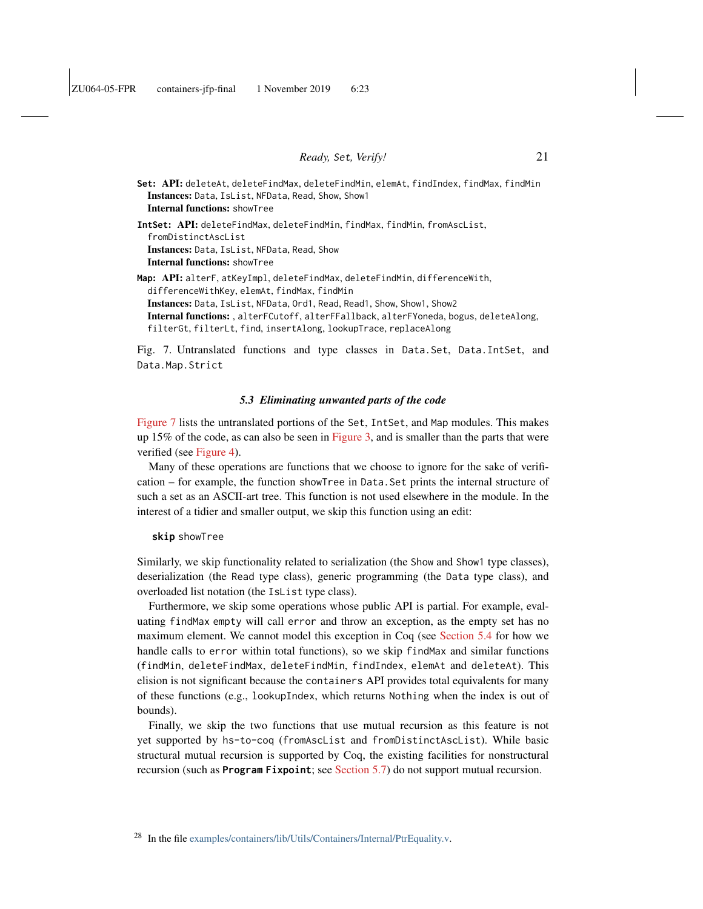**`Set`: API:** `deleteAt`, `deleteFindMax`, `deleteFindMin`, `elemAt`, `findIndex`, `findMax`, `findMin`
**Instances:** `Data`, `IsList`, `NFData`, `Read`, `Show`, `Show1`
**Internal functions:** `showTree`

**`IntSet`: API:** `deleteFindMax`, `deleteFindMin`, `findMax`, `findMin`, `fromAscList`, `fromDistinctAscList`
**Instances:** `Data`, `IsList`, `NFData`, `Read`, `Show`
**Internal functions:** `showTree`

**`Map`: API:** `alterF`, `atKeyImpl`, `deleteFindMax`, `deleteFindMin`, `differenceWith`, `differenceWithKey`, `elemAt`, `findMax`, `findMin`
**Instances:** `Data`, `IsList`, `NFData`, `Ord1`, `Read`, `Read1`, `Show`, `Show1`, `Show2`
**Internal functions:** , `alterFCutoff`, `alterFFallback`, `alterFYoneda`, `bogus`, `deleteAlong`, `filterGt`, `filterLt`, `find`, `insertAlong`, `lookupTrace`, `replaceAlong`

Fig. 7. Untranslated functions and type classes in `Data.Set`, `Data.IntSet`, and `Data.Map.Strict`

### *5.3 Eliminating unwanted parts of the code*

Figure 7 lists the untranslated portions of the `Set`, `IntSet`, and `Map` modules. This makes up 15% of the code, as can also be seen in Figure 3, and is smaller than the parts that were verified (see Figure 4).

Many of these operations are functions that we choose to ignore for the sake of verification – for example, the function `showTree` in `Data.Set` prints the internal structure of such a set as an ASCII-art tree. This function is not used elsewhere in the module. In the interest of a tidier and smaller output, we skip this function using an edit:

```
skip showTree
```

Similarly, we skip functionality related to serialization (the `Show` and `Show1` type classes), deserialization (the `Read` type class), generic programming (the `Data` type class), and overloaded list notation (the `IsList` type class).

Furthermore, we skip some operations whose public API is partial. For example, evaluating `findMax empty` will call `error` and throw an exception, as the empty set has no maximum element. We cannot model this exception in Coq (see Section 5.4 for how we handle calls to `error` within total functions), so we skip `findMax` and similar functions (`findMin`, `deleteFindMax`, `deleteFindMin`, `findIndex`, `elemAt` and `deleteAt`). This elision is not significant because the `containers` API provides total equivalents for many of these functions (e.g., `lookupIndex`, which returns `Nothing` when the index is out of bounds).

Finally, we skip the two functions that use mutual recursion as this feature is not yet supported by `hs-to-coq` (`fromAscList` and `fromDistinctAscList`). While basic structural mutual recursion is supported by Coq, the existing facilities for nonstructural recursion (such as **`Program Fixpoint`**; see Section 5.7) do not support mutual recursion.

[28] In the file examples/containers/lib/Utils/Containers/Internal/PtrEquality.v.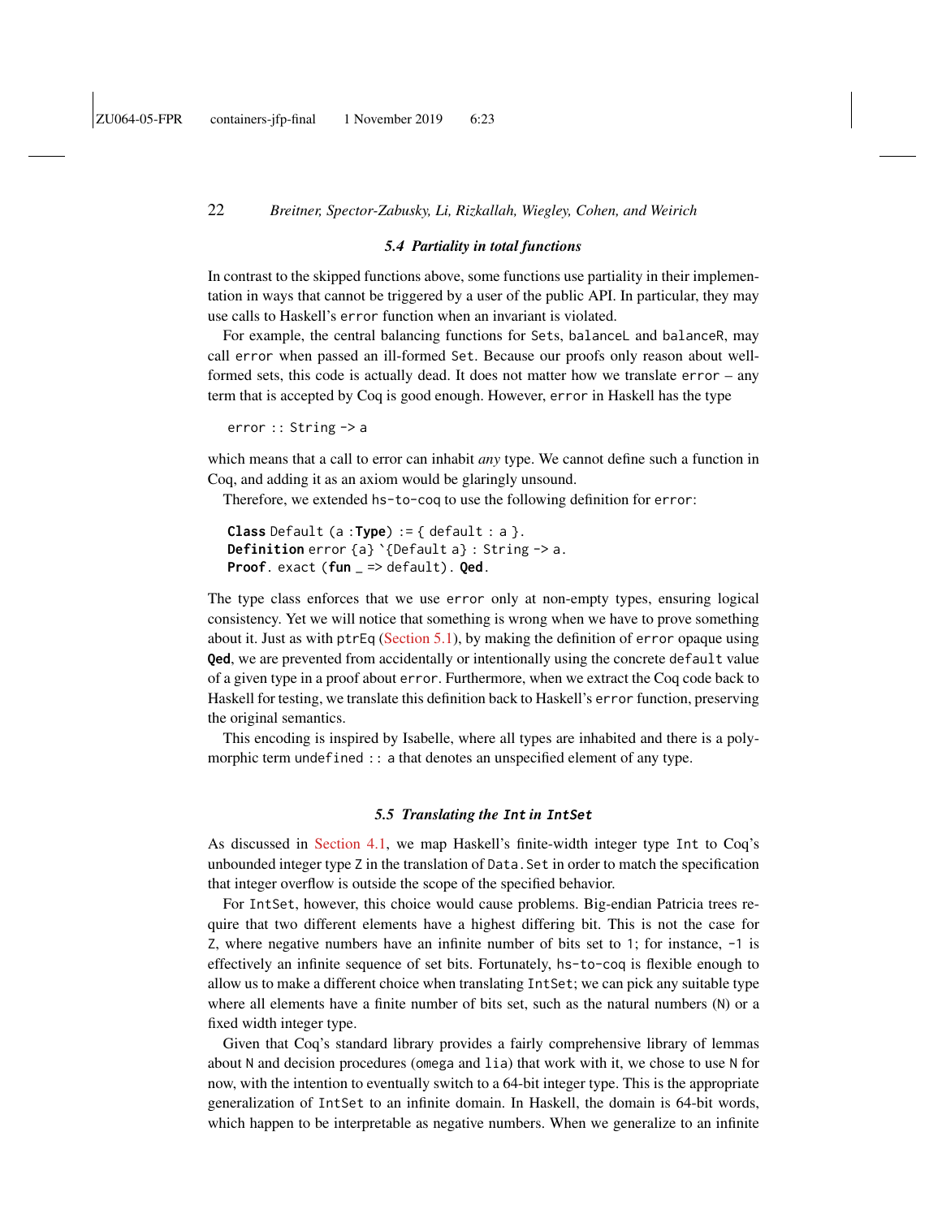### 5.4 Partiality in total functions

In contrast to the skipped functions above, some functions use partiality in their implementation in ways that cannot be triggered by a user of the public API. In particular, they may use calls to Haskell's `error` function when an invariant is violated.

For example, the central balancing functions for `Set`s, `balanceL` and `balanceR`, may call `error` when passed an ill-formed `Set`. Because our proofs only reason about well-formed sets, this code is actually dead. It does not matter how we translate `error` – any term that is accepted by Coq is good enough. However, `error` in Haskell has the type

```
error :: String -> a
```

which means that a call to error can inhabit *any* type. We cannot define such a function in Coq, and adding it as an axiom would be glaringly unsound.

Therefore, we extended `hs-to-coq` to use the following definition for `error`:

```
Class Default (a :Type) := { default : a }.
Definition error {a} `{Default a} : String -> a.
Proof. exact (fun _ => default). Qed.
```

The type class enforces that we use `error` only at non-empty types, ensuring logical consistency. Yet we will notice that something is wrong when we have to prove something about it. Just as with `ptrEq` (Section 5.1), by making the definition of `error` opaque using **`Qed`**, we are prevented from accidentally or intentionally using the concrete `default` value of a given type in a proof about `error`. Furthermore, when we extract the Coq code back to Haskell for testing, we translate this definition back to Haskell's `error` function, preserving the original semantics.

This encoding is inspired by Isabelle, where all types are inhabited and there is a polymorphic term `undefined :: a` that denotes an unspecified element of any type.

### 5.5 Translating the `Int` in `IntSet`

As discussed in Section 4.1, we map Haskell's finite-width integer type `Int` to Coq's unbounded integer type `Z` in the translation of `Data.Set` in order to match the specification that integer overflow is outside the scope of the specified behavior.

For `IntSet`, however, this choice would cause problems. Big-endian Patricia trees require that two different elements have a highest differing bit. This is not the case for `Z`, where negative numbers have an infinite number of bits set to `1`; for instance, `-1` is effectively an infinite sequence of set bits. Fortunately, `hs-to-coq` is flexible enough to allow us to make a different choice when translating `IntSet`; we can pick any suitable type where all elements have a finite number of bits set, such as the natural numbers (`N`) or a fixed width integer type.

Given that Coq's standard library provides a fairly comprehensive library of lemmas about `N` and decision procedures (`omega` and `lia`) that work with it, we chose to use `N` for now, with the intention to eventually switch to a 64-bit integer type. This is the appropriate generalization of `IntSet` to an infinite domain. In Haskell, the domain is 64-bit words, which happen to be interpretable as negative numbers. When we generalize to an infinite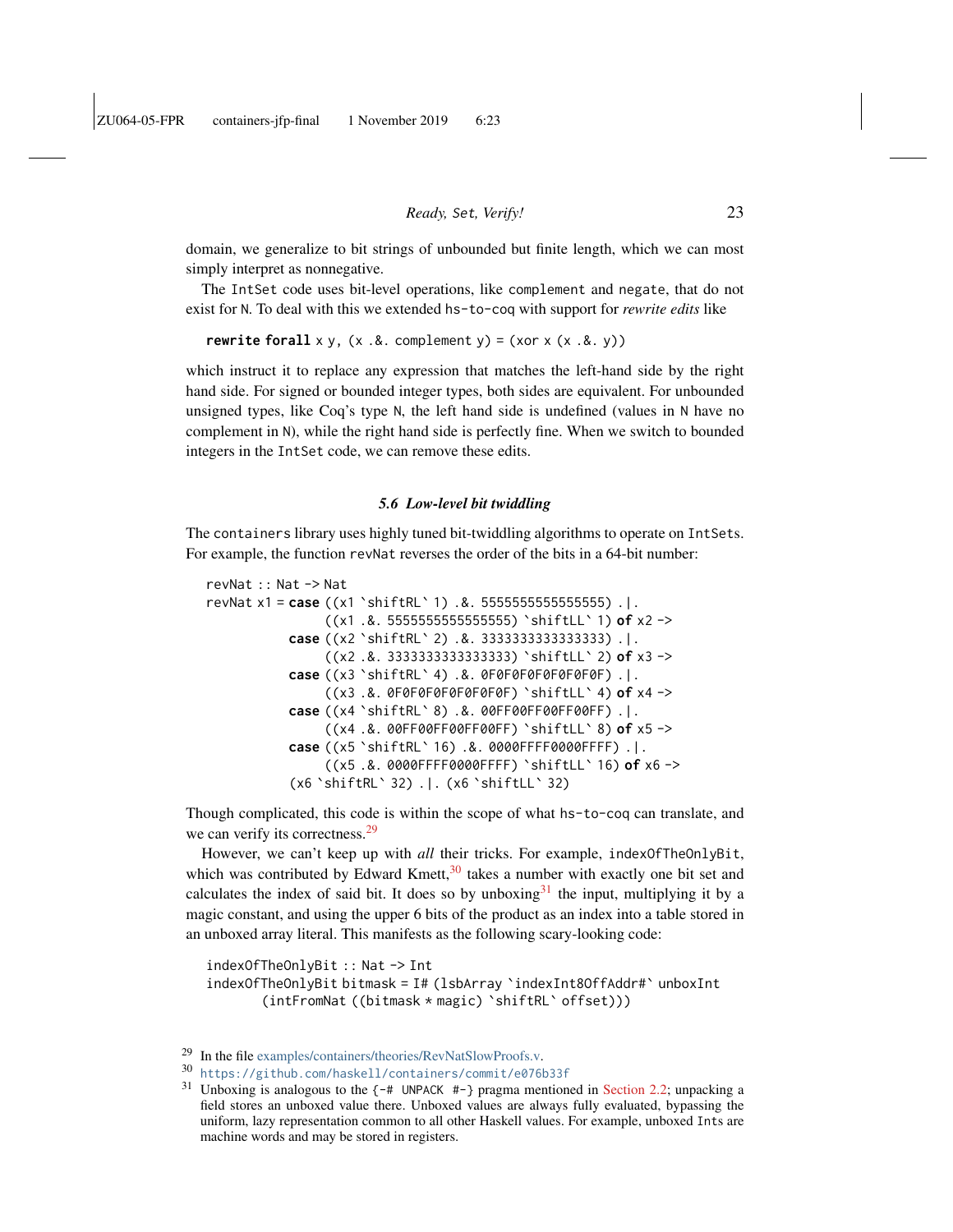domain, we generalize to bit strings of unbounded but finite length, which we can most simply interpret as nonnegative.

The `IntSet` code uses bit-level operations, like `complement` and `negate`, that do not exist for `N`. To deal with this we extended `hs-to-coq` with support for *rewrite edits* like

```
rewrite forall x y, (x .&. complement y) = (xor x (x .&. y))
```

which instruct it to replace any expression that matches the left-hand side by the right hand side. For signed or bounded integer types, both sides are equivalent. For unbounded unsigned types, like Coq's type `N`, the left hand side is undefined (values in `N` have no complement in `N`), while the right hand side is perfectly fine. When we switch to bounded integers in the `IntSet` code, we can remove these edits.

### 5.6 *Low-level bit twiddling*

The `containers` library uses highly tuned bit-twiddling algorithms to operate on `IntSet`s. For example, the function `revNat` reverses the order of the bits in a 64-bit number:

```
revNat :: Nat -> Nat
revNat x1 = case ((x1 `shiftRL` 1) .&. 5555555555555555) .|.
                 ((x1 .&. 5555555555555555) `shiftLL` 1) of x2 ->
            case ((x2 `shiftRL` 2) .&. 3333333333333333) .|.
                 ((x2 .&. 3333333333333333) `shiftLL` 2) of x3 ->
            case ((x3 `shiftRL` 4) .&. 0F0F0F0F0F0F0F0F) .|.
                 ((x3 .&. 0F0F0F0F0F0F0F0F) `shiftLL` 4) of x4 ->
            case ((x4 `shiftRL` 8) .&. 00FF00FF00FF00FF) .|.
                 ((x4 .&. 00FF00FF00FF00FF) `shiftLL` 8) of x5 ->
            case ((x5 `shiftRL` 16) .&. 0000FFFF0000FFFF) .|.
                 ((x5 .&. 0000FFFF0000FFFF) `shiftLL` 16) of x6 ->
            (x6 `shiftRL` 32) .|. (x6 `shiftLL` 32)
```

Though complicated, this code is within the scope of what `hs-to-coq` can translate, and we can verify its correctness.[29]

However, we can't keep up with *all* their tricks. For example, `indexOfTheOnlyBit`, which was contributed by Edward Kmett,[30] takes a number with exactly one bit set and calculates the index of said bit. It does so by unboxing[31] the input, multiplying it by a magic constant, and using the upper 6 bits of the product as an index into a table stored in an unboxed array literal. This manifests as the following scary-looking code:

```
indexOfTheOnlyBit :: Nat -> Int
indexOfTheOnlyBit bitmask = I# (lsbArray `indexInt8OffAddr#` unboxInt
       (intFromNat ((bitmask * magic) `shiftRL` offset)))
```

[29] In the file examples/containers/theories/RevNatSlowProofs.v.

[30] https://github.com/haskell/containers/commit/e076b33f

[31] Unboxing is analogous to the `{-# UNPACK #-}` pragma mentioned in Section 2.2; unpacking a field stores an unboxed value there. Unboxed values are always fully evaluated, bypassing the uniform, lazy representation common to all other Haskell values. For example, unboxed `Int`s are machine words and may be stored in registers.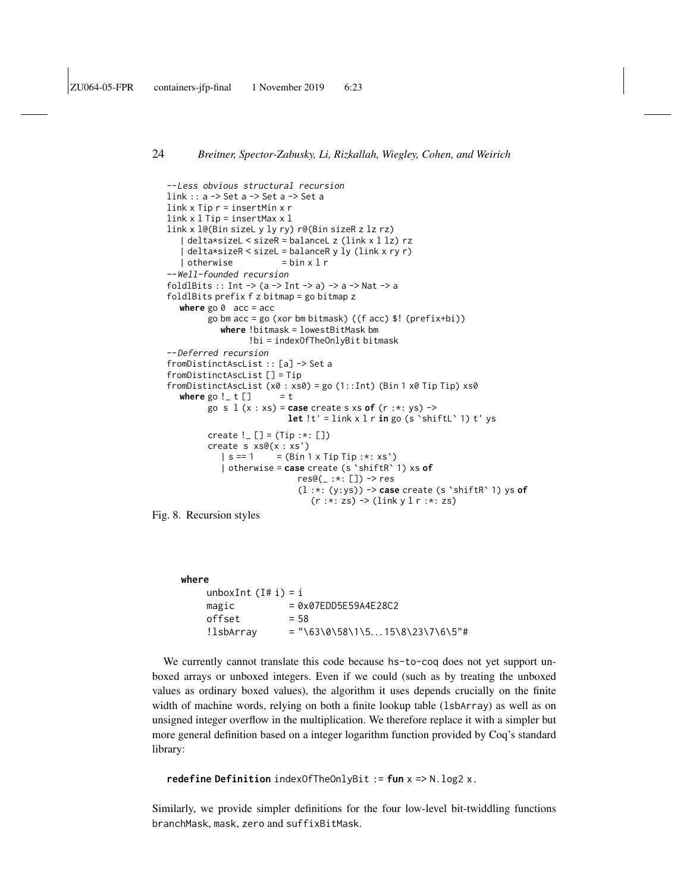```
--Less obvious structural recursion
link :: a -> Set a -> Set a -> Set a
link x Tip r = insertMin x r
link x l Tip = insertMax x l
link x l@(Bin sizeL y ly ry) r@(Bin sizeR z lz rz)
   | delta*sizeL < sizeR = balanceL z (link x l lz) rz
   | delta*sizeR < sizeL = balanceR y ly (link x ry r)
   | otherwise           = bin x l r
--Well-founded recursion
foldlBits :: Int -> (a -> Int -> a) -> a -> Nat -> a
foldlBits prefix f z bitmap = go bitmap z
   where go 0  acc = acc
         go bm acc = go (xor bm bitmap) ((f acc) $! (prefix+bi))
            where !bitmask = lowestBitMask bm
                  !bi = indexOfTheOnlyBit bitmask
--Deferred recursion
fromDistinctAscList :: [a] -> Set a
fromDistinctAscList [] = Tip
fromDistinctAscList (x0 : xs0) = go (1::Int) (Bin 1 x0 Tip Tip) xs0
   where go !_ t []       = t
         go  s  l (x : xs) = case create s xs of (r :*: ys) ->
                           let !t' = link x l r in go (s `shiftL` 1) t' ys

         create !_ [] = (Tip :*: [])
         create  s  xs@(x : xs')
            | s == 1      = (Bin 1 x Tip Tip :*: xs')
            | otherwise = case create (s `shiftR` 1) xs of
                            res@(_ :*: []) -> res
                            (l :*: (y:ys)) -> case create (s `shiftR` 1) ys of
                               (r :*: zs) -> (link y l r :*: zs)
```

Fig. 8. Recursion styles

```
   where
      unboxInt (I# i) = i
      magic           = 0x07EDD5E59A4E28C2
      offset          = 58
      !lsbArray       = "\63\0\58\1\5...15\8\23\7\6\5"#
```

We currently cannot translate this code because hs-to-coq does not yet support unboxed arrays or unboxed integers. Even if we could (such as by treating the unboxed values as ordinary boxed values), the algorithm it uses depends crucially on the finite width of machine words, relying on both a finite lookup table (lsbArray) as well as on unsigned integer overflow in the multiplication. We therefore replace it with a simpler but more general definition based on a integer logarithm function provided by Coq's standard library:

```
redefine Definition indexOfTheOnlyBit := fun x => N.log2 x.
```

Similarly, we provide simpler definitions for the four low-level bit-twiddling functions branchMask, mask, zero and suffixBitMask.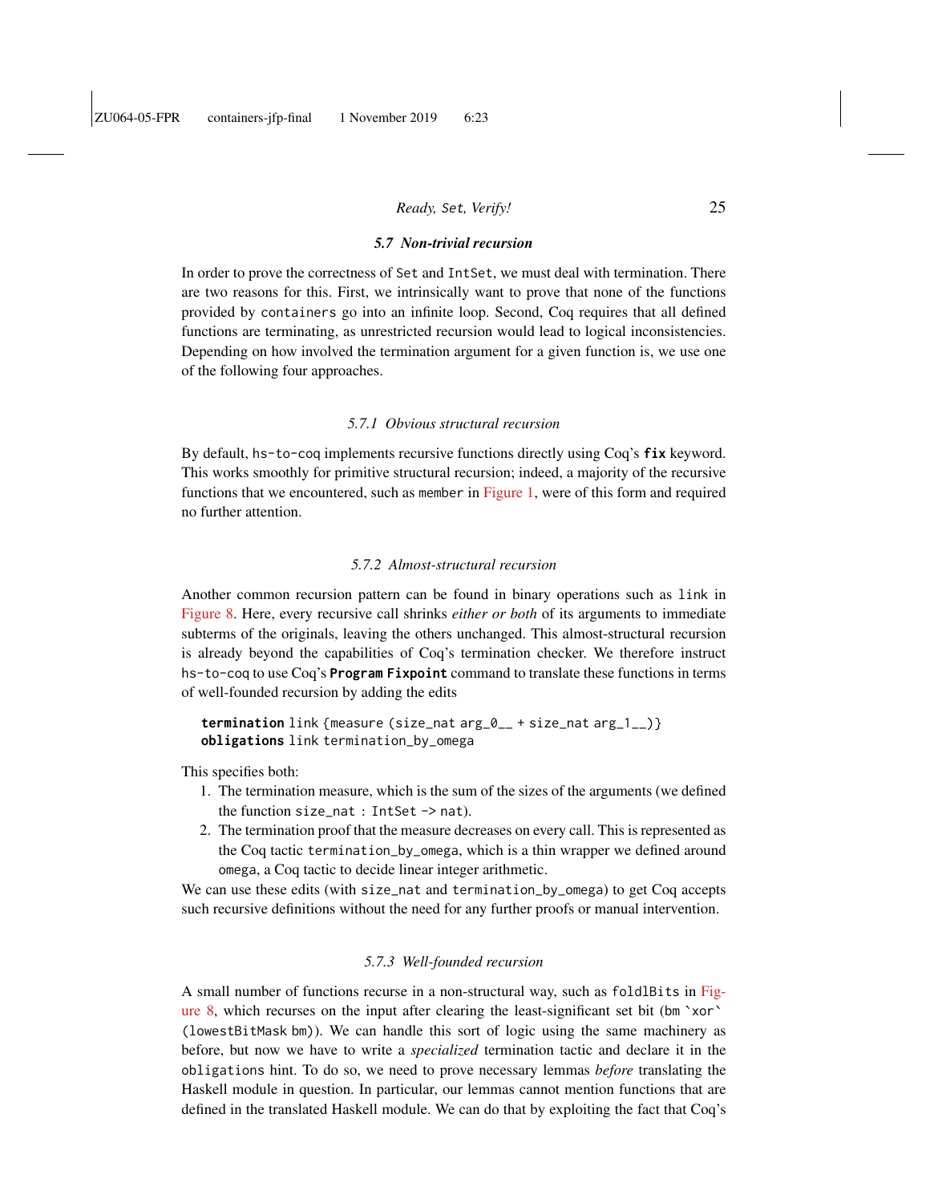### 5.7 Non-trivial recursion

In order to prove the correctness of `Set` and `IntSet`, we must deal with termination. There are two reasons for this. First, we intrinsically want to prove that none of the functions provided by `containers` go into an infinite loop. Second, Coq requires that all defined functions are terminating, as unrestricted recursion would lead to logical inconsistencies. Depending on how involved the termination argument for a given function is, we use one of the following four approaches.

#### 5.7.1 Obvious structural recursion

By default, `hs-to-coq` implements recursive functions directly using Coq's **`fix`** keyword. This works smoothly for primitive structural recursion; indeed, a majority of the recursive functions that we encountered, such as `member` in Figure 1, were of this form and required no further attention.

#### 5.7.2 Almost-structural recursion

Another common recursion pattern can be found in binary operations such as `link` in Figure 8. Here, every recursive call shrinks *either or both* of its arguments to immediate subterms of the originals, leaving the others unchanged. This almost-structural recursion is already beyond the capabilities of Coq's termination checker. We therefore instruct `hs-to-coq` to use Coq's **`Program Fixpoint`** command to translate these functions in terms of well-founded recursion by adding the edits

```
termination link {measure (size_nat arg_0__ + size_nat arg_1__)}
obligations link termination_by_omega
```

This specifies both:

1. The termination measure, which is the sum of the sizes of the arguments (we defined the function `size_nat : IntSet -> nat`).
2. The termination proof that the measure decreases on every call. This is represented as the Coq tactic `termination_by_omega`, which is a thin wrapper we defined around `omega`, a Coq tactic to decide linear integer arithmetic.

We can use these edits (with `size_nat` and `termination_by_omega`) to get Coq accepts such recursive definitions without the need for any further proofs or manual intervention.

#### 5.7.3 Well-founded recursion

A small number of functions recurse in a non-structural way, such as `foldlBits` in Figure 8, which recurses on the input after clearing the least-significant set bit (``bm `xor` (lowestBitMask bm)``). We can handle this sort of logic using the same machinery as before, but now we have to write a *specialized* termination tactic and declare it in the `obligations` hint. To do so, we need to prove necessary lemmas *before* translating the Haskell module in question. In particular, our lemmas cannot mention functions that are defined in the translated Haskell module. We can do that by exploiting the fact that Coq's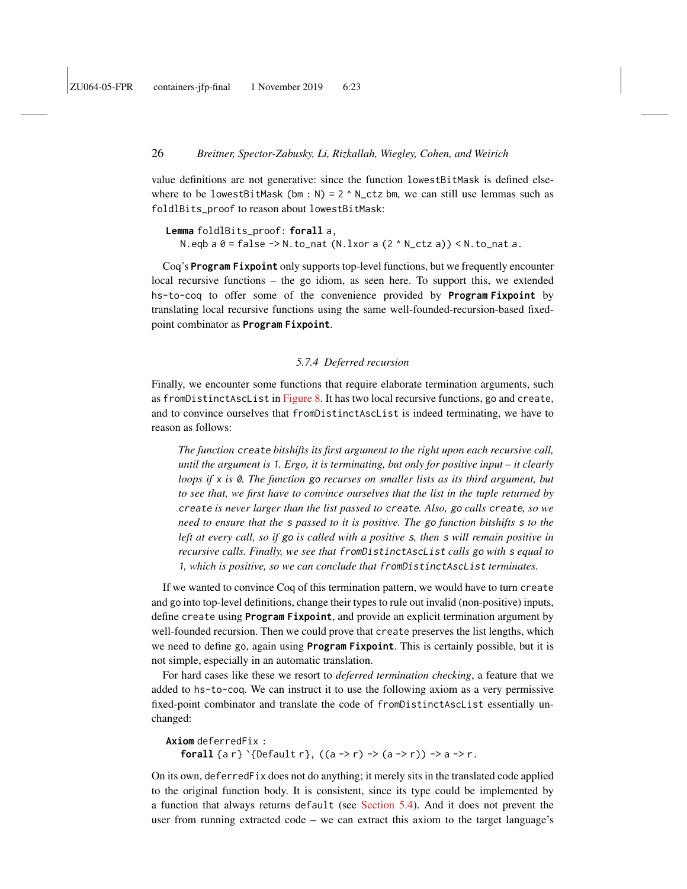value definitions are not generative: since the function `lowestBitMask` is defined elsewhere to be `lowestBitMask (bm : N) = 2 ^ N_ctz bm`, we can still use lemmas such as `foldlBits_proof` to reason about `lowestBitMask`:

```
Lemma foldlBits_proof: forall a,
  N.eqb a 0 = false -> N.to_nat (N.lxor a (2 ^ N_ctz a)) < N.to_nat a.
```

Coq's **Program Fixpoint** only supports top-level functions, but we frequently encounter local recursive functions – the go idiom, as seen here. To support this, we extended `hs-to-coq` to offer some of the convenience provided by **Program Fixpoint** by translating local recursive functions using the same well-founded-recursion-based fixed-point combinator as **Program Fixpoint**.

### 5.7.4 Deferred recursion

Finally, we encounter some functions that require elaborate termination arguments, such as `fromDistinctAscList` in Figure 8. It has two local recursive functions, go and `create`, and to convince ourselves that `fromDistinctAscList` is indeed terminating, we have to reason as follows:

> *The function `create` bitshifts its first argument to the right upon each recursive call, until the argument is 1. Ergo, it is terminating, but only for positive input – it clearly loops if `x` is `0`. The function go recurses on smaller lists as its third argument, but to see that, we first have to convince ourselves that the list in the tuple returned by `create` is never larger than the list passed to `create`. Also, go calls `create`, so we need to ensure that the `s` passed to it is positive. The go function bitshifts `s` to the left at every call, so if go is called with a positive `s`, then `s` will remain positive in recursive calls. Finally, we see that `fromDistinctAscList` calls go with `s` equal to 1, which is positive, so we can conclude that `fromDistinctAscList` terminates.*

If we wanted to convince Coq of this termination pattern, we would have to turn `create` and go into top-level definitions, change their types to rule out invalid (non-positive) inputs, define `create` using **Program Fixpoint**, and provide an explicit termination argument by well-founded recursion. Then we could prove that `create` preserves the list lengths, which we need to define go, again using **Program Fixpoint**. This is certainly possible, but it is not simple, especially in an automatic translation.

For hard cases like these we resort to *deferred termination checking*, a feature that we added to `hs-to-coq`. We can instruct it to use the following axiom as a very permissive fixed-point combinator and translate the code of `fromDistinctAscList` essentially unchanged:

```
Axiom deferredFix :
  forall {a r} `{Default r}, ((a -> r) -> (a -> r)) -> a -> r.
```

On its own, `deferredFix` does not do anything; it merely sits in the translated code applied to the original function body. It is consistent, since its type could be implemented by a function that always returns `default` (see Section 5.4). And it does not prevent the user from running extracted code – we can extract this axiom to the target language's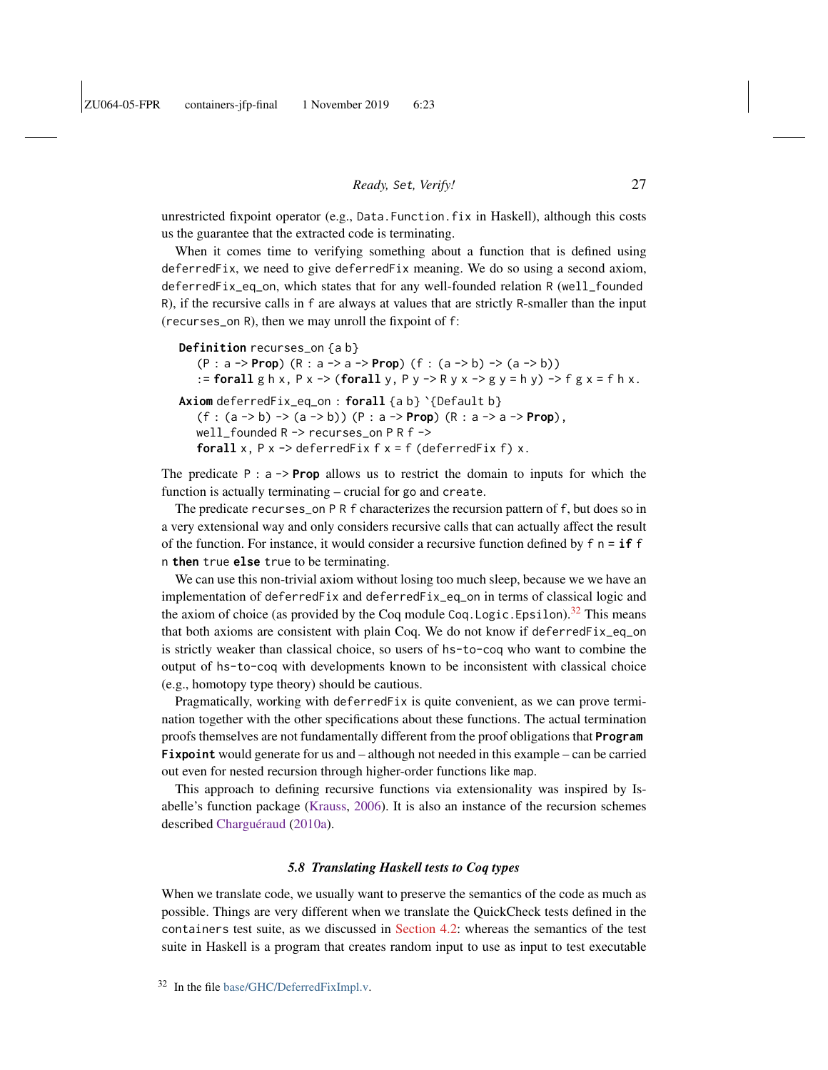unrestricted fixpoint operator (e.g., `Data.Function.fix` in Haskell), although this costs us the guarantee that the extracted code is terminating.

When it comes time to verifying something about a function that is defined using `deferredFix`, we need to give `deferredFix` meaning. We do so using a second axiom, `deferredFix_eq_on`, which states that for any well-founded relation `R` (`well_founded R`), if the recursive calls in `f` are always at values that are strictly `R`-smaller than the input (`recurses_on R`), then we may unroll the fixpoint of `f`:

```
Definition recurses_on {a b}
    (P : a -> Prop) (R : a -> a -> Prop) (f : (a -> b) -> (a -> b))
    := forall g h x, P x -> (forall y, P y -> R y x -> g y = h y) -> f g x = f h x.
Axiom deferredFix_eq_on : forall {a b} `{Default b}
    (f : (a -> b) -> (a -> b)) (P : a -> Prop) (R : a -> a -> Prop),
    well_founded R -> recurses_on P R f ->
    forall x, P x -> deferredFix f x = f (deferredFix f) x.
```

The predicate `P : a -> Prop` allows us to restrict the domain to inputs for which the function is actually terminating – crucial for `go` and `create`.

The predicate `recurses_on P R f` characterizes the recursion pattern of `f`, but does so in a very extensional way and only considers recursive calls that can actually affect the result of the function. For instance, it would consider a recursive function defined by `f n = if f n then true else true` to be terminating.

We can use this non-trivial axiom without losing too much sleep, because we we have an implementation of `deferredFix` and `deferredFix_eq_on` in terms of classical logic and the axiom of choice (as provided by the Coq module `Coq.Logic.Epsilon`).[32] This means that both axioms are consistent with plain Coq. We do not know if `deferredFix_eq_on` is strictly weaker than classical choice, so users of `hs-to-coq` who want to combine the output of `hs-to-coq` with developments known to be inconsistent with classical choice (e.g., homotopy type theory) should be cautious.

Pragmatically, working with `deferredFix` is quite convenient, as we can prove termination together with the other specifications about these functions. The actual termination proofs themselves are not fundamentally different from the proof obligations that **`Program Fixpoint`** would generate for us and – although not needed in this example – can be carried out even for nested recursion through higher-order functions like `map`.

This approach to defining recursive functions via extensionality was inspired by Isabelle's function package (Krauss, 2006). It is also an instance of the recursion schemes described Charguéraud (2010a).

### *5.8 Translating Haskell tests to Coq types*

When we translate code, we usually want to preserve the semantics of the code as much as possible. Things are very different when we translate the QuickCheck tests defined in the `containers` test suite, as we discussed in Section 4.2: whereas the semantics of the test suite in Haskell is a program that creates random input to use as input to test executable

[32] In the file base/GHC/DeferredFixImpl.v.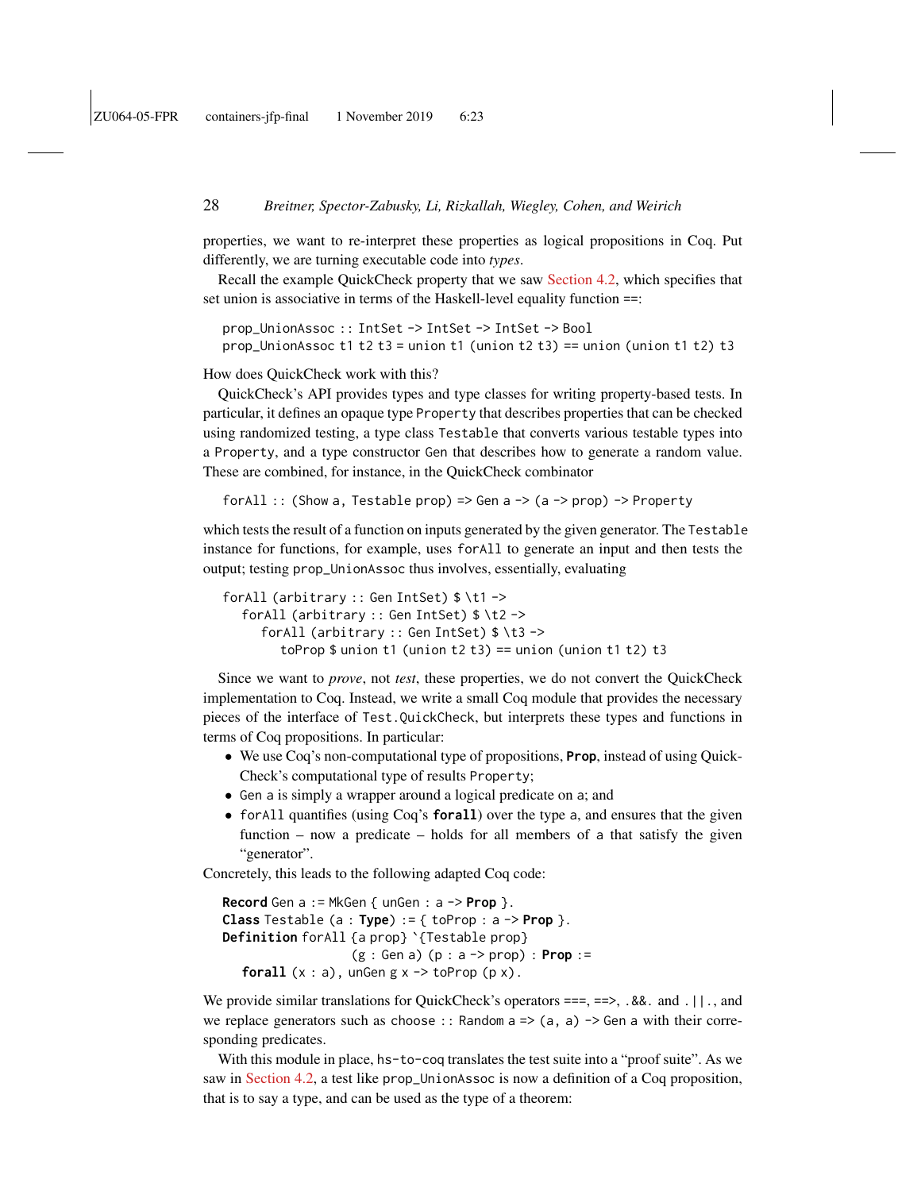properties, we want to re-interpret these properties as logical propositions in Coq. Put differently, we are turning executable code into *types*.

Recall the example QuickCheck property that we saw Section 4.2, which specifies that set union is associative in terms of the Haskell-level equality function ==:

```
prop_UnionAssoc :: IntSet -> IntSet -> IntSet -> Bool
prop_UnionAssoc t1 t2 t3 = union t1 (union t2 t3) == union (union t1 t2) t3
```

How does QuickCheck work with this?

QuickCheck's API provides types and type classes for writing property-based tests. In particular, it defines an opaque type `Property` that describes properties that can be checked using randomized testing, a type class `Testable` that converts various testable types into a `Property`, and a type constructor `Gen` that describes how to generate a random value. These are combined, for instance, in the QuickCheck combinator

```
forAll :: (Show a, Testable prop) => Gen a -> (a -> prop) -> Property
```

which tests the result of a function on inputs generated by the given generator. The `Testable` instance for functions, for example, uses `forAll` to generate an input and then tests the output; testing `prop_UnionAssoc` thus involves, essentially, evaluating

```
forAll (arbitrary :: Gen IntSet) $ \t1 ->
  forAll (arbitrary :: Gen IntSet) $ \t2 ->
    forAll (arbitrary :: Gen IntSet) $ \t3 ->
      toProp $ union t1 (union t2 t3) == union (union t1 t2) t3
```

Since we want to *prove*, not *test*, these properties, we do not convert the QuickCheck implementation to Coq. Instead, we write a small Coq module that provides the necessary pieces of the interface of `Test.QuickCheck`, but interprets these types and functions in terms of Coq propositions. In particular:

- We use Coq's non-computational type of propositions, **`Prop`**, instead of using QuickCheck's computational type of results `Property`;
- `Gen a` is simply a wrapper around a logical predicate on `a`; and
- `forAll` quantifies (using Coq's **`forall`**) over the type `a`, and ensures that the given function – now a predicate – holds for all members of `a` that satisfy the given "generator".

Concretely, this leads to the following adapted Coq code:

```
Record Gen a := MkGen { unGen : a -> Prop }.
Class Testable (a : Type) := { toProp : a -> Prop }.
Definition forAll {a prop} `{Testable prop}
                  (g : Gen a) (p : a -> prop) : Prop :=
  forall (x : a), unGen g x -> toProp (p x).
```

We provide similar translations for QuickCheck's operators `===`, `==>`, `.&&.` and `.||.`, and we replace generators such as `choose :: Random a => (a, a) -> Gen a` with their corresponding predicates.

With this module in place, `hs-to-coq` translates the test suite into a "proof suite". As we saw in Section 4.2, a test like `prop_UnionAssoc` is now a definition of a Coq proposition, that is to say a type, and can be used as the type of a theorem: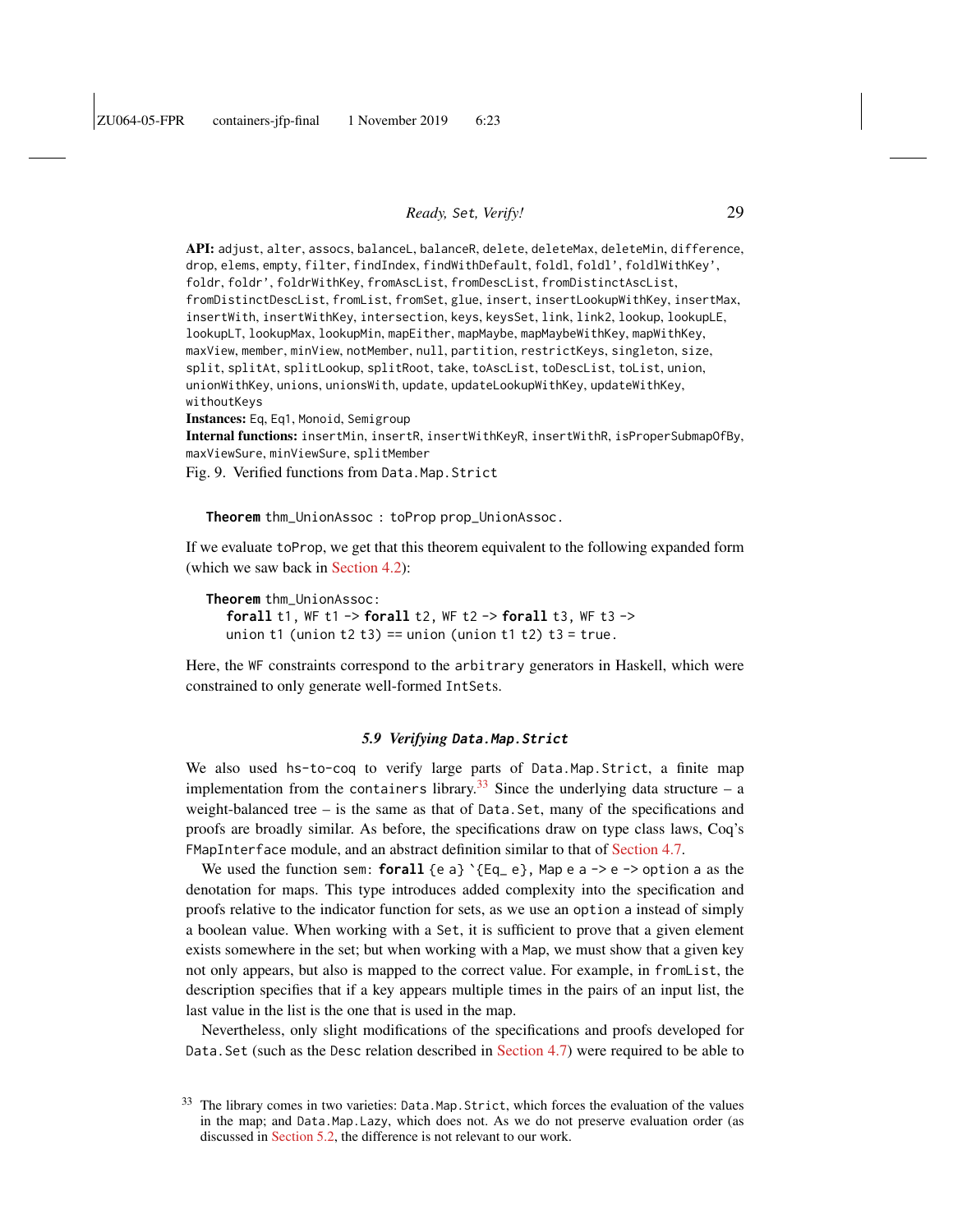**API:** adjust, alter, assocs, balanceL, balanceR, delete, deleteMax, deleteMin, difference, drop, elems, empty, filter, findIndex, findWithDefault, foldl, foldl', foldlWithKey', foldr, foldr', foldrWithKey, fromAscList, fromDescList, fromDistinctAscList, fromDistinctDescList, fromList, fromSet, glue, insert, insertLookupWithKey, insertMax, insertWith, insertWithKey, intersection, keys, keysSet, link, link2, lookup, lookupLE, lookupLT, lookupMax, lookupMin, mapEither, mapMaybe, mapMaybeWithKey, mapWithKey, maxView, member, minView, notMember, null, partition, restrictKeys, singleton, size, split, splitAt, splitLookup, splitRoot, take, toAscList, toDescList, toList, union, unionWithKey, unions, unionsWith, update, updateLookupWithKey, updateWithKey, withoutKeys

**Instances:** Eq, Eq1, Monoid, Semigroup

**Internal functions:** insertMin, insertR, insertWithKeyR, insertWithR, isProperSubmapOfBy, maxViewSure, minViewSure, splitMember

Fig. 9. Verified functions from Data.Map.Strict

```
Theorem thm_UnionAssoc : toProp prop_UnionAssoc.
```

If we evaluate toProp, we get that this theorem equivalent to the following expanded form (which we saw back in Section 4.2):

```
Theorem thm_UnionAssoc:
  forall t1, WF t1 -> forall t2, WF t2 -> forall t3, WF t3 ->
  union t1 (union t2 t3) == union (union t1 t2) t3 = true.
```

Here, the WF constraints correspond to the arbitrary generators in Haskell, which were constrained to only generate well-formed IntSets.

### 5.9 Verifying Data.Map.Strict

We also used hs-to-coq to verify large parts of Data.Map.Strict, a finite map implementation from the containers library.[33] Since the underlying data structure – a weight-balanced tree – is the same as that of Data.Set, many of the specifications and proofs are broadly similar. As before, the specifications draw on type class laws, Coq's FMapInterface module, and an abstract definition similar to that of Section 4.7.

We used the function sem: **forall** {e a} `{Eq_ e}, Map e a -> e -> option a as the denotation for maps. This type introduces added complexity into the specification and proofs relative to the indicator function for sets, as we use an option a instead of simply a boolean value. When working with a Set, it is sufficient to prove that a given element exists somewhere in the set; but when working with a Map, we must show that a given key not only appears, but also is mapped to the correct value. For example, in fromList, the description specifies that if a key appears multiple times in the pairs of an input list, the last value in the list is the one that is used in the map.

Nevertheless, only slight modifications of the specifications and proofs developed for Data.Set (such as the Desc relation described in Section 4.7) were required to be able to

[33] The library comes in two varieties: Data.Map.Strict, which forces the evaluation of the values in the map; and Data.Map.Lazy, which does not. As we do not preserve evaluation order (as discussed in Section 5.2, the difference is not relevant to our work.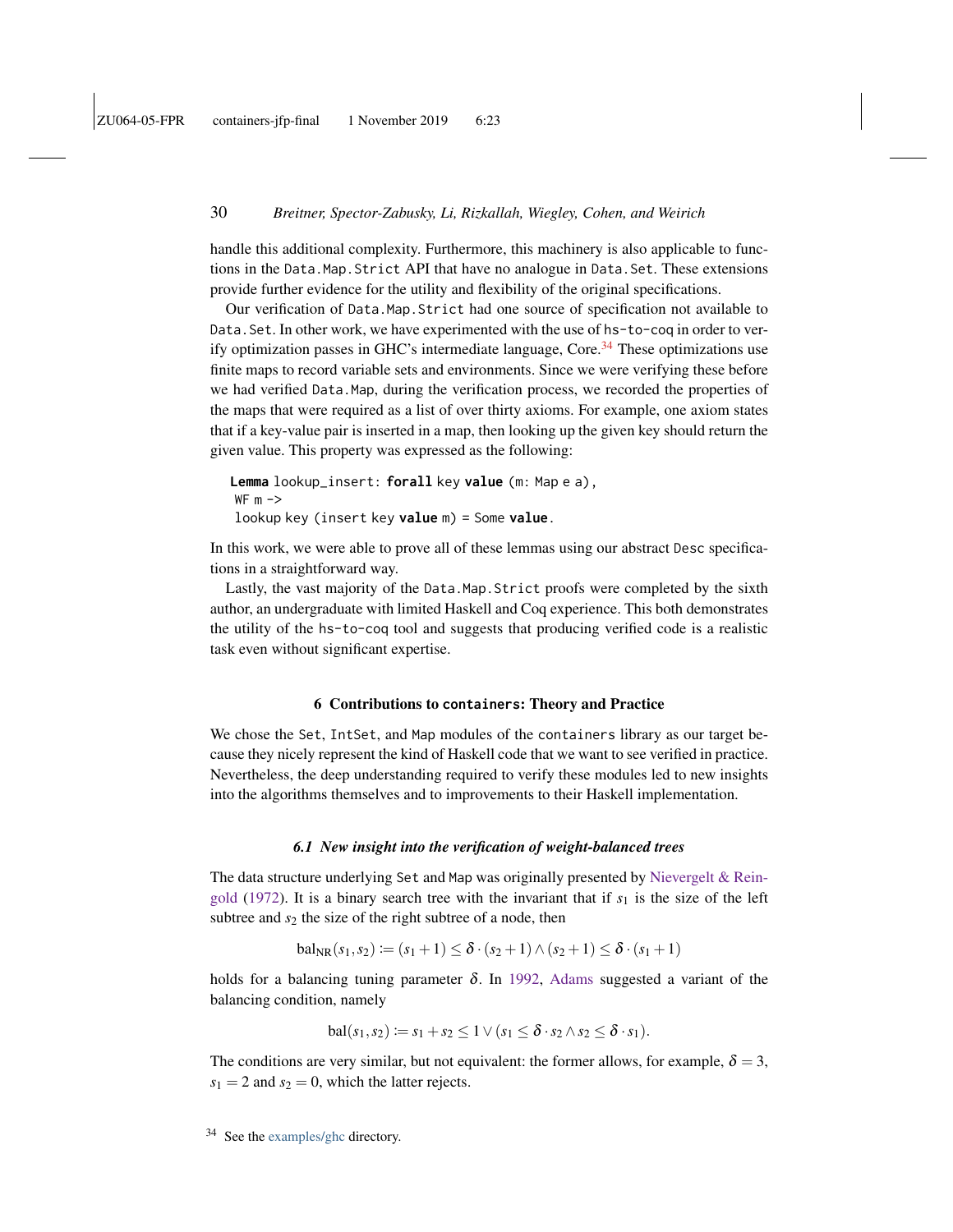handle this additional complexity. Furthermore, this machinery is also applicable to functions in the Data.Map.Strict API that have no analogue in Data.Set. These extensions provide further evidence for the utility and flexibility of the original specifications.

Our verification of Data.Map.Strict had one source of specification not available to Data.Set. In other work, we have experimented with the use of hs-to-coq in order to verify optimization passes in GHC's intermediate language, Core.[34] These optimizations use finite maps to record variable sets and environments. Since we were verifying these before we had verified Data.Map, during the verification process, we recorded the properties of the maps that were required as a list of over thirty axioms. For example, one axiom states that if a key-value pair is inserted in a map, then looking up the given key should return the given value. This property was expressed as the following:

```
Lemma lookup_insert: forall key value (m: Map e a),
 WF m ->
 lookup key (insert key value m) = Some value.
```

In this work, we were able to prove all of these lemmas using our abstract Desc specifications in a straightforward way.

Lastly, the vast majority of the Data.Map.Strict proofs were completed by the sixth author, an undergraduate with limited Haskell and Coq experience. This both demonstrates the utility of the hs-to-coq tool and suggests that producing verified code is a realistic task even without significant expertise.

## 6 Contributions to containers: Theory and Practice

We chose the Set, IntSet, and Map modules of the containers library as our target because they nicely represent the kind of Haskell code that we want to see verified in practice. Nevertheless, the deep understanding required to verify these modules led to new insights into the algorithms themselves and to improvements to their Haskell implementation.

### 6.1 New insight into the verification of weight-balanced trees

The data structure underlying Set and Map was originally presented by Nievergelt & Reingold (1972). It is a binary search tree with the invariant that if $s_1$ is the size of the left subtree and $s_2$ the size of the right subtree of a node, then

$$\text{bal}_{\text{NR}}(s_1, s_2) \coloneqq (s_1 + 1) \leq \delta \cdot (s_2 + 1) \wedge (s_2 + 1) \leq \delta \cdot (s_1 + 1)$$

holds for a balancing tuning parameter $\delta$. In 1992, Adams suggested a variant of the balancing condition, namely

$$\text{bal}(s_1, s_2) \coloneqq s_1 + s_2 \leq 1 \vee (s_1 \leq \delta \cdot s_2 \wedge s_2 \leq \delta \cdot s_1).$$

The conditions are very similar, but not equivalent: the former allows, for example, $\delta = 3$, $s_1 = 2$ and $s_2 = 0$, which the latter rejects.

[34] See the examples/ghc directory.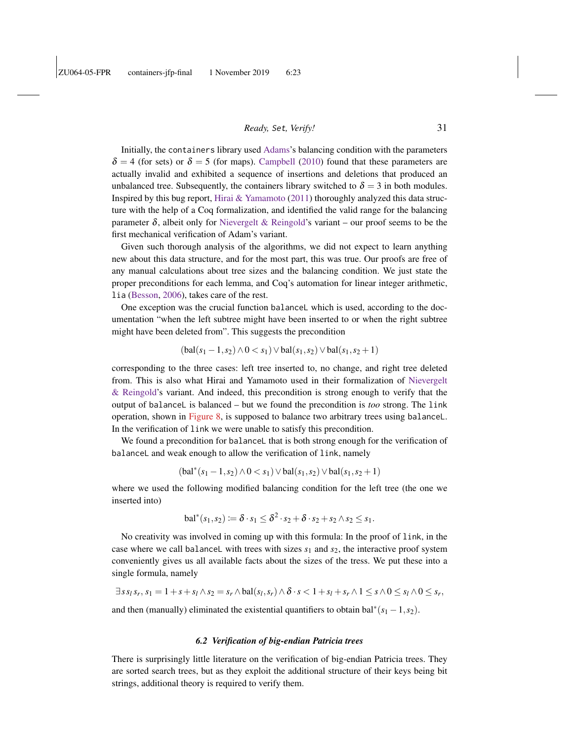Initially, the `containers` library used Adams's balancing condition with the parameters $\delta = 4$ (for sets) or $\delta = 5$ (for maps). Campbell (2010) found that these parameters are actually invalid and exhibited a sequence of insertions and deletions that produced an unbalanced tree. Subsequently, the containers library switched to $\delta = 3$ in both modules. Inspired by this bug report, Hirai & Yamamoto (2011) thoroughly analyzed this data structure with the help of a Coq formalization, and identified the valid range for the balancing parameter $\delta$, albeit only for Nievergelt & Reingold's variant – our proof seems to be the first mechanical verification of Adam's variant.

Given such thorough analysis of the algorithms, we did not expect to learn anything new about this data structure, and for the most part, this was true. Our proofs are free of any manual calculations about tree sizes and the balancing condition. We just state the proper preconditions for each lemma, and Coq's automation for linear integer arithmetic, `lia` (Besson, 2006), takes care of the rest.

One exception was the crucial function `balanceL` which is used, according to the documentation "when the left subtree might have been inserted to or when the right subtree might have been deleted from". This suggests the precondition

$$(\mathrm{bal}(s_1 - 1, s_2) \wedge 0 < s_1) \vee \mathrm{bal}(s_1, s_2) \vee \mathrm{bal}(s_1, s_2 + 1)$$

corresponding to the three cases: left tree inserted to, no change, and right tree deleted from. This is also what Hirai and Yamamoto used in their formalization of Nievergelt & Reingold's variant. And indeed, this precondition is strong enough to verify that the output of `balanceL` is balanced – but we found the precondition is *too* strong. The `link` operation, shown in Figure 8, is supposed to balance two arbitrary trees using `balanceL`. In the verification of `link` we were unable to satisfy this precondition.

We found a precondition for `balanceL` that is both strong enough for the verification of `balanceL` and weak enough to allow the verification of `link`, namely

$$(\mathrm{bal}^*(s_1 - 1, s_2) \wedge 0 < s_1) \vee \mathrm{bal}(s_1, s_2) \vee \mathrm{bal}(s_1, s_2 + 1)$$

where we used the following modified balancing condition for the left tree (the one we inserted into)

$$\mathrm{bal}^*(s_1, s_2) \coloneqq \delta \cdot s_1 \leq \delta^2 \cdot s_2 + \delta \cdot s_2 + s_2 \wedge s_2 \leq s_1.$$

No creativity was involved in coming up with this formula: In the proof of `link`, in the case where we call `balanceL` with trees with sizes $s_1$ and $s_2$, the interactive proof system conveniently gives us all available facts about the sizes of the tress. We put these into a single formula, namely

$$\exists s\, s_l\, s_r,\, s_1 = 1 + s + s_l \wedge s_2 = s_r \wedge \mathrm{bal}(s_l, s_r) \wedge \delta \cdot s < 1 + s_l + s_r \wedge 1 \leq s \wedge 0 \leq s_l \wedge 0 \leq s_r,$$

and then (manually) eliminated the existential quantifiers to obtain $\mathrm{bal}^*(s_1 - 1, s_2)$.

### *6.2 Verification of big-endian Patricia trees*

There is surprisingly little literature on the verification of big-endian Patricia trees. They are sorted search trees, but as they exploit the additional structure of their keys being bit strings, additional theory is required to verify them.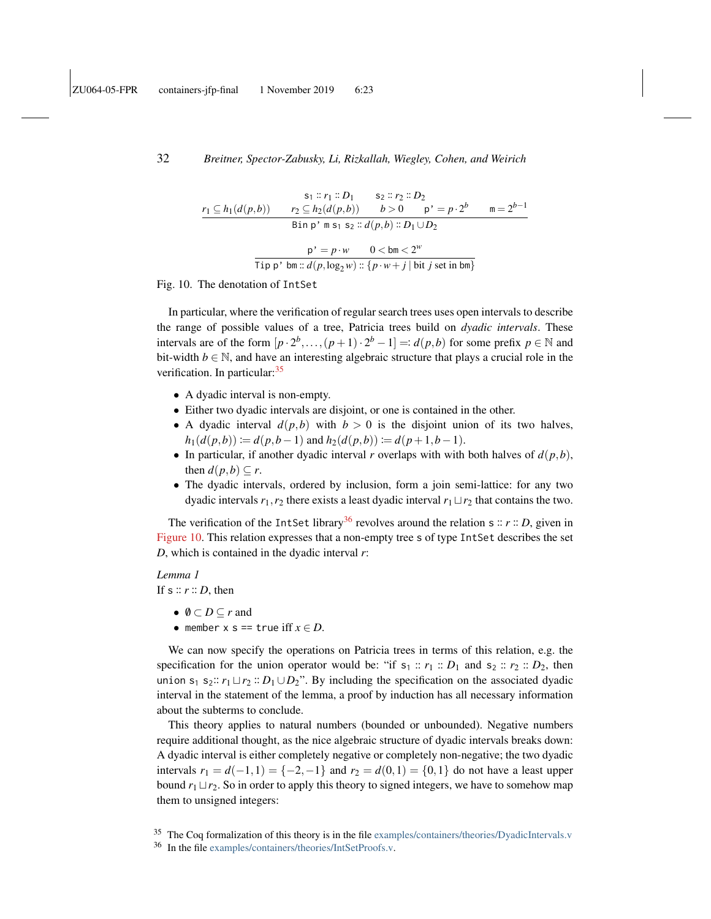$$\frac{\mathtt{s}_1 :: r_1 :: D_1 \qquad \mathtt{s}_2 :: r_2 :: D_2 \qquad r_1 \subseteq h_1(d(p,b)) \qquad r_2 \subseteq h_2(d(p,b)) \qquad b > 0 \qquad \mathtt{p'} = p \cdot 2^b \qquad \mathtt{m} = 2^{b-1}}{\mathtt{Bin\ p'\ m\ s_1\ s_2} :: d(p,b) :: D_1 \cup D_2}$$

$$\frac{\mathtt{p'} = p \cdot w \qquad 0 < \mathtt{bm} < 2^w}{\mathtt{Tip\ p'\ bm} :: d(p, \log_2 w) :: \{p \cdot w + j \mid \text{bit } j \text{ set in } \mathtt{bm}\}}$$

Fig. 10. The denotation of `IntSet`

In particular, where the verification of regular search trees uses open intervals to describe the range of possible values of a tree, Patricia trees build on *dyadic intervals*. These intervals are of the form $[p \cdot 2^b, \ldots, (p+1) \cdot 2^b - 1] =: d(p,b)$ for some prefix $p \in \mathbb{N}$ and bit-width $b \in \mathbb{N}$, and have an interesting algebraic structure that plays a crucial role in the verification. In particular:[35]

- A dyadic interval is non-empty.
- Either two dyadic intervals are disjoint, or one is contained in the other.
- A dyadic interval $d(p,b)$ with $b > 0$ is the disjoint union of its two halves, $h_1(d(p,b)) := d(p,b-1)$ and $h_2(d(p,b)) := d(p+1,b-1)$.
- In particular, if another dyadic interval $r$ overlaps with with both halves of $d(p,b)$, then $d(p,b) \subseteq r$.
- The dyadic intervals, ordered by inclusion, form a join semi-lattice: for any two dyadic intervals $r_1, r_2$ there exists a least dyadic interval $r_1 \sqcup r_2$ that contains the two.

The verification of the `IntSet` library[36] revolves around the relation $\mathtt{s} :: r :: D$, given in Figure 10. This relation expresses that a non-empty tree `s` of type `IntSet` describes the set $D$, which is contained in the dyadic interval $r$:

*Lemma 1*
If $\mathtt{s} :: r :: D$, then

- $\emptyset \subset D \subseteq r$ and
- `member x s == true` iff $x \in D$.

We can now specify the operations on Patricia trees in terms of this relation, e.g. the specification for the union operator would be: "if $\mathtt{s}_1 :: r_1 :: D_1$ and $\mathtt{s}_2 :: r_2 :: D_2$, then $\mathtt{union}\ \mathtt{s}_1\ \mathtt{s}_2 :: r_1 \sqcup r_2 :: D_1 \cup D_2$". By including the specification on the associated dyadic interval in the statement of the lemma, a proof by induction has all necessary information about the subterms to conclude.

This theory applies to natural numbers (bounded or unbounded). Negative numbers require additional thought, as the nice algebraic structure of dyadic intervals breaks down: A dyadic interval is either completely negative or completely non-negative; the two dyadic intervals $r_1 = d(-1,1) = \{-2,-1\}$ and $r_2 = d(0,1) = \{0,1\}$ do not have a least upper bound $r_1 \sqcup r_2$. So in order to apply this theory to signed integers, we have to somehow map them to unsigned integers:

[35] The Coq formalization of this theory is in the file examples/containers/theories/DyadicIntervals.v

[36] In the file examples/containers/theories/IntSetProofs.v.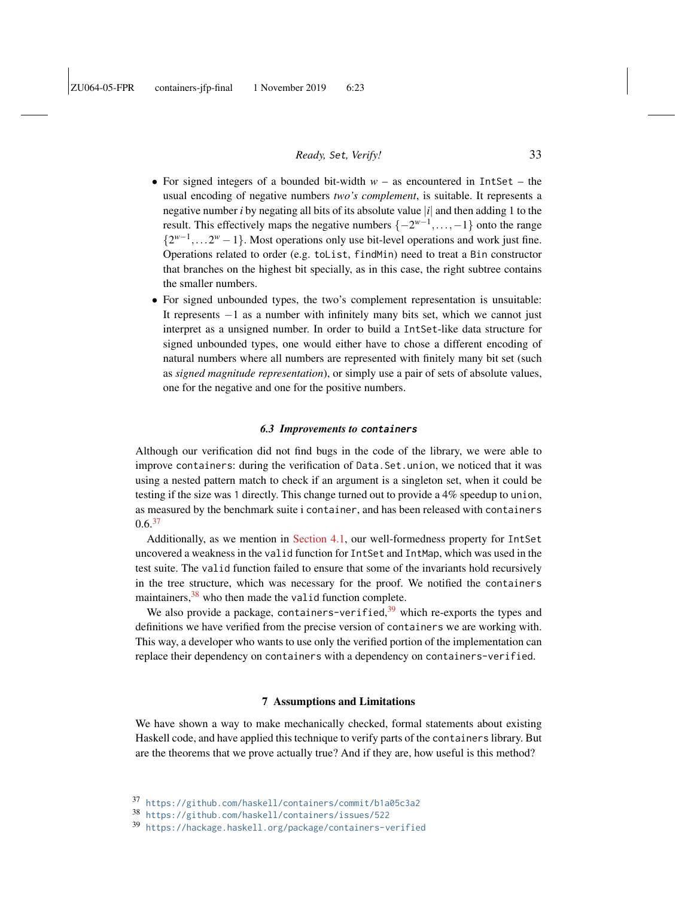- For signed integers of a bounded bit-width $w$ – as encountered in `IntSet` – the usual encoding of negative numbers *two's complement*, is suitable. It represents a negative number $i$ by negating all bits of its absolute value $|i|$ and then adding 1 to the result. This effectively maps the negative numbers $\{-2^{w-1},\ldots,-1\}$ onto the range $\{2^{w-1},\ldots 2^{w}-1\}$. Most operations only use bit-level operations and work just fine. Operations related to order (e.g. `toList`, `findMin`) need to treat a `Bin` constructor that branches on the highest bit specially, as in this case, the right subtree contains the smaller numbers.
- For signed unbounded types, the two's complement representation is unsuitable: It represents $-1$ as a number with infinitely many bits set, which we cannot just interpret as a unsigned number. In order to build a `IntSet`-like data structure for signed unbounded types, one would either have to chose a different encoding of natural numbers where all numbers are represented with finitely many bit set (such as *signed magnitude representation*), or simply use a pair of sets of absolute values, one for the negative and one for the positive numbers.

### 6.3 Improvements to `containers`

Although our verification did not find bugs in the code of the library, we were able to improve `containers`: during the verification of `Data.Set.union`, we noticed that it was using a nested pattern match to check if an argument is a singleton set, when it could be testing if the size was 1 directly. This change turned out to provide a 4% speedup to `union`, as measured by the benchmark suite i `container`, and has been released with `containers` 0.6.[37]

Additionally, as we mention in Section 4.1, our well-formedness property for `IntSet` uncovered a weakness in the `valid` function for `IntSet` and `IntMap`, which was used in the test suite. The `valid` function failed to ensure that some of the invariants hold recursively in the tree structure, which was necessary for the proof. We notified the `containers` maintainers,[38] who then made the `valid` function complete.

We also provide a package, `containers-verified`,[39] which re-exports the types and definitions we have verified from the precise version of `containers` we are working with. This way, a developer who wants to use only the verified portion of the implementation can replace their dependency on `containers` with a dependency on `containers-verified`.

## 7 Assumptions and Limitations

We have shown a way to make mechanically checked, formal statements about existing Haskell code, and have applied this technique to verify parts of the `containers` library. But are the theorems that we prove actually true? And if they are, how useful is this method?

[37] https://github.com/haskell/containers/commit/b1a05c3a2

[38] https://github.com/haskell/containers/issues/522

[39] https://hackage.haskell.org/package/containers-verified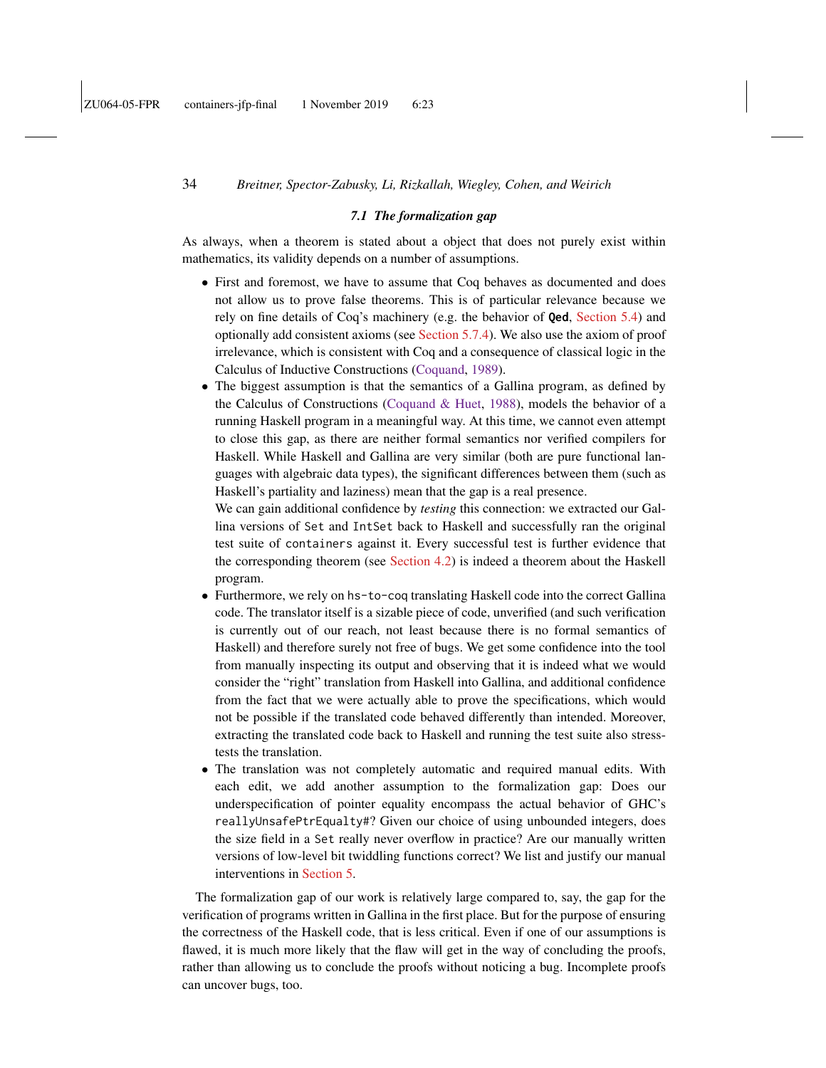### 7.1 The formalization gap

As always, when a theorem is stated about a object that does not purely exist within mathematics, its validity depends on a number of assumptions.

- First and foremost, we have to assume that Coq behaves as documented and does not allow us to prove false theorems. This is of particular relevance because we rely on fine details of Coq's machinery (e.g. the behavior of **`Qed`**, Section 5.4) and optionally add consistent axioms (see Section 5.7.4). We also use the axiom of proof irrelevance, which is consistent with Coq and a consequence of classical logic in the Calculus of Inductive Constructions (Coquand, 1989).
- The biggest assumption is that the semantics of a Gallina program, as defined by the Calculus of Constructions (Coquand & Huet, 1988), models the behavior of a running Haskell program in a meaningful way. At this time, we cannot even attempt to close this gap, as there are neither formal semantics nor verified compilers for Haskell. While Haskell and Gallina are very similar (both are pure functional languages with algebraic data types), the significant differences between them (such as Haskell's partiality and laziness) mean that the gap is a real presence.

  We can gain additional confidence by *testing* this connection: we extracted our Gallina versions of `Set` and `IntSet` back to Haskell and successfully ran the original test suite of `containers` against it. Every successful test is further evidence that the corresponding theorem (see Section 4.2) is indeed a theorem about the Haskell program.
- Furthermore, we rely on `hs-to-coq` translating Haskell code into the correct Gallina code. The translator itself is a sizable piece of code, unverified (and such verification is currently out of our reach, not least because there is no formal semantics of Haskell) and therefore surely not free of bugs. We get some confidence into the tool from manually inspecting its output and observing that it is indeed what we would consider the "right" translation from Haskell into Gallina, and additional confidence from the fact that we were actually able to prove the specifications, which would not be possible if the translated code behaved differently than intended. Moreover, extracting the translated code back to Haskell and running the test suite also stress-tests the translation.
- The translation was not completely automatic and required manual edits. With each edit, we add another assumption to the formalization gap: Does our underspecification of pointer equality encompass the actual behavior of GHC's `reallyUnsafePtrEquality#`? Given our choice of using unbounded integers, does the size field in a `Set` really never overflow in practice? Are our manually written versions of low-level bit twiddling functions correct? We list and justify our manual interventions in Section 5.

The formalization gap of our work is relatively large compared to, say, the gap for the verification of programs written in Gallina in the first place. But for the purpose of ensuring the correctness of the Haskell code, that is less critical. Even if one of our assumptions is flawed, it is much more likely that the flaw will get in the way of concluding the proofs, rather than allowing us to conclude the proofs without noticing a bug. Incomplete proofs can uncover bugs, too.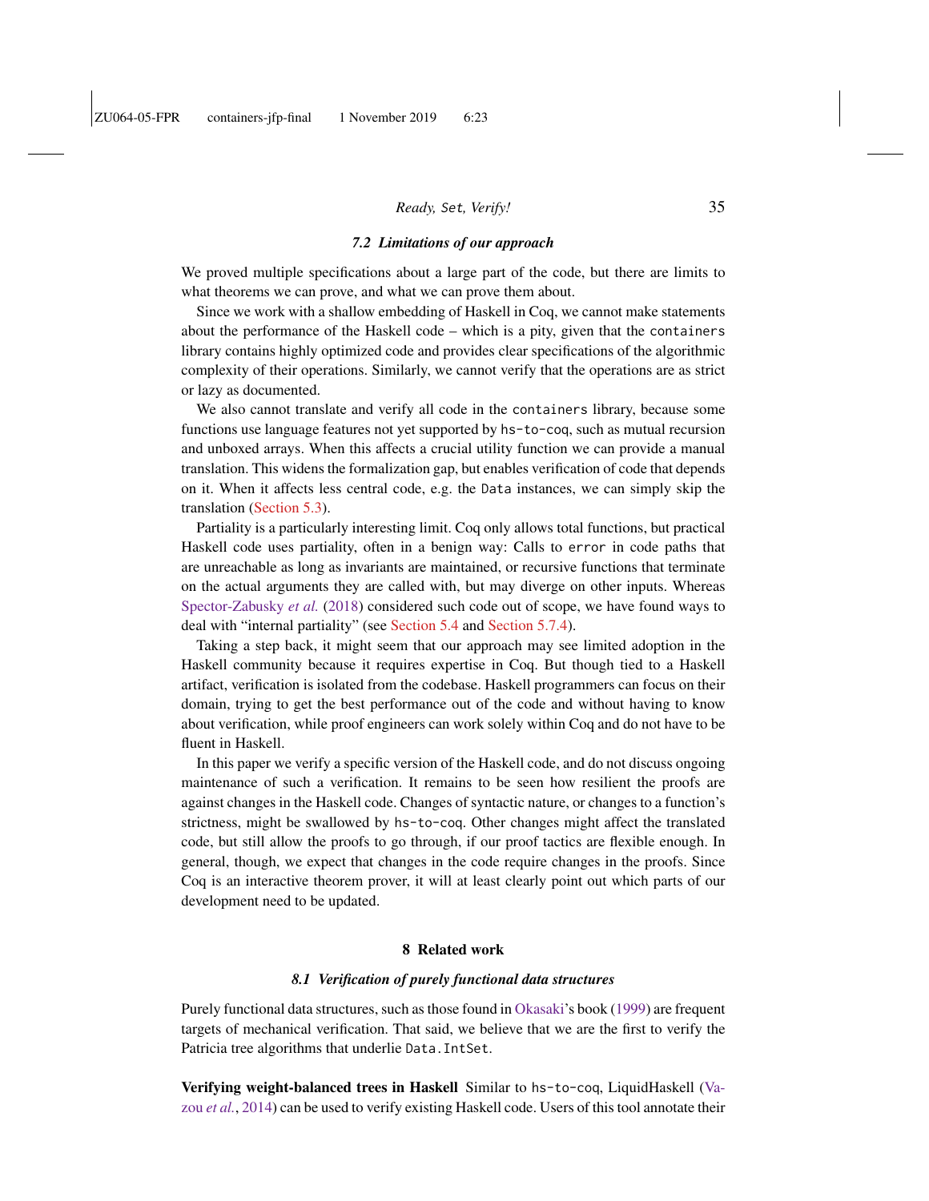### 7.2 Limitations of our approach

We proved multiple specifications about a large part of the code, but there are limits to what theorems we can prove, and what we can prove them about.

Since we work with a shallow embedding of Haskell in Coq, we cannot make statements about the performance of the Haskell code – which is a pity, given that the `containers` library contains highly optimized code and provides clear specifications of the algorithmic complexity of their operations. Similarly, we cannot verify that the operations are as strict or lazy as documented.

We also cannot translate and verify all code in the `containers` library, because some functions use language features not yet supported by `hs-to-coq`, such as mutual recursion and unboxed arrays. When this affects a crucial utility function we can provide a manual translation. This widens the formalization gap, but enables verification of code that depends on it. When it affects less central code, e.g. the `Data` instances, we can simply skip the translation (Section 5.3).

Partiality is a particularly interesting limit. Coq only allows total functions, but practical Haskell code uses partiality, often in a benign way: Calls to `error` in code paths that are unreachable as long as invariants are maintained, or recursive functions that terminate on the actual arguments they are called with, but may diverge on other inputs. Whereas Spector-Zabusky *et al.* (2018) considered such code out of scope, we have found ways to deal with "internal partiality" (see Section 5.4 and Section 5.7.4).

Taking a step back, it might seem that our approach may see limited adoption in the Haskell community because it requires expertise in Coq. But though tied to a Haskell artifact, verification is isolated from the codebase. Haskell programmers can focus on their domain, trying to get the best performance out of the code and without having to know about verification, while proof engineers can work solely within Coq and do not have to be fluent in Haskell.

In this paper we verify a specific version of the Haskell code, and do not discuss ongoing maintenance of such a verification. It remains to be seen how resilient the proofs are against changes in the Haskell code. Changes of syntactic nature, or changes to a function's strictness, might be swallowed by `hs-to-coq`. Other changes might affect the translated code, but still allow the proofs to go through, if our proof tactics are flexible enough. In general, though, we expect that changes in the code require changes in the proofs. Since Coq is an interactive theorem prover, it will at least clearly point out which parts of our development need to be updated.

## 8 Related work

### 8.1 Verification of purely functional data structures

Purely functional data structures, such as those found in Okasaki's book (1999) are frequent targets of mechanical verification. That said, we believe that we are the first to verify the Patricia tree algorithms that underlie `Data.IntSet`.

**Verifying weight-balanced trees in Haskell** Similar to `hs-to-coq`, LiquidHaskell (Vazou *et al.*, 2014) can be used to verify existing Haskell code. Users of this tool annotate their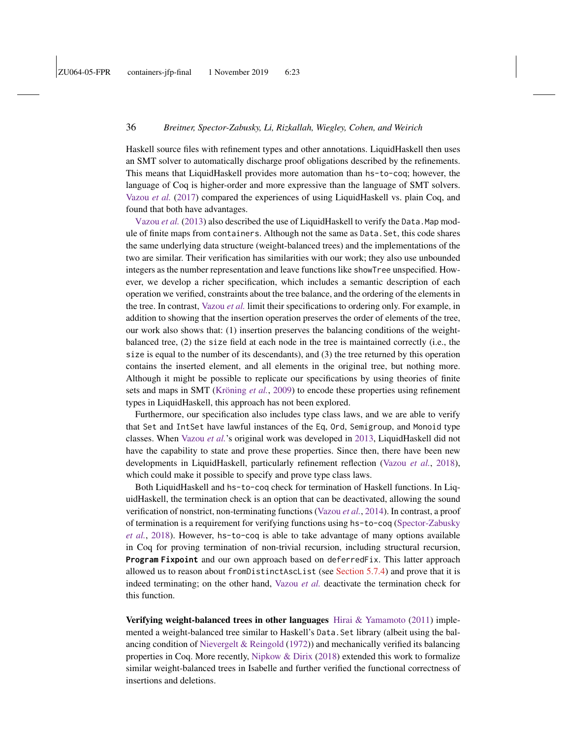Haskell source files with refinement types and other annotations. LiquidHaskell then uses an SMT solver to automatically discharge proof obligations described by the refinements. This means that LiquidHaskell provides more automation than `hs-to-coq`; however, the language of Coq is higher-order and more expressive than the language of SMT solvers. Vazou *et al.* (2017) compared the experiences of using LiquidHaskell vs. plain Coq, and found that both have advantages.

Vazou *et al.* (2013) also described the use of LiquidHaskell to verify the `Data.Map` module of finite maps from `containers`. Although not the same as `Data.Set`, this code shares the same underlying data structure (weight-balanced trees) and the implementations of the two are similar. Their verification has similarities with our work; they also use unbounded integers as the number representation and leave functions like `showTree` unspecified. However, we develop a richer specification, which includes a semantic description of each operation we verified, constraints about the tree balance, and the ordering of the elements in the tree. In contrast, Vazou *et al.* limit their specifications to ordering only. For example, in addition to showing that the insertion operation preserves the order of elements of the tree, our work also shows that: (1) insertion preserves the balancing conditions of the weight-balanced tree, (2) the `size` field at each node in the tree is maintained correctly (i.e., the `size` is equal to the number of its descendants), and (3) the tree returned by this operation contains the inserted element, and all elements in the original tree, but nothing more. Although it might be possible to replicate our specifications by using theories of finite sets and maps in SMT (Kröning *et al.*, 2009) to encode these properties using refinement types in LiquidHaskell, this approach has not been explored.

Furthermore, our specification also includes type class laws, and we are able to verify that `Set` and `IntSet` have lawful instances of the `Eq`, `Ord`, `Semigroup`, and `Monoid` type classes. When Vazou *et al.*'s original work was developed in 2013, LiquidHaskell did not have the capability to state and prove these properties. Since then, there have been new developments in LiquidHaskell, particularly refinement reflection (Vazou *et al.*, 2018), which could make it possible to specify and prove type class laws.

Both LiquidHaskell and `hs-to-coq` check for termination of Haskell functions. In LiquidHaskell, the termination check is an option that can be deactivated, allowing the sound verification of nonstrict, non-terminating functions (Vazou *et al.*, 2014). In contrast, a proof of termination is a requirement for verifying functions using `hs-to-coq` (Spector-Zabusky *et al.*, 2018). However, `hs-to-coq` is able to take advantage of many options available in Coq for proving termination of non-trivial recursion, including structural recursion, **`Program Fixpoint`** and our own approach based on `deferredFix`. This latter approach allowed us to reason about `fromDistinctAscList` (see Section 5.7.4) and prove that it is indeed terminating; on the other hand, Vazou *et al.* deactivate the termination check for this function.

**Verifying weight-balanced trees in other languages** Hirai & Yamamoto (2011) implemented a weight-balanced tree similar to Haskell's `Data.Set` library (albeit using the balancing condition of Nievergelt & Reingold (1972)) and mechanically verified its balancing properties in Coq. More recently, Nipkow & Dirix (2018) extended this work to formalize similar weight-balanced trees in Isabelle and further verified the functional correctness of insertions and deletions.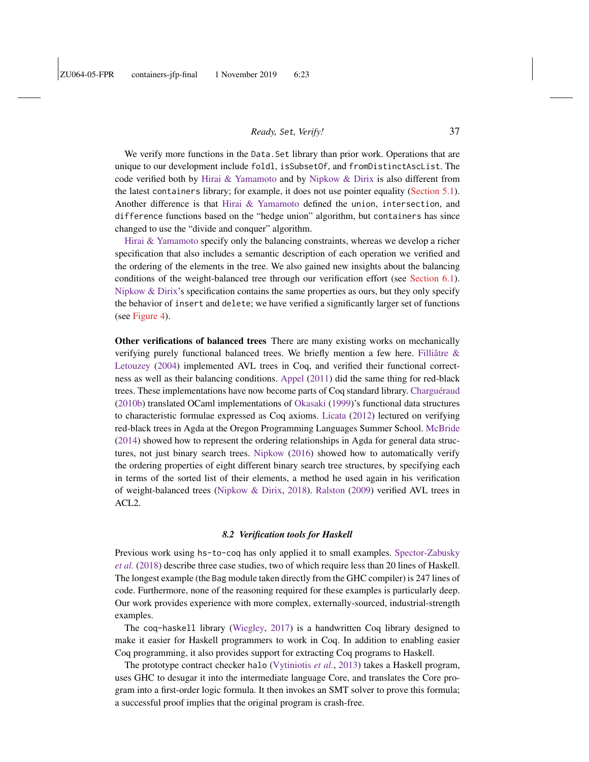We verify more functions in the `Data.Set` library than prior work. Operations that are unique to our development include `foldl`, `isSubsetOf`, and `fromDistinctAscList`. The code verified both by Hirai & Yamamoto and by Nipkow & Dirix is also different from the latest `containers` library; for example, it does not use pointer equality (Section 5.1). Another difference is that Hirai & Yamamoto defined the `union`, `intersection`, and `difference` functions based on the "hedge union" algorithm, but `containers` has since changed to use the "divide and conquer" algorithm.

Hirai & Yamamoto specify only the balancing constraints, whereas we develop a richer specification that also includes a semantic description of each operation we verified and the ordering of the elements in the tree. We also gained new insights about the balancing conditions of the weight-balanced tree through our verification effort (see Section 6.1). Nipkow & Dirix's specification contains the same properties as ours, but they only specify the behavior of `insert` and `delete`; we have verified a significantly larger set of functions (see Figure 4).

**Other verifications of balanced trees** There are many existing works on mechanically verifying purely functional balanced trees. We briefly mention a few here. Filliâtre & Letouzey (2004) implemented AVL trees in Coq, and verified their functional correctness as well as their balancing conditions. Appel (2011) did the same thing for red-black trees. These implementations have now become parts of Coq standard library. Charguéraud (2010b) translated OCaml implementations of Okasaki (1999)'s functional data structures to characteristic formulae expressed as Coq axioms. Licata (2012) lectured on verifying red-black trees in Agda at the Oregon Programming Languages Summer School. McBride (2014) showed how to represent the ordering relationships in Agda for general data structures, not just binary search trees. Nipkow (2016) showed how to automatically verify the ordering properties of eight different binary search tree structures, by specifying each in terms of the sorted list of their elements, a method he used again in his verification of weight-balanced trees (Nipkow & Dirix, 2018). Ralston (2009) verified AVL trees in ACL2.

### *8.2 Verification tools for Haskell*

Previous work using `hs-to-coq` has only applied it to small examples. Spector-Zabusky *et al.* (2018) describe three case studies, two of which require less than 20 lines of Haskell. The longest example (the `Bag` module taken directly from the GHC compiler) is 247 lines of code. Furthermore, none of the reasoning required for these examples is particularly deep. Our work provides experience with more complex, externally-sourced, industrial-strength examples.

The `coq-haskell` library (Wiegley, 2017) is a handwritten Coq library designed to make it easier for Haskell programmers to work in Coq. In addition to enabling easier Coq programming, it also provides support for extracting Coq programs to Haskell.

The prototype contract checker `halo` (Vytiniotis *et al.*, 2013) takes a Haskell program, uses GHC to desugar it into the intermediate language Core, and translates the Core program into a first-order logic formula. It then invokes an SMT solver to prove this formula; a successful proof implies that the original program is crash-free.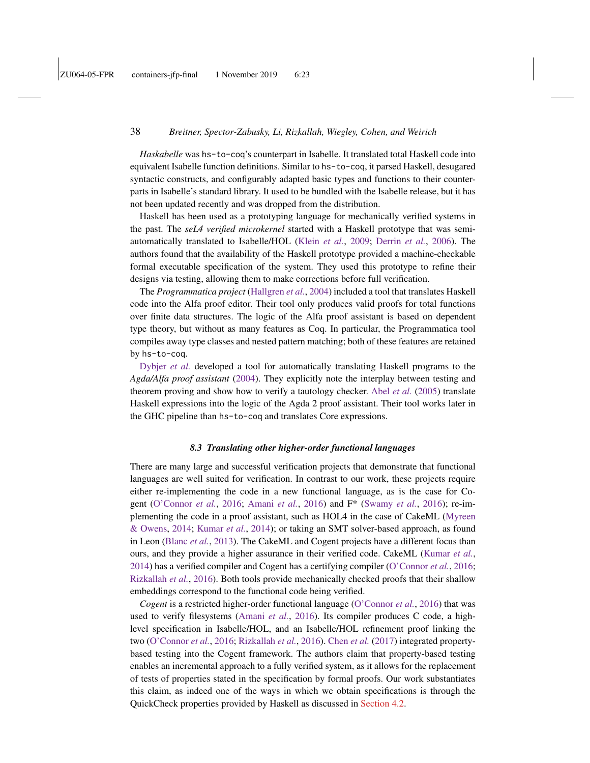*Haskabelle* was `hs-to-coq`'s counterpart in Isabelle. It translated total Haskell code into equivalent Isabelle function definitions. Similar to `hs-to-coq`, it parsed Haskell, desugared syntactic constructs, and configurably adapted basic types and functions to their counterparts in Isabelle's standard library. It used to be bundled with the Isabelle release, but it has not been updated recently and was dropped from the distribution.

Haskell has been used as a prototyping language for mechanically verified systems in the past. The *seL4 verified microkernel* started with a Haskell prototype that was semi-automatically translated to Isabelle/HOL (Klein *et al.*, 2009; Derrin *et al.*, 2006). The authors found that the availability of the Haskell prototype provided a machine-checkable formal executable specification of the system. They used this prototype to refine their designs via testing, allowing them to make corrections before full verification.

The *Programmatica project* (Hallgren *et al.*, 2004) included a tool that translates Haskell code into the Alfa proof editor. Their tool only produces valid proofs for total functions over finite data structures. The logic of the Alfa proof assistant is based on dependent type theory, but without as many features as Coq. In particular, the Programmatica tool compiles away type classes and nested pattern matching; both of these features are retained by `hs-to-coq`.

Dybjer *et al.* developed a tool for automatically translating Haskell programs to the *Agda/Alfa proof assistant* (2004). They explicitly note the interplay between testing and theorem proving and show how to verify a tautology checker. Abel *et al.* (2005) translate Haskell expressions into the logic of the Agda 2 proof assistant. Their tool works later in the GHC pipeline than `hs-to-coq` and translates Core expressions.

### *8.3 Translating other higher-order functional languages*

There are many large and successful verification projects that demonstrate that functional languages are well suited for verification. In contrast to our work, these projects require either re-implementing the code in a new functional language, as is the case for Cogent (O'Connor *et al.*, 2016; Amani *et al.*, 2016) and F* (Swamy *et al.*, 2016); re-implementing the code in a proof assistant, such as HOL4 in the case of CakeML (Myreen & Owens, 2014; Kumar *et al.*, 2014); or taking an SMT solver-based approach, as found in Leon (Blanc *et al.*, 2013). The CakeML and Cogent projects have a different focus than ours, and they provide a higher assurance in their verified code. CakeML (Kumar *et al.*, 2014) has a verified compiler and Cogent has a certifying compiler (O'Connor *et al.*, 2016; Rizkallah *et al.*, 2016). Both tools provide mechanically checked proofs that their shallow embeddings correspond to the functional code being verified.

*Cogent* is a restricted higher-order functional language (O'Connor *et al.*, 2016) that was used to verify filesystems (Amani *et al.*, 2016). Its compiler produces C code, a high-level specification in Isabelle/HOL, and an Isabelle/HOL refinement proof linking the two (O'Connor *et al.*, 2016; Rizkallah *et al.*, 2016). Chen *et al.* (2017) integrated property-based testing into the Cogent framework. The authors claim that property-based testing enables an incremental approach to a fully verified system, as it allows for the replacement of tests of properties stated in the specification by formal proofs. Our work substantiates this claim, as indeed one of the ways in which we obtain specifications is through the QuickCheck properties provided by Haskell as discussed in Section 4.2.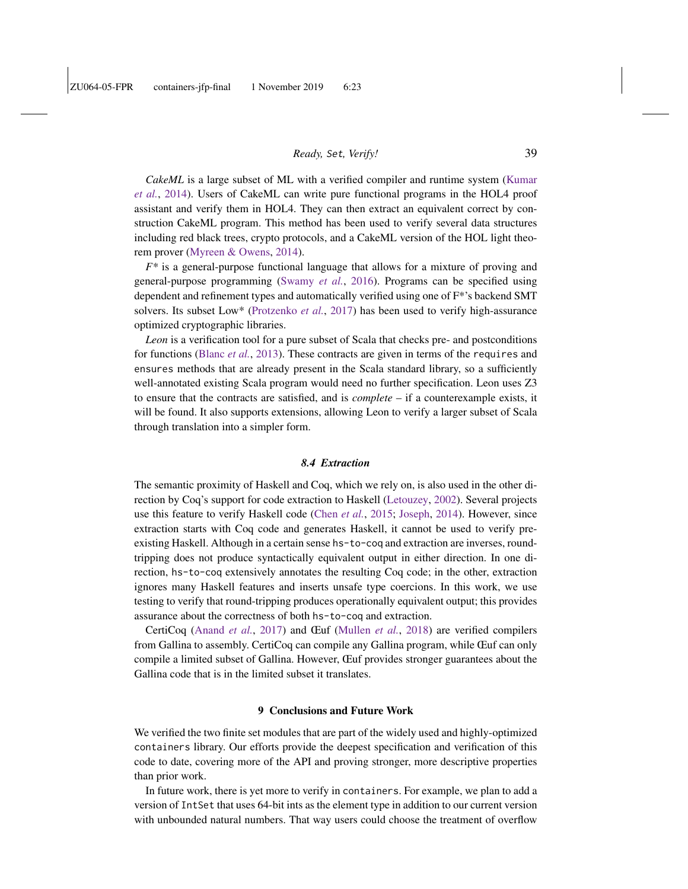*CakeML* is a large subset of ML with a verified compiler and runtime system (Kumar *et al.*, 2014). Users of CakeML can write pure functional programs in the HOL4 proof assistant and verify them in HOL4. They can then extract an equivalent correct by construction CakeML program. This method has been used to verify several data structures including red black trees, crypto protocols, and a CakeML version of the HOL light theorem prover (Myreen & Owens, 2014).

*F\** is a general-purpose functional language that allows for a mixture of proving and general-purpose programming (Swamy *et al.*, 2016). Programs can be specified using dependent and refinement types and automatically verified using one of F\*'s backend SMT solvers. Its subset Low\* (Protzenko *et al.*, 2017) has been used to verify high-assurance optimized cryptographic libraries.

*Leon* is a verification tool for a pure subset of Scala that checks pre- and postconditions for functions (Blanc *et al.*, 2013). These contracts are given in terms of the `requires` and `ensures` methods that are already present in the Scala standard library, so a sufficiently well-annotated existing Scala program would need no further specification. Leon uses Z3 to ensure that the contracts are satisfied, and is *complete* – if a counterexample exists, it will be found. It also supports extensions, allowing Leon to verify a larger subset of Scala through translation into a simpler form.

### *8.4 Extraction*

The semantic proximity of Haskell and Coq, which we rely on, is also used in the other direction by Coq's support for code extraction to Haskell (Letouzey, 2002). Several projects use this feature to verify Haskell code (Chen *et al.*, 2015; Joseph, 2014). However, since extraction starts with Coq code and generates Haskell, it cannot be used to verify preexisting Haskell. Although in a certain sense `hs-to-coq` and extraction are inverses, roundtripping does not produce syntactically equivalent output in either direction. In one direction, `hs-to-coq` extensively annotates the resulting Coq code; in the other, extraction ignores many Haskell features and inserts unsafe type coercions. In this work, we use testing to verify that round-tripping produces operationally equivalent output; this provides assurance about the correctness of both `hs-to-coq` and extraction.

CertiCoq (Anand *et al.*, 2017) and Œuf (Mullen *et al.*, 2018) are verified compilers from Gallina to assembly. CertiCoq can compile any Gallina program, while Œuf can only compile a limited subset of Gallina. However, Œuf provides stronger guarantees about the Gallina code that is in the limited subset it translates.

## 9 Conclusions and Future Work

We verified the two finite set modules that are part of the widely used and highly-optimized `containers` library. Our efforts provide the deepest specification and verification of this code to date, covering more of the API and proving stronger, more descriptive properties than prior work.

In future work, there is yet more to verify in `containers`. For example, we plan to add a version of `IntSet` that uses 64-bit ints as the element type in addition to our current version with unbounded natural numbers. That way users could choose the treatment of overflow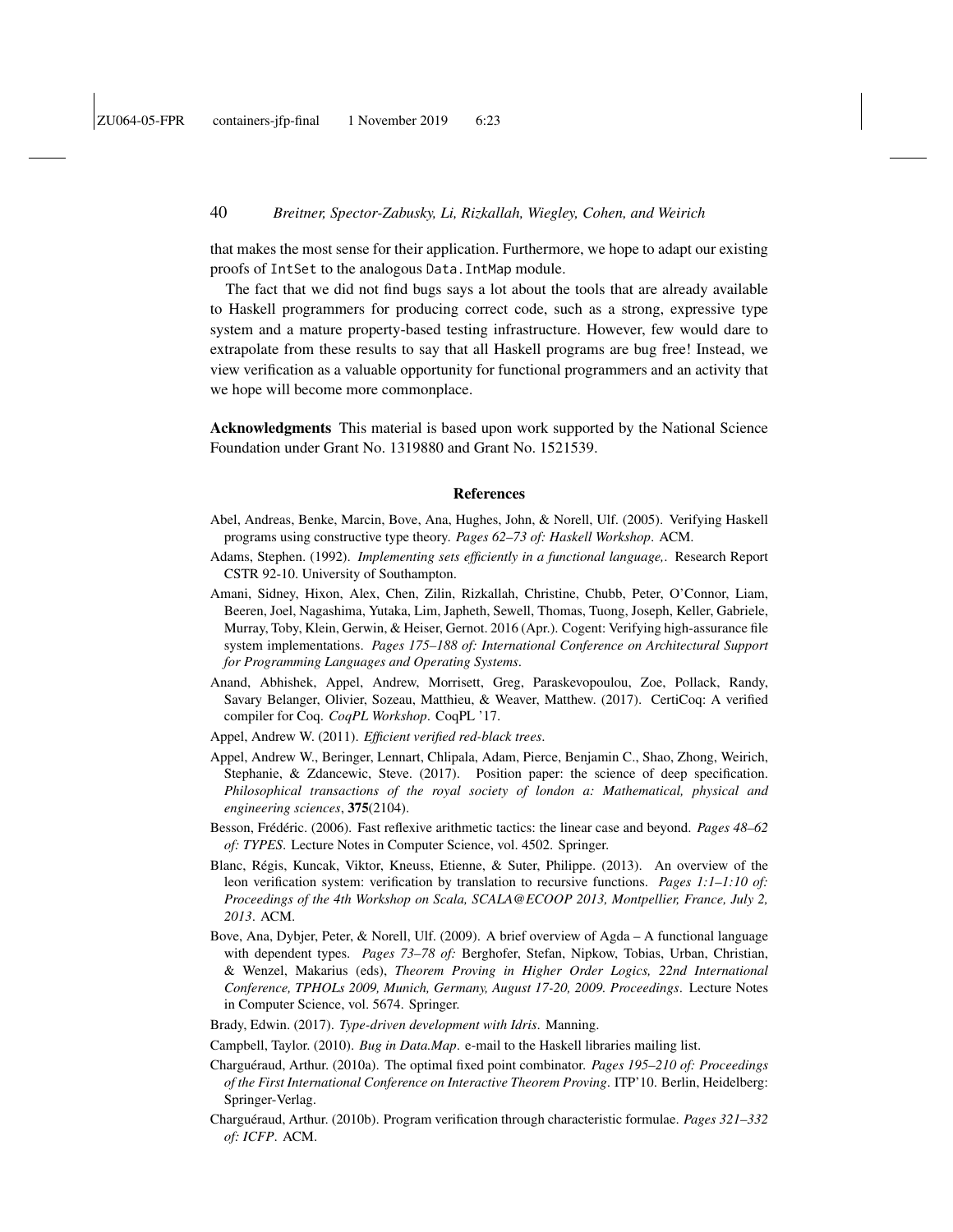that makes the most sense for their application. Furthermore, we hope to adapt our existing proofs of `IntSet` to the analogous `Data.IntMap` module.

The fact that we did not find bugs says a lot about the tools that are already available to Haskell programmers for producing correct code, such as a strong, expressive type system and a mature property-based testing infrastructure. However, few would dare to extrapolate from these results to say that all Haskell programs are bug free! Instead, we view verification as a valuable opportunity for functional programmers and an activity that we hope will become more commonplace.

**Acknowledgments** This material is based upon work supported by the National Science Foundation under Grant No. 1319880 and Grant No. 1521539.

## References

Abel, Andreas, Benke, Marcin, Bove, Ana, Hughes, John, & Norell, Ulf. (2005). Verifying Haskell programs using constructive type theory. *Pages 62–73 of: Haskell Workshop*. ACM.

Adams, Stephen. (1992). *Implementing sets efficiently in a functional language,*. Research Report CSTR 92-10. University of Southampton.

Amani, Sidney, Hixon, Alex, Chen, Zilin, Rizkallah, Christine, Chubb, Peter, O'Connor, Liam, Beeren, Joel, Nagashima, Yutaka, Lim, Japheth, Sewell, Thomas, Tuong, Joseph, Keller, Gabriele, Murray, Toby, Klein, Gerwin, & Heiser, Gernot. 2016 (Apr.). Cogent: Verifying high-assurance file system implementations. *Pages 175–188 of: International Conference on Architectural Support for Programming Languages and Operating Systems*.

Anand, Abhishek, Appel, Andrew, Morrisett, Greg, Paraskevopoulou, Zoe, Pollack, Randy, Savary Belanger, Olivier, Sozeau, Matthieu, & Weaver, Matthew. (2017). CertiCoq: A verified compiler for Coq. *CoqPL Workshop*. CoqPL '17.

Appel, Andrew W. (2011). *Efficient verified red-black trees*.

Appel, Andrew W., Beringer, Lennart, Chlipala, Adam, Pierce, Benjamin C., Shao, Zhong, Weirich, Stephanie, & Zdancewic, Steve. (2017). Position paper: the science of deep specification. *Philosophical transactions of the royal society of london a: Mathematical, physical and engineering sciences*, **375**(2104).

Besson, Frédéric. (2006). Fast reflexive arithmetic tactics: the linear case and beyond. *Pages 48–62 of: TYPES*. Lecture Notes in Computer Science, vol. 4502. Springer.

Blanc, Régis, Kuncak, Viktor, Kneuss, Etienne, & Suter, Philippe. (2013). An overview of the leon verification system: verification by translation to recursive functions. *Pages 1:1–1:10 of: Proceedings of the 4th Workshop on Scala, SCALA@ECOOP 2013, Montpellier, France, July 2, 2013*. ACM.

Bove, Ana, Dybjer, Peter, & Norell, Ulf. (2009). A brief overview of Agda – A functional language with dependent types. *Pages 73–78 of:* Berghofer, Stefan, Nipkow, Tobias, Urban, Christian, & Wenzel, Makarius (eds), *Theorem Proving in Higher Order Logics, 22nd International Conference, TPHOLs 2009, Munich, Germany, August 17-20, 2009. Proceedings*. Lecture Notes in Computer Science, vol. 5674. Springer.

Brady, Edwin. (2017). *Type-driven development with Idris*. Manning.

Campbell, Taylor. (2010). *Bug in Data.Map*. e-mail to the Haskell libraries mailing list.

Charguéraud, Arthur. (2010a). The optimal fixed point combinator. *Pages 195–210 of: Proceedings of the First International Conference on Interactive Theorem Proving*. ITP'10. Berlin, Heidelberg: Springer-Verlag.

Charguéraud, Arthur. (2010b). Program verification through characteristic formulae. *Pages 321–332 of: ICFP*. ACM.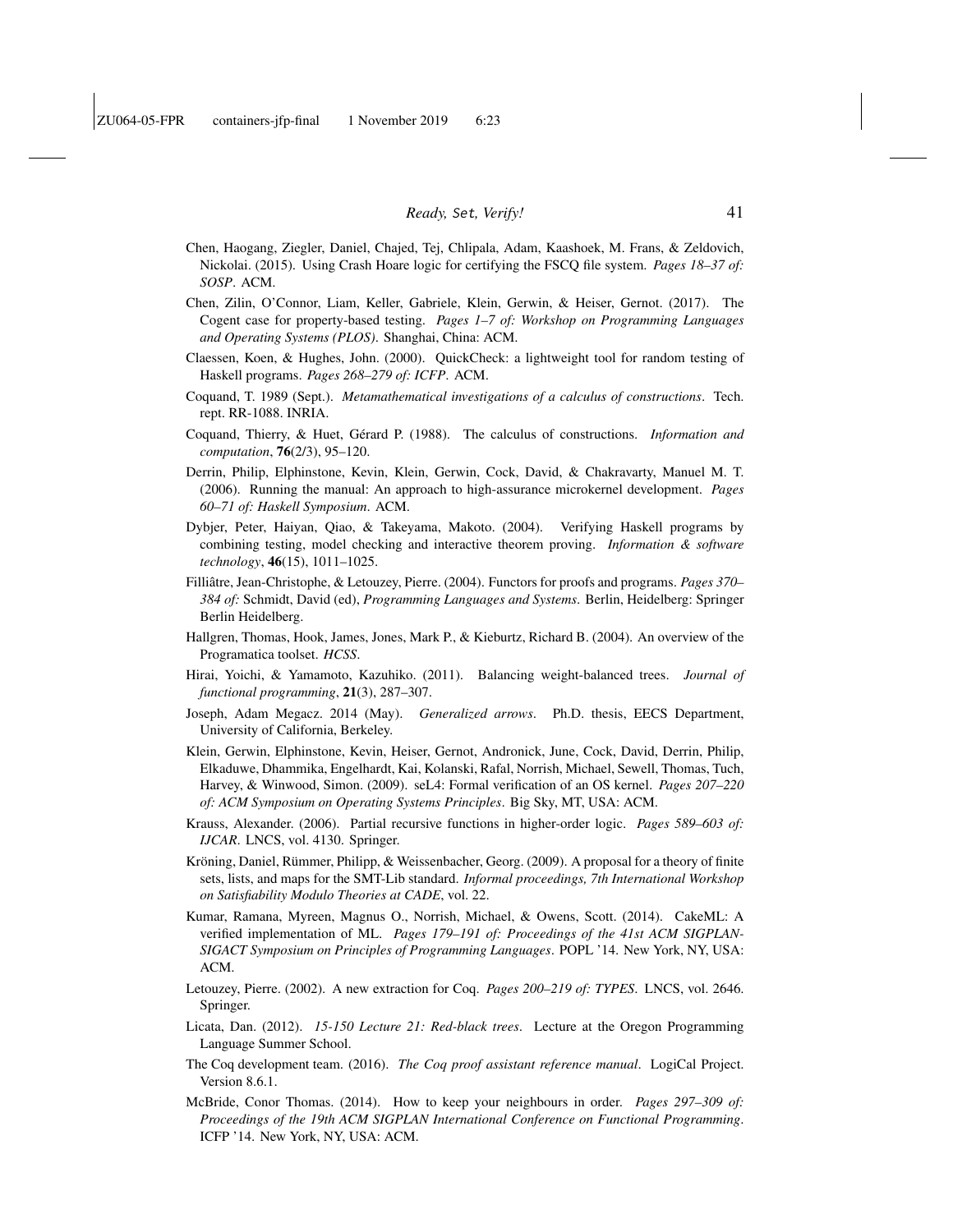Chen, Haogang, Ziegler, Daniel, Chajed, Tej, Chlipala, Adam, Kaashoek, M. Frans, & Zeldovich, Nickolai. (2015). Using Crash Hoare logic for certifying the FSCQ file system. *Pages 18–37 of: SOSP*. ACM.

Chen, Zilin, O'Connor, Liam, Keller, Gabriele, Klein, Gerwin, & Heiser, Gernot. (2017). The Cogent case for property-based testing. *Pages 1–7 of: Workshop on Programming Languages and Operating Systems (PLOS)*. Shanghai, China: ACM.

Claessen, Koen, & Hughes, John. (2000). QuickCheck: a lightweight tool for random testing of Haskell programs. *Pages 268–279 of: ICFP*. ACM.

Coquand, T. 1989 (Sept.). *Metamathematical investigations of a calculus of constructions*. Tech. rept. RR-1088. INRIA.

Coquand, Thierry, & Huet, Gérard P. (1988). The calculus of constructions. *Information and computation*, **76**(2/3), 95–120.

Derrin, Philip, Elphinstone, Kevin, Klein, Gerwin, Cock, David, & Chakravarty, Manuel M. T. (2006). Running the manual: An approach to high-assurance microkernel development. *Pages 60–71 of: Haskell Symposium*. ACM.

Dybjer, Peter, Haiyan, Qiao, & Takeyama, Makoto. (2004). Verifying Haskell programs by combining testing, model checking and interactive theorem proving. *Information & software technology*, **46**(15), 1011–1025.

Filliâtre, Jean-Christophe, & Letouzey, Pierre. (2004). Functors for proofs and programs. *Pages 370–384 of:* Schmidt, David (ed), *Programming Languages and Systems*. Berlin, Heidelberg: Springer Berlin Heidelberg.

Hallgren, Thomas, Hook, James, Jones, Mark P., & Kieburtz, Richard B. (2004). An overview of the Programatica toolset. *HCSS*.

Hirai, Yoichi, & Yamamoto, Kazuhiko. (2011). Balancing weight-balanced trees. *Journal of functional programming*, **21**(3), 287–307.

Joseph, Adam Megacz. 2014 (May). *Generalized arrows*. Ph.D. thesis, EECS Department, University of California, Berkeley.

Klein, Gerwin, Elphinstone, Kevin, Heiser, Gernot, Andronick, June, Cock, David, Derrin, Philip, Elkaduwe, Dhammika, Engelhardt, Kai, Kolanski, Rafal, Norrish, Michael, Sewell, Thomas, Tuch, Harvey, & Winwood, Simon. (2009). seL4: Formal verification of an OS kernel. *Pages 207–220 of: ACM Symposium on Operating Systems Principles*. Big Sky, MT, USA: ACM.

Krauss, Alexander. (2006). Partial recursive functions in higher-order logic. *Pages 589–603 of: IJCAR*. LNCS, vol. 4130. Springer.

Kröning, Daniel, Rümmer, Philipp, & Weissenbacher, Georg. (2009). A proposal for a theory of finite sets, lists, and maps for the SMT-Lib standard. *Informal proceedings, 7th International Workshop on Satisfiability Modulo Theories at CADE*, vol. 22.

Kumar, Ramana, Myreen, Magnus O., Norrish, Michael, & Owens, Scott. (2014). CakeML: A verified implementation of ML. *Pages 179–191 of: Proceedings of the 41st ACM SIGPLAN-SIGACT Symposium on Principles of Programming Languages*. POPL '14. New York, NY, USA: ACM.

Letouzey, Pierre. (2002). A new extraction for Coq. *Pages 200–219 of: TYPES*. LNCS, vol. 2646. Springer.

Licata, Dan. (2012). *15-150 Lecture 21: Red-black trees*. Lecture at the Oregon Programming Language Summer School.

The Coq development team. (2016). *The Coq proof assistant reference manual*. LogiCal Project. Version 8.6.1.

McBride, Conor Thomas. (2014). How to keep your neighbours in order. *Pages 297–309 of: Proceedings of the 19th ACM SIGPLAN International Conference on Functional Programming*. ICFP '14. New York, NY, USA: ACM.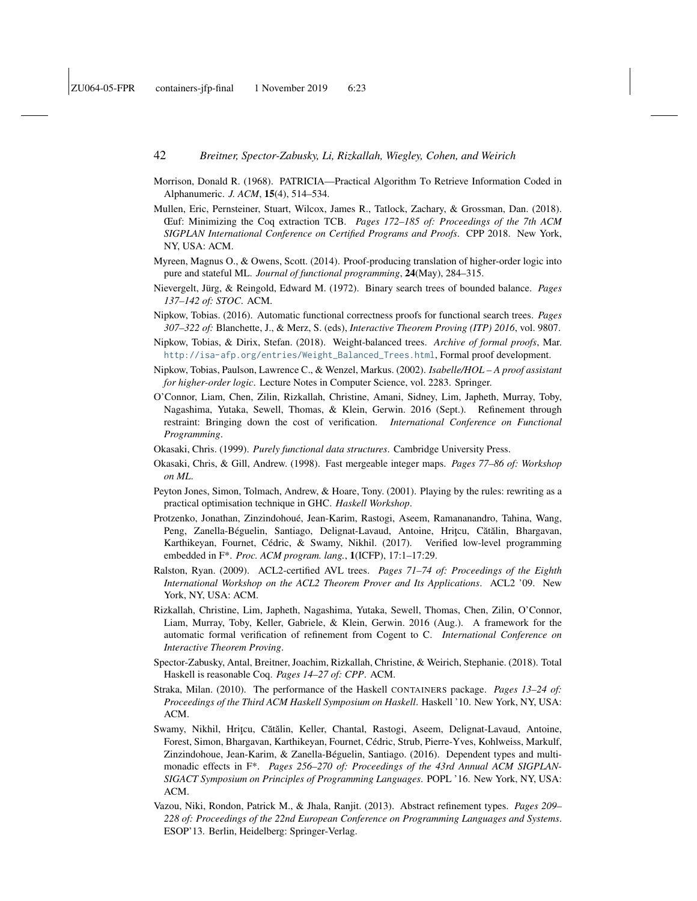Morrison, Donald R. (1968). PATRICIA—Practical Algorithm To Retrieve Information Coded in Alphanumeric. *J. ACM*, **15**(4), 514–534.

Mullen, Eric, Pernsteiner, Stuart, Wilcox, James R., Tatlock, Zachary, & Grossman, Dan. (2018). Œuf: Minimizing the Coq extraction TCB. *Pages 172–185 of: Proceedings of the 7th ACM SIGPLAN International Conference on Certified Programs and Proofs*. CPP 2018. New York, NY, USA: ACM.

Myreen, Magnus O., & Owens, Scott. (2014). Proof-producing translation of higher-order logic into pure and stateful ML. *Journal of functional programming*, **24**(May), 284–315.

Nievergelt, Jürg, & Reingold, Edward M. (1972). Binary search trees of bounded balance. *Pages 137–142 of: STOC*. ACM.

Nipkow, Tobias. (2016). Automatic functional correctness proofs for functional search trees. *Pages 307–322 of:* Blanchette, J., & Merz, S. (eds), *Interactive Theorem Proving (ITP) 2016*, vol. 9807.

Nipkow, Tobias, & Dirix, Stefan. (2018). Weight-balanced trees. *Archive of formal proofs*, Mar. http://isa-afp.org/entries/Weight_Balanced_Trees.html, Formal proof development.

Nipkow, Tobias, Paulson, Lawrence C., & Wenzel, Markus. (2002). *Isabelle/HOL – A proof assistant for higher-order logic*. Lecture Notes in Computer Science, vol. 2283. Springer.

O'Connor, Liam, Chen, Zilin, Rizkallah, Christine, Amani, Sidney, Lim, Japheth, Murray, Toby, Nagashima, Yutaka, Sewell, Thomas, & Klein, Gerwin. 2016 (Sept.). Refinement through restraint: Bringing down the cost of verification. *International Conference on Functional Programming*.

Okasaki, Chris. (1999). *Purely functional data structures*. Cambridge University Press.

Okasaki, Chris, & Gill, Andrew. (1998). Fast mergeable integer maps. *Pages 77–86 of: Workshop on ML*.

Peyton Jones, Simon, Tolmach, Andrew, & Hoare, Tony. (2001). Playing by the rules: rewriting as a practical optimisation technique in GHC. *Haskell Workshop*.

Protzenko, Jonathan, Zinzindohoué, Jean-Karim, Rastogi, Aseem, Ramananandro, Tahina, Wang, Peng, Zanella-Béguelin, Santiago, Delignat-Lavaud, Antoine, Hriţcu, Cătălin, Bhargavan, Karthikeyan, Fournet, Cédric, & Swamy, Nikhil. (2017). Verified low-level programming embedded in F*. *Proc. ACM program. lang.*, **1**(ICFP), 17:1–17:29.

Ralston, Ryan. (2009). ACL2-certified AVL trees. *Pages 71–74 of: Proceedings of the Eighth International Workshop on the ACL2 Theorem Prover and Its Applications*. ACL2 '09. New York, NY, USA: ACM.

Rizkallah, Christine, Lim, Japheth, Nagashima, Yutaka, Sewell, Thomas, Chen, Zilin, O'Connor, Liam, Murray, Toby, Keller, Gabriele, & Klein, Gerwin. 2016 (Aug.). A framework for the automatic formal verification of refinement from Cogent to C. *International Conference on Interactive Theorem Proving*.

Spector-Zabusky, Antal, Breitner, Joachim, Rizkallah, Christine, & Weirich, Stephanie. (2018). Total Haskell is reasonable Coq. *Pages 14–27 of: CPP*. ACM.

Straka, Milan. (2010). The performance of the Haskell CONTAINERS package. *Pages 13–24 of: Proceedings of the Third ACM Haskell Symposium on Haskell*. Haskell '10. New York, NY, USA: ACM.

Swamy, Nikhil, Hriţcu, Cătălin, Keller, Chantal, Rastogi, Aseem, Delignat-Lavaud, Antoine, Forest, Simon, Bhargavan, Karthikeyan, Fournet, Cédric, Strub, Pierre-Yves, Kohlweiss, Markulf, Zinzindohoue, Jean-Karim, & Zanella-Béguelin, Santiago. (2016). Dependent types and multi-monadic effects in F*. *Pages 256–270 of: Proceedings of the 43rd Annual ACM SIGPLAN-SIGACT Symposium on Principles of Programming Languages*. POPL '16. New York, NY, USA: ACM.

Vazou, Niki, Rondon, Patrick M., & Jhala, Ranjit. (2013). Abstract refinement types. *Pages 209–228 of: Proceedings of the 22nd European Conference on Programming Languages and Systems*. ESOP'13. Berlin, Heidelberg: Springer-Verlag.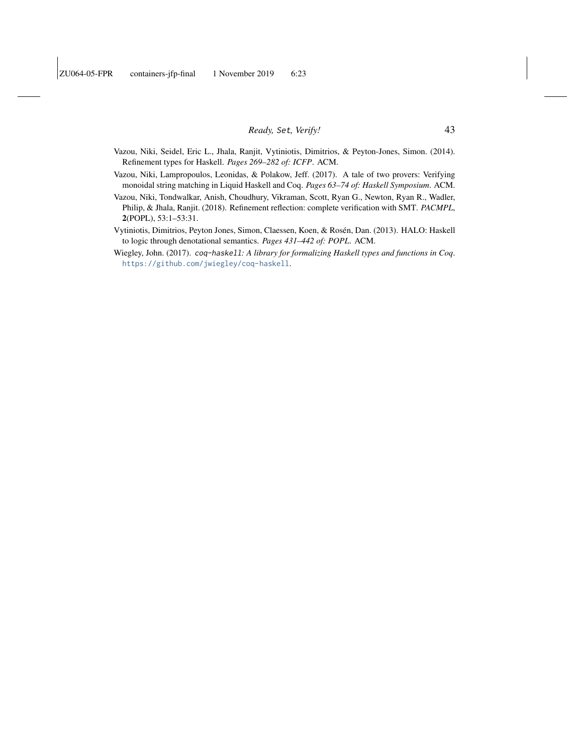Vazou, Niki, Seidel, Eric L., Jhala, Ranjit, Vytiniotis, Dimitrios, & Peyton-Jones, Simon. (2014). Refinement types for Haskell. *Pages 269–282 of: ICFP*. ACM.

Vazou, Niki, Lampropoulos, Leonidas, & Polakow, Jeff. (2017). A tale of two provers: Verifying monoidal string matching in Liquid Haskell and Coq. *Pages 63–74 of: Haskell Symposium*. ACM.

Vazou, Niki, Tondwalkar, Anish, Choudhury, Vikraman, Scott, Ryan G., Newton, Ryan R., Wadler, Philip, & Jhala, Ranjit. (2018). Refinement reflection: complete verification with SMT. *PACMPL*, **2**(POPL), 53:1–53:31.

Vytiniotis, Dimitrios, Peyton Jones, Simon, Claessen, Koen, & Rosén, Dan. (2013). HALO: Haskell to logic through denotational semantics. *Pages 431–442 of: POPL*. ACM.

Wiegley, John. (2017). *`coq-haskell`: A library for formalizing Haskell types and functions in Coq*. https://github.com/jwiegley/coq-haskell.